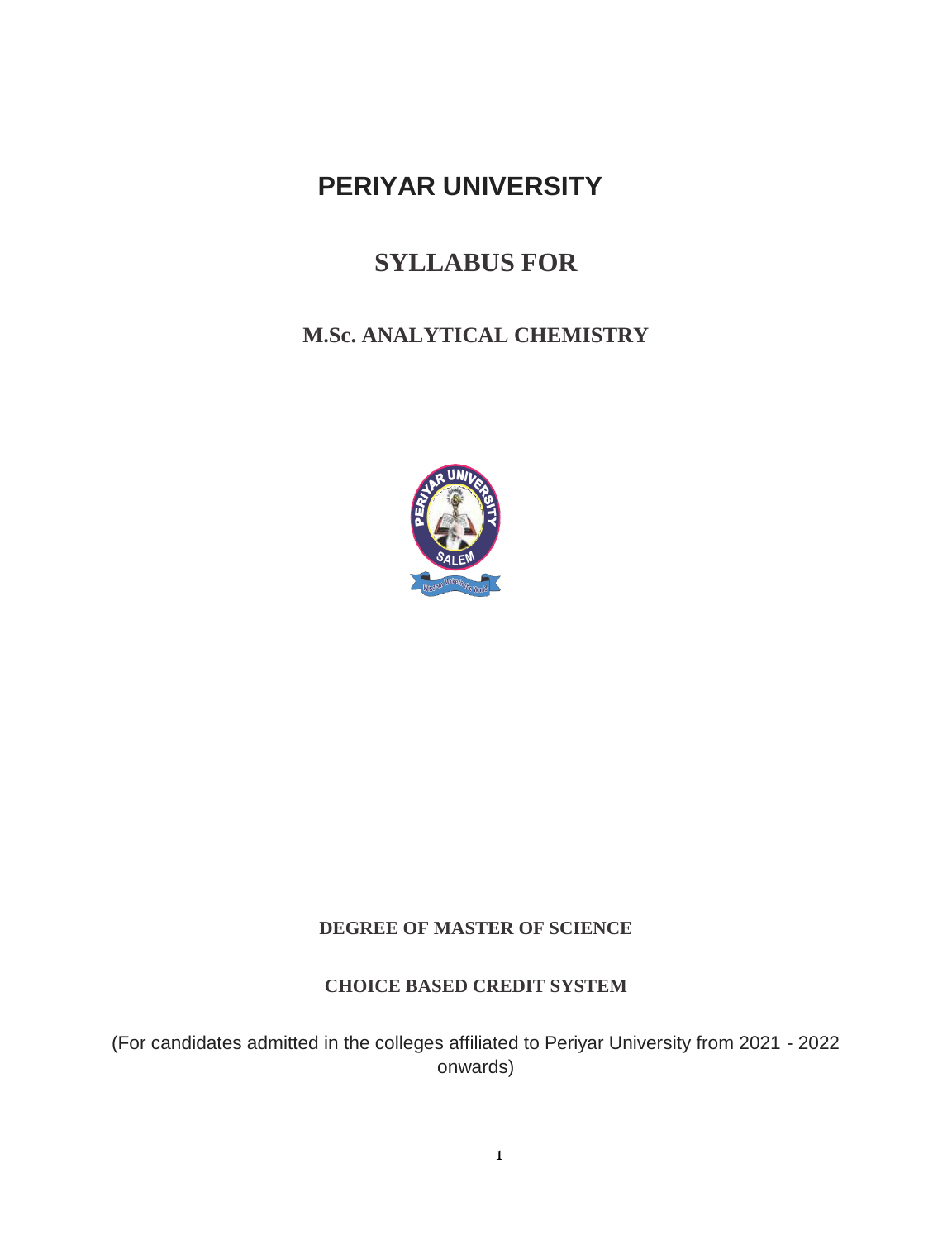# PERIYAR UNIVERSITY

## SYLLABUS FOR

### M.Sc. ANALYTICAL CHEMISTRY

**DEGREE OF MASTER OF SCIENCE**

**CHOICE BASED CREDIT SYSTEM**

(For candidates admitted in the colleges affiliated to Periyar University from 2021 - 2022 onwards)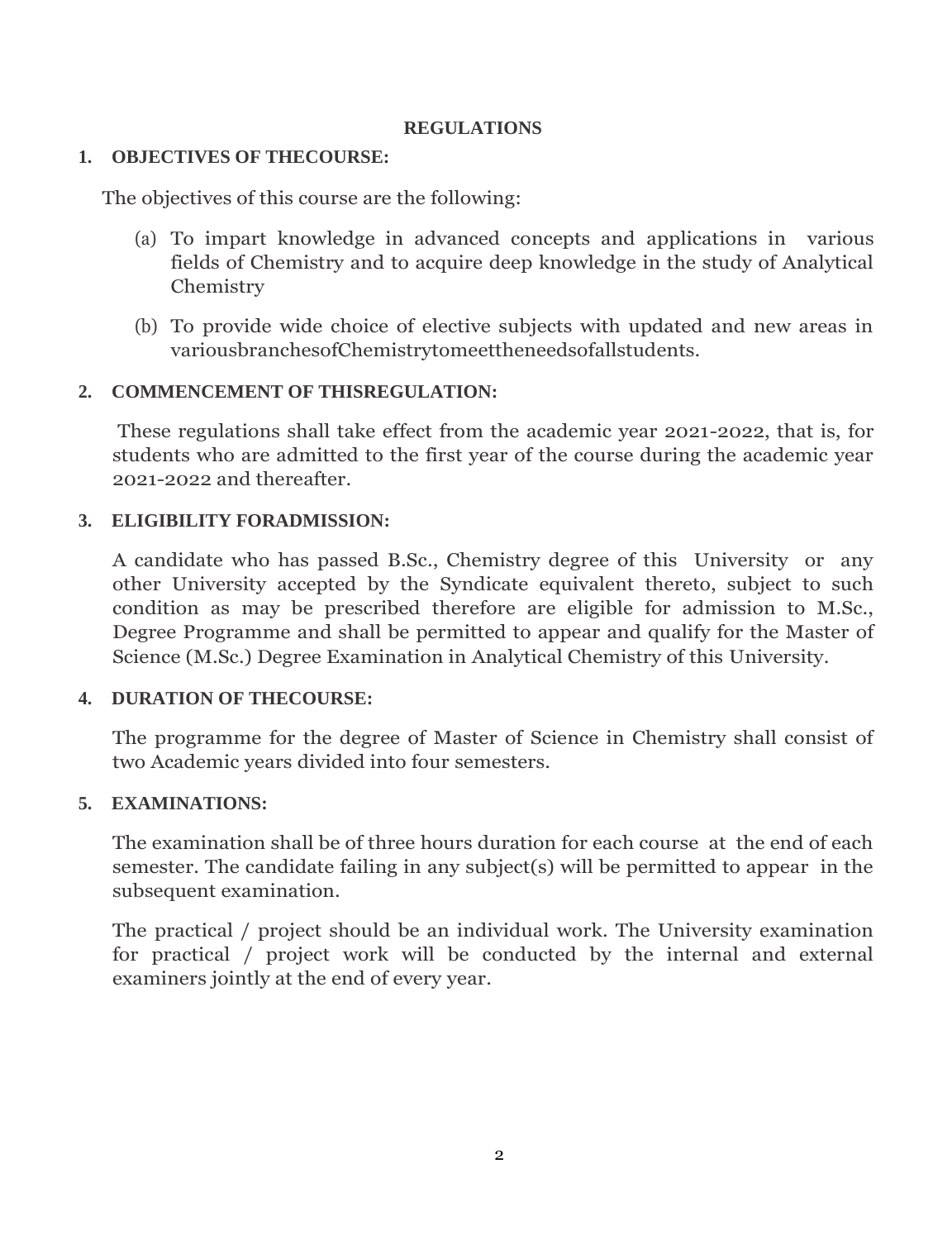## REGULATIONS

### 1. OBJECTIVES OF THECOURSE:

The objectives of this course are the following:

(a) To impart knowledge in advanced concepts and applications in various fields of Chemistry and to acquire deep knowledge in the study of Analytical Chemistry

(b) To provide wide choice of elective subjects with updated and new areas in variousbranchesofChemistrytomeettheneedsofallstudents.

### 2. COMMENCEMENT OF THISREGULATION:

These regulations shall take effect from the academic year 2021-2022, that is, for students who are admitted to the first year of the course during the academic year 2021-2022 and thereafter.

### 3. ELIGIBILITY FORADMISSION:

A candidate who has passed B.Sc., Chemistry degree of this University or any other University accepted by the Syndicate equivalent thereto, subject to such condition as may be prescribed therefore are eligible for admission to M.Sc., Degree Programme and shall be permitted to appear and qualify for the Master of Science (M.Sc.) Degree Examination in Analytical Chemistry of this University.

### 4. DURATION OF THECOURSE:

The programme for the degree of Master of Science in Chemistry shall consist of two Academic years divided into four semesters.

### 5. EXAMINATIONS:

The examination shall be of three hours duration for each course at the end of each semester. The candidate failing in any subject(s) will be permitted to appear in the subsequent examination.

The practical / project should be an individual work. The University examination for practical / project work will be conducted by the internal and external examiners jointly at the end of every year.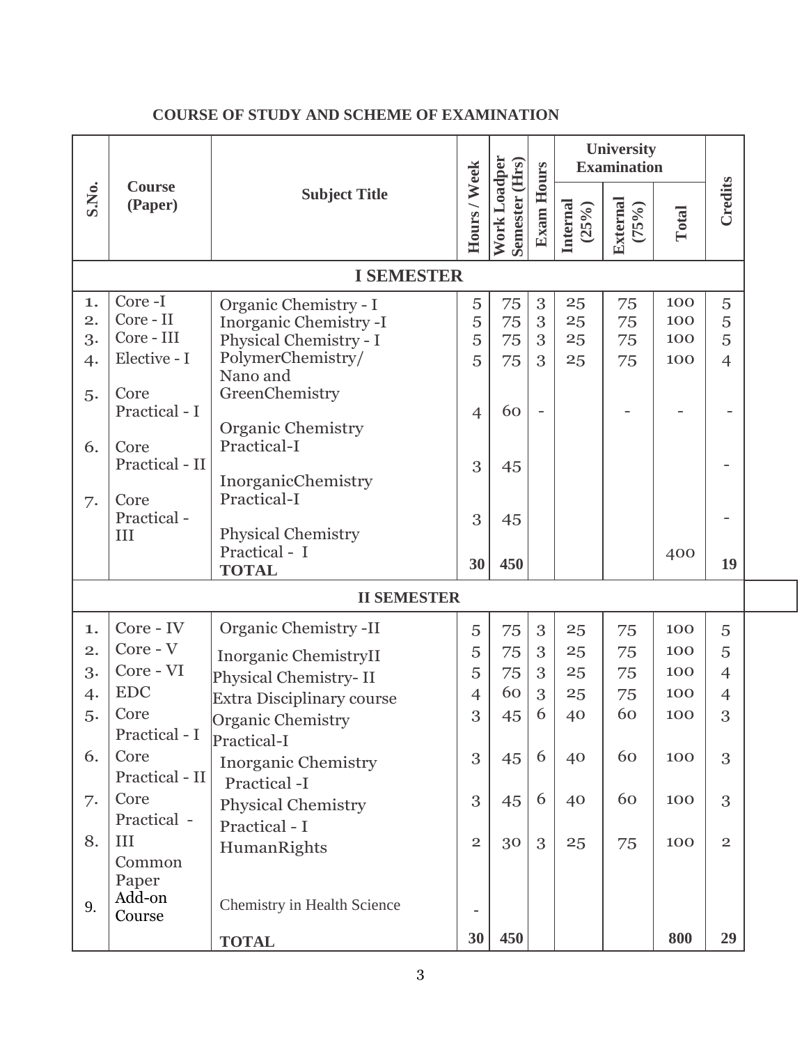## COURSE OF STUDY AND SCHEME OF EXAMINATION

| S.No. | Course (Paper) | Subject Title | Hours / Week | Work Loadper Semester (Hrs) | Exam Hours | University Examination | | | Credits |
|---|---|---|---|---|---|---|---|---|---|
| | | | | | | Internal (25%) | External (75%) | Total | |
| **I SEMESTER** | | | | | | | | | |
| 1. | Core -I | Organic Chemistry - I | 5 | 75 | 3 | 25 | 75 | 100 | 5 |
| 2. | Core - II | Inorganic Chemistry -I | 5 | 75 | 3 | 25 | 75 | 100 | 5 |
| 3. | Core - III | Physical Chemistry - I | 5 | 75 | 3 | 25 | 75 | 100 | 5 |
| 4. | Elective - I | PolymerChemistry/ Nano and GreenChemistry | 5 | 75 | 3 | 25 | 75 | 100 | 4 |
| 5. | Core Practical - I | Organic Chemistry Practical-I | 4 | 60 | - | | - | - | - |
| 6. | Core Practical - II | InorganicChemistry Practical-I | 3 | 45 | | | | | - |
| 7. | Core Practical - III | Physical Chemistry Practical - I | 3 | 45 | | | | | - |
| | | **TOTAL** | **30** | **450** | | | | 400 | **19** |
| **II SEMESTER** | | | | | | | | | |
| 1. | Core - IV | Organic Chemistry -II | 5 | 75 | 3 | 25 | 75 | 100 | 5 |
| 2. | Core - V | Inorganic ChemistryII | 5 | 75 | 3 | 25 | 75 | 100 | 5 |
| 3. | Core - VI | Physical Chemistry- II | 5 | 75 | 3 | 25 | 75 | 100 | 4 |
| 4. | EDC | Extra Disciplinary course | 4 | 60 | 3 | 25 | 75 | 100 | 4 |
| 5. | Core Practical - I | Organic Chemistry Practical-I | 3 | 45 | 6 | 40 | 60 | 100 | 3 |
| 6. | Core Practical - II | Inorganic Chemistry Practical -I | 3 | 45 | 6 | 40 | 60 | 100 | 3 |
| 7. | Core Practical - III | Physical Chemistry Practical - I | 3 | 45 | 6 | 40 | 60 | 100 | 3 |
| 8. | Common Paper | HumanRights | 2 | 30 | 3 | 25 | 75 | 100 | 2 |
| 9. | Add-on Course | Chemistry in Health Science | - | | | | | | |
| | | **TOTAL** | **30** | **450** | | | | **800** | **29** |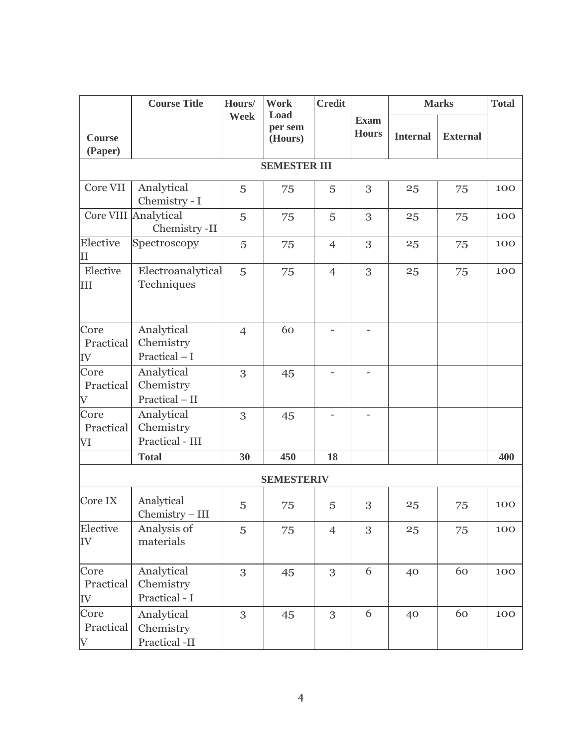| Course (Paper) | Course Title | Hours/ Week | Work Load per sem (Hours) | Credit | Exam Hours | Marks | | Total |
|---|---|---|---|---|---|---|---|---|
| | | | | | | Internal | External | |
| **SEMESTER III** | | | | | | | | |
| Core VII | Analytical Chemistry - I | 5 | 75 | 5 | 3 | 25 | 75 | 100 |
| Core VIII | Analytical Chemistry -II | 5 | 75 | 5 | 3 | 25 | 75 | 100 |
| Elective II | Spectroscopy | 5 | 75 | 4 | 3 | 25 | 75 | 100 |
| Elective III | Electroanalytical Techniques | 5 | 75 | 4 | 3 | 25 | 75 | 100 |
| Core Practical IV | Analytical Chemistry Practical – I | 4 | 60 | - | - | | | |
| Core Practical V | Analytical Chemistry Practical – II | 3 | 45 | - | - | | | |
| Core Practical VI | Analytical Chemistry Practical - III | 3 | 45 | - | - | | | |
| | **Total** | **30** | **450** | **18** | | | | **400** |
| **SEMESTERIV** | | | | | | | | |
| Core IX | Analytical Chemistry – III | 5 | 75 | 5 | 3 | 25 | 75 | 100 |
| Elective IV | Analysis of materials | 5 | 75 | 4 | 3 | 25 | 75 | 100 |
| Core Practical IV | Analytical Chemistry Practical - I | 3 | 45 | 3 | 6 | 40 | 60 | 100 |
| Core Practical V | Analytical Chemistry Practical -II | 3 | 45 | 3 | 6 | 40 | 60 | 100 |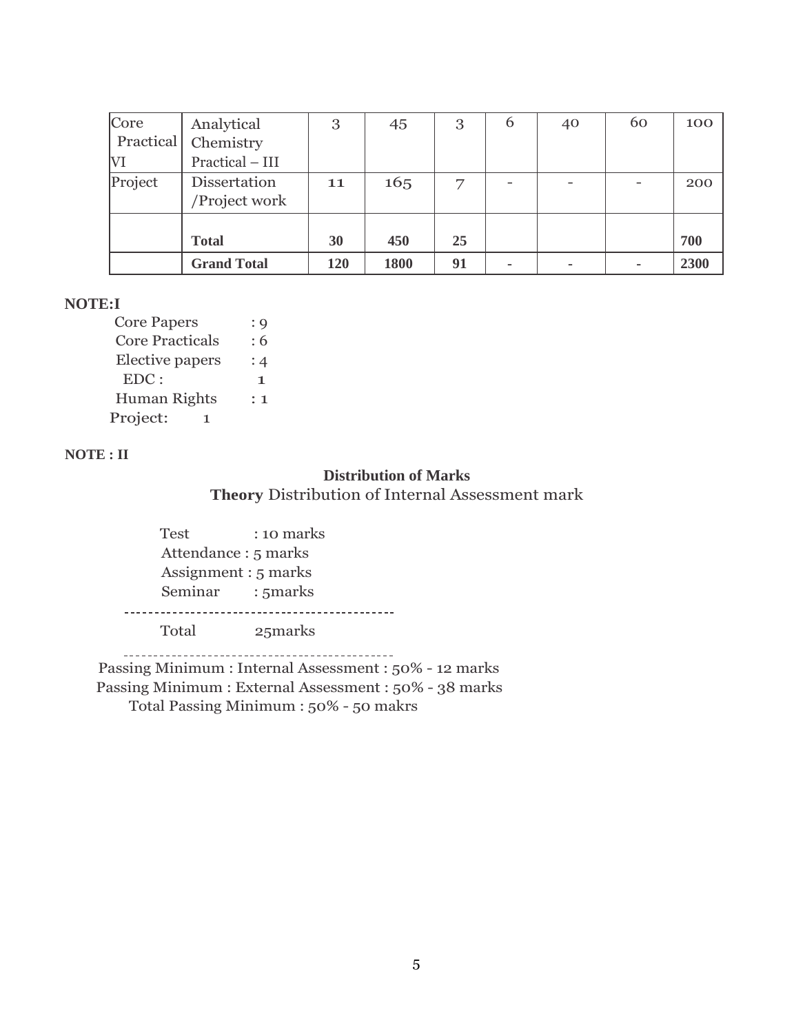| Core Practical VI | Analytical Chemistry Practical – III | 3 | 45 | 3 | 6 | 40 | 60 | 100 |
|---|---|---|---|---|---|---|---|---|
| Project | Dissertation /Project work | 11 | 165 | 7 | - | - | - | 200 |
| | **Total** | **30** | **450** | **25** | | | | **700** |
| | **Grand Total** | **120** | **1800** | **91** | - | - | - | **2300** |

**NOTE:I**

Core Papers : 9
Core Practicals : 6
Elective papers : 4
EDC : 1
Human Rights : 1
Project: 1

**NOTE : II**

**Distribution of Marks**

**Theory** Distribution of Internal Assessment mark

Test : 10 marks
Attendance : 5 marks
Assignment : 5 marks
Seminar : 5marks

---

Total 25marks

---

Passing Minimum : Internal Assessment : 50% - 12 marks
Passing Minimum : External Assessment : 50% - 38 marks
Total Passing Minimum : 50% - 50 makrs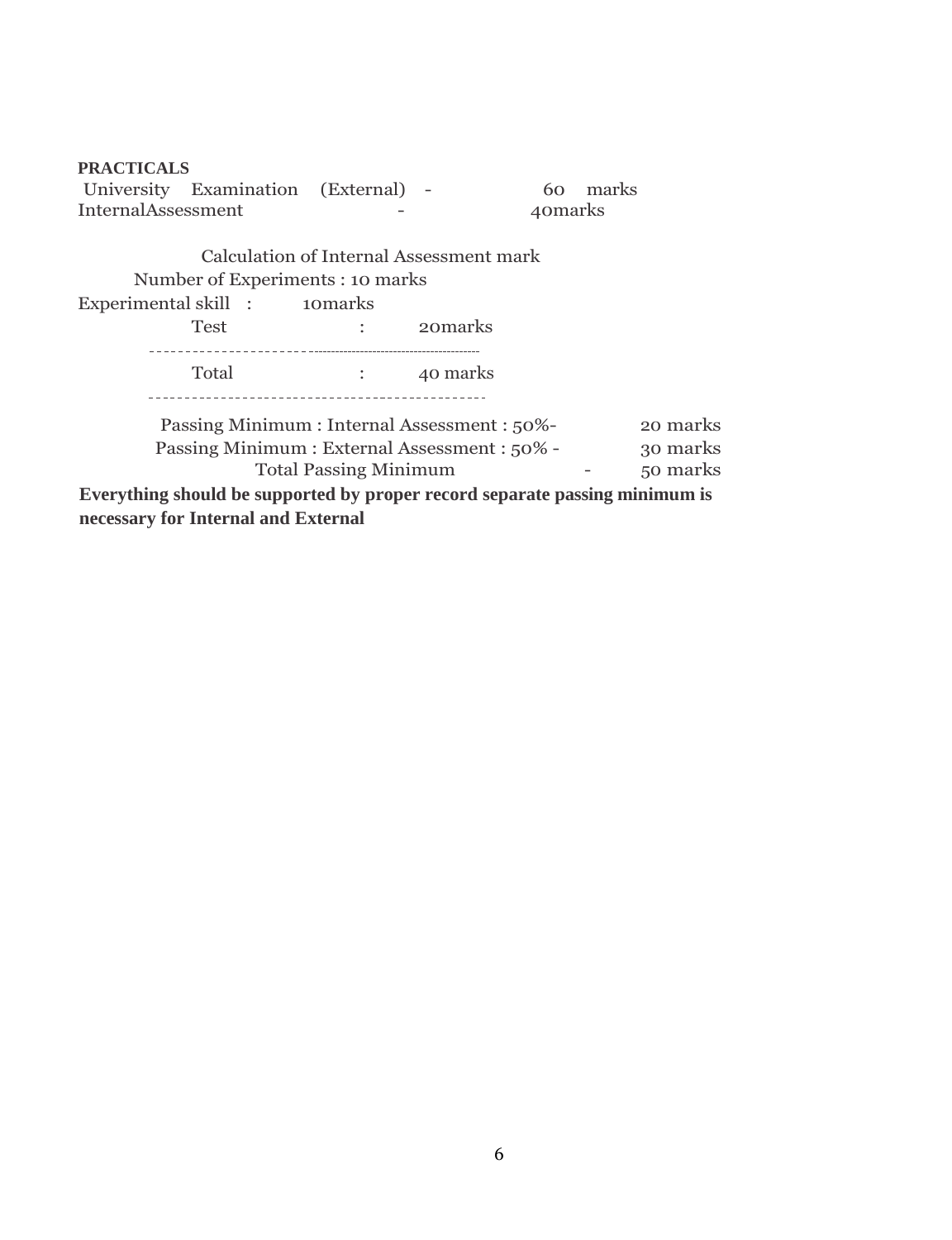**PRACTICALS**

University Examination (External) - 60 marks
InternalAssessment - 40marks

Calculation of Internal Assessment mark

Number of Experiments : 10 marks
Experimental skill : 10marks
Test : 20marks

---

Total : 40 marks

---

Passing Minimum : Internal Assessment : 50%- 20 marks
Passing Minimum : External Assessment : 50% - 30 marks
Total Passing Minimum - 50 marks

**Everything should be supported by proper record separate passing minimum is necessary for Internal and External**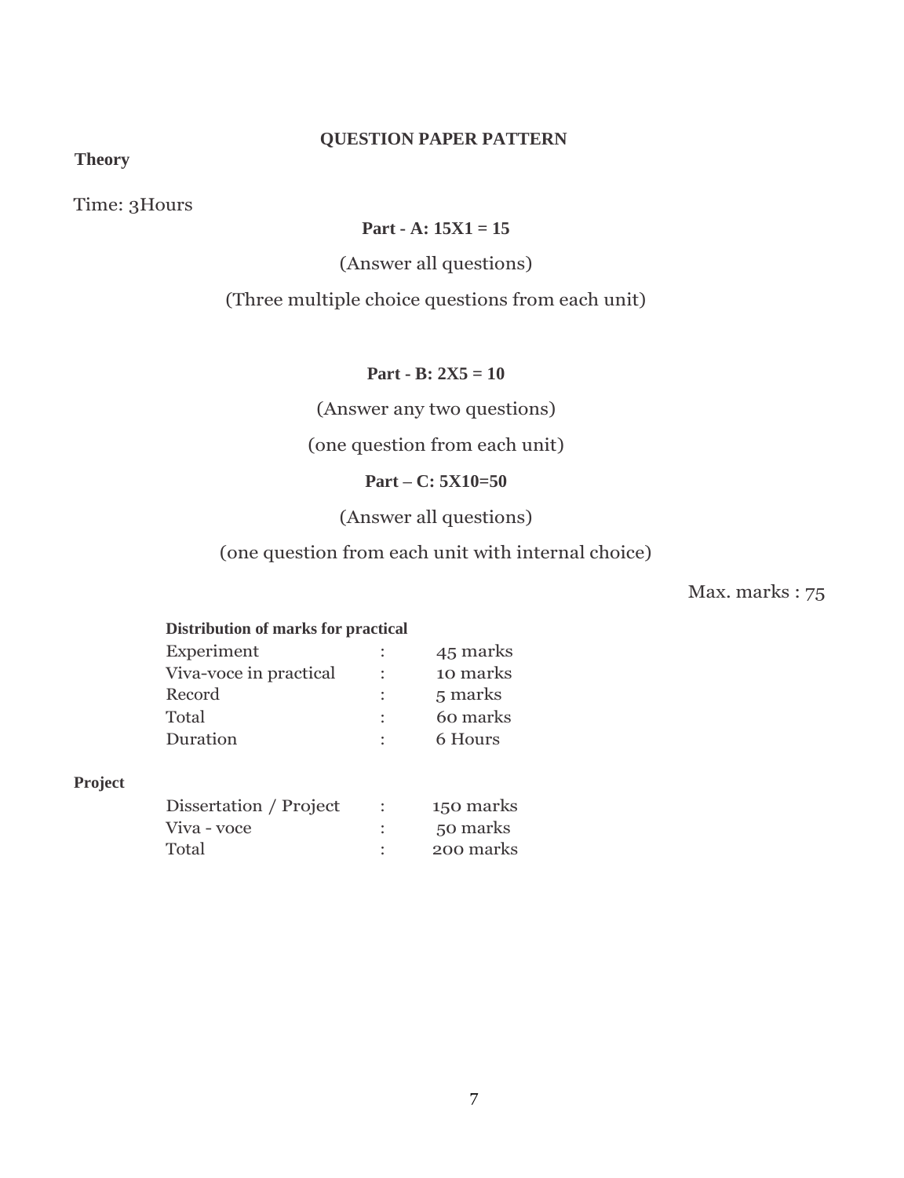## QUESTION PAPER PATTERN

**Theory**

Time: 3Hours

**Part - A: 15X1 = 15**

(Answer all questions)

(Three multiple choice questions from each unit)

**Part - B: 2X5 = 10**

(Answer any two questions)

(one question from each unit)

**Part – C: 5X10=50**

(Answer all questions)

(one question from each unit with internal choice)

Max. marks : 75

**Distribution of marks for practical**

| | | |
|---|---|---|
| Experiment | : | 45 marks |
| Viva-voce in practical | : | 10 marks |
| Record | : | 5 marks |
| Total | : | 60 marks |
| Duration | : | 6 Hours |

**Project**

| | | |
|---|---|---|
| Dissertation / Project | : | 150 marks |
| Viva - voce | : | 50 marks |
| Total | : | 200 marks |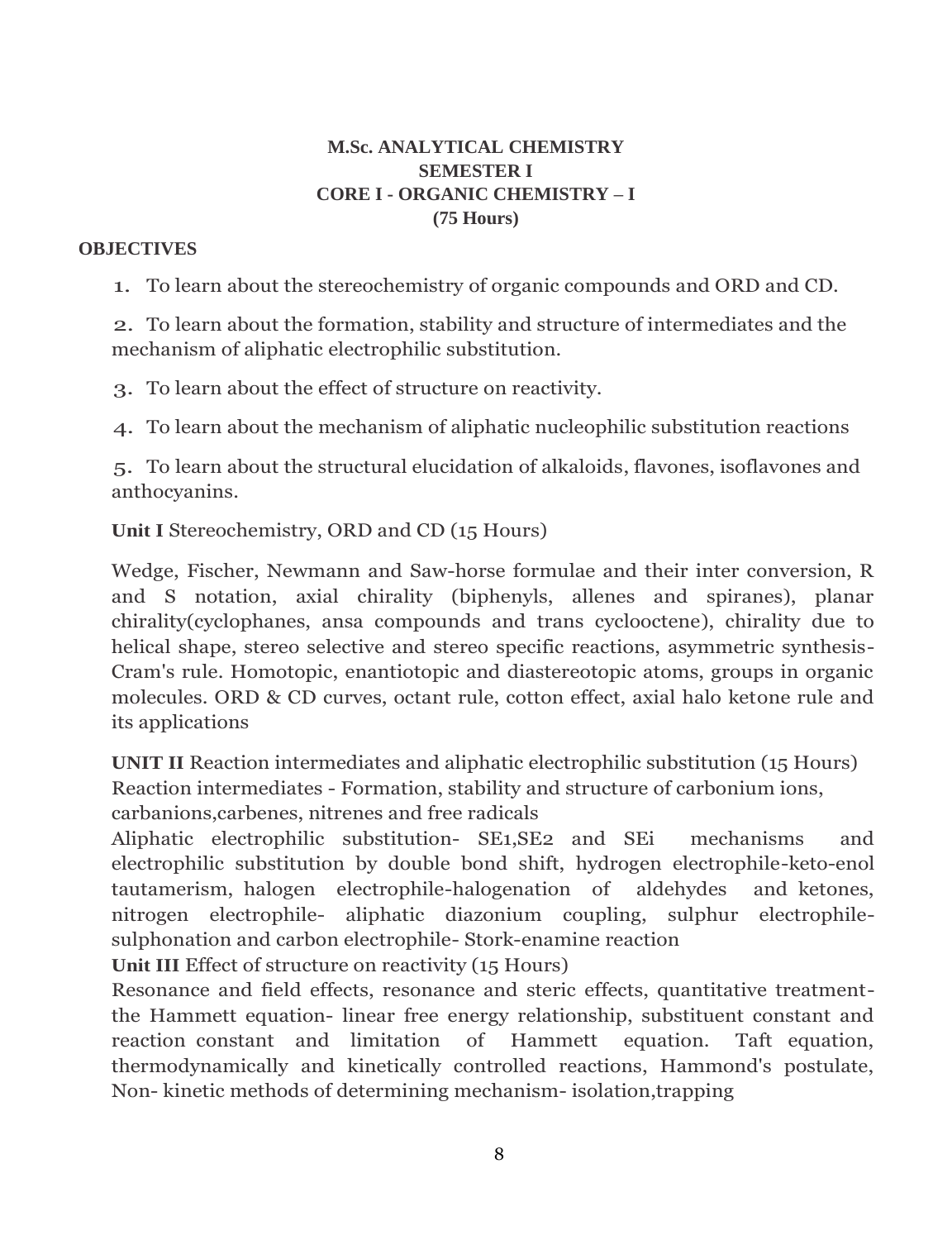**M.Sc. ANALYTICAL CHEMISTRY**
**SEMESTER I**
**CORE I - ORGANIC CHEMISTRY – I**
**(75 Hours)**

**OBJECTIVES**

1. To learn about the stereochemistry of organic compounds and ORD and CD.

2. To learn about the formation, stability and structure of intermediates and the mechanism of aliphatic electrophilic substitution.

3. To learn about the effect of structure on reactivity.

4. To learn about the mechanism of aliphatic nucleophilic substitution reactions

5. To learn about the structural elucidation of alkaloids, flavones, isoflavones and anthocyanins.

**Unit I** Stereochemistry, ORD and CD (15 Hours)

Wedge, Fischer, Newmann and Saw-horse formulae and their inter conversion, R and S notation, axial chirality (biphenyls, allenes and spiranes), planar chirality(cyclophanes, ansa compounds and trans cyclooctene), chirality due to helical shape, stereo selective and stereo specific reactions, asymmetric synthesis-Cram's rule. Homotopic, enantiotopic and diastereotopic atoms, groups in organic molecules. ORD & CD curves, octant rule, cotton effect, axial halo ketone rule and its applications

**UNIT II** Reaction intermediates and aliphatic electrophilic substitution (15 Hours)
Reaction intermediates - Formation, stability and structure of carbonium ions, carbanions,carbenes, nitrenes and free radicals
Aliphatic electrophilic substitution- SE1,SE2 and SEi mechanisms and electrophilic substitution by double bond shift, hydrogen electrophile-keto-enol tautamerism, halogen electrophile-halogenation of aldehydes and ketones, nitrogen electrophile- aliphatic diazonium coupling, sulphur electrophile-sulphonation and carbon electrophile- Stork-enamine reaction
**Unit III** Effect of structure on reactivity (15 Hours)
Resonance and field effects, resonance and steric effects, quantitative treatment-the Hammett equation- linear free energy relationship, substituent constant and reaction constant and limitation of Hammett equation. Taft equation, thermodynamically and kinetically controlled reactions, Hammond's postulate, Non- kinetic methods of determining mechanism- isolation,trapping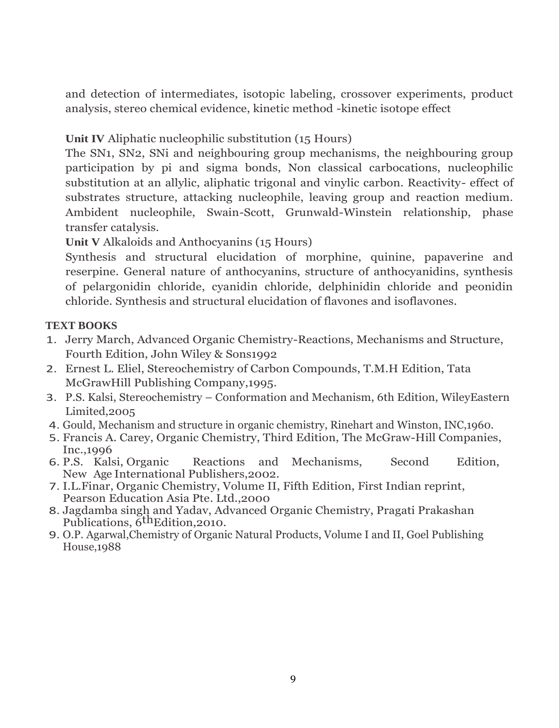and detection of intermediates, isotopic labeling, crossover experiments, product analysis, stereo chemical evidence, kinetic method -kinetic isotope effect

**Unit IV** Aliphatic nucleophilic substitution (15 Hours)

The SN1, SN2, SNi and neighbouring group mechanisms, the neighbouring group participation by pi and sigma bonds, Non classical carbocations, nucleophilic substitution at an allylic, aliphatic trigonal and vinylic carbon. Reactivity- effect of substrates structure, attacking nucleophile, leaving group and reaction medium. Ambident nucleophile, Swain-Scott, Grunwald-Winstein relationship, phase transfer catalysis.

**Unit V** Alkaloids and Anthocyanins (15 Hours)

Synthesis and structural elucidation of morphine, quinine, papaverine and reserpine. General nature of anthocyanins, structure of anthocyanidins, synthesis of pelargonidin chloride, cyanidin chloride, delphinidin chloride and peonidin chloride. Synthesis and structural elucidation of flavones and isoflavones.

**TEXT BOOKS**

1. Jerry March, Advanced Organic Chemistry-Reactions, Mechanisms and Structure, Fourth Edition, John Wiley & Sons1992
2. Ernest L. Eliel, Stereochemistry of Carbon Compounds, T.M.H Edition, Tata McGrawHill Publishing Company,1995.
3. P.S. Kalsi, Stereochemistry – Conformation and Mechanism, 6th Edition, WileyEastern Limited,2005
4. Gould, Mechanism and structure in organic chemistry, Rinehart and Winston, INC,1960.
5. Francis A. Carey, Organic Chemistry, Third Edition, The McGraw-Hill Companies, Inc.,1996
6. P.S. Kalsi, Organic Reactions and Mechanisms, Second Edition, New Age International Publishers,2002.
7. I.L.Finar, Organic Chemistry, Volume II, Fifth Edition, First Indian reprint, Pearson Education Asia Pte. Ltd.,2000
8. Jagdamba singh and Yadav, Advanced Organic Chemistry, Pragati Prakashan Publications, 6thEdition,2010.
9. O.P. Agarwal,Chemistry of Organic Natural Products, Volume I and II, Goel Publishing House,1988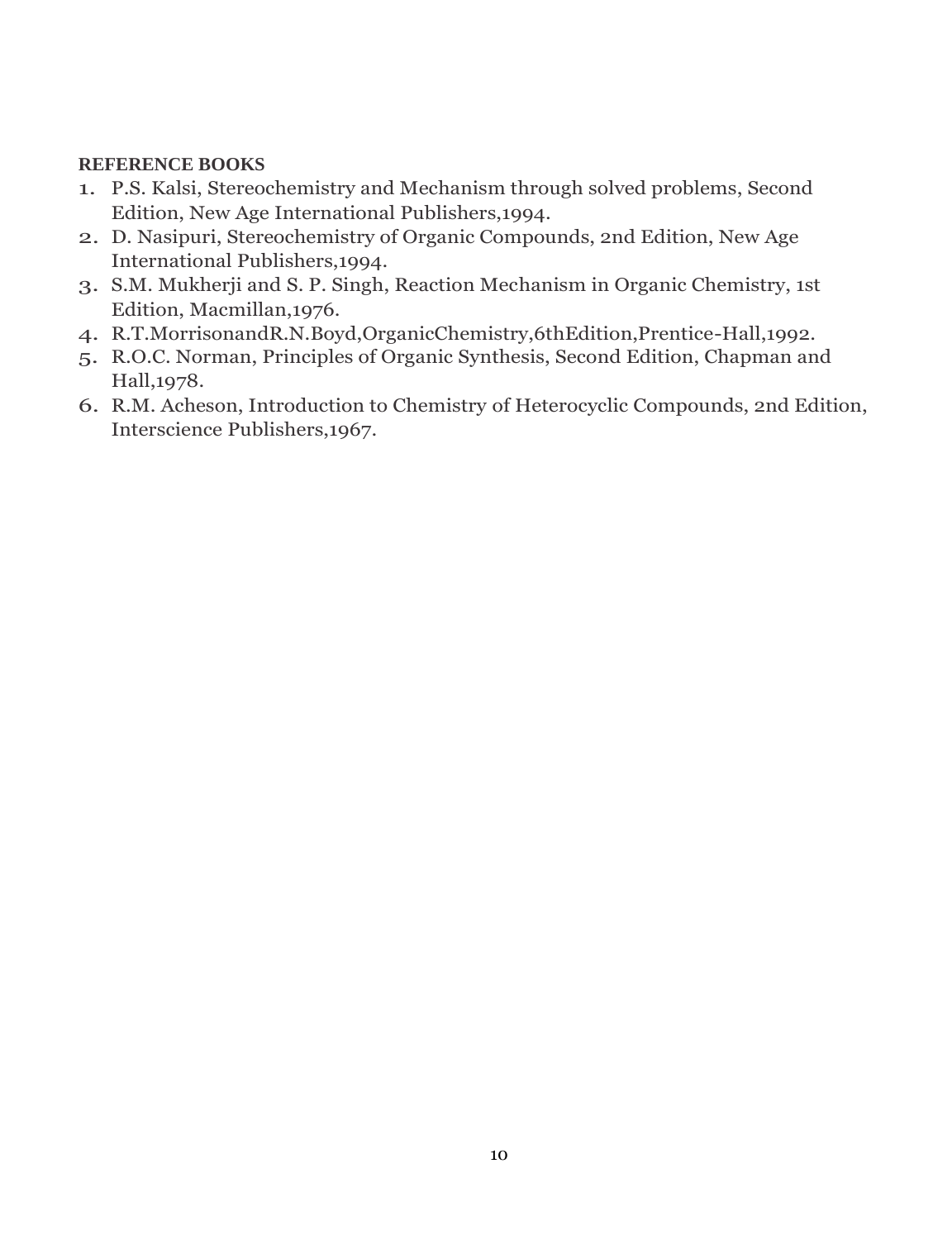**REFERENCE BOOKS**

1. P.S. Kalsi, Stereochemistry and Mechanism through solved problems, Second Edition, New Age International Publishers,1994.
2. D. Nasipuri, Stereochemistry of Organic Compounds, 2nd Edition, New Age International Publishers,1994.
3. S.M. Mukherji and S. P. Singh, Reaction Mechanism in Organic Chemistry, 1st Edition, Macmillan,1976.
4. R.T.MorrisonandR.N.Boyd,OrganicChemistry,6thEdition,Prentice-Hall,1992.
5. R.O.C. Norman, Principles of Organic Synthesis, Second Edition, Chapman and Hall,1978.
6. R.M. Acheson, Introduction to Chemistry of Heterocyclic Compounds, 2nd Edition, Interscience Publishers,1967.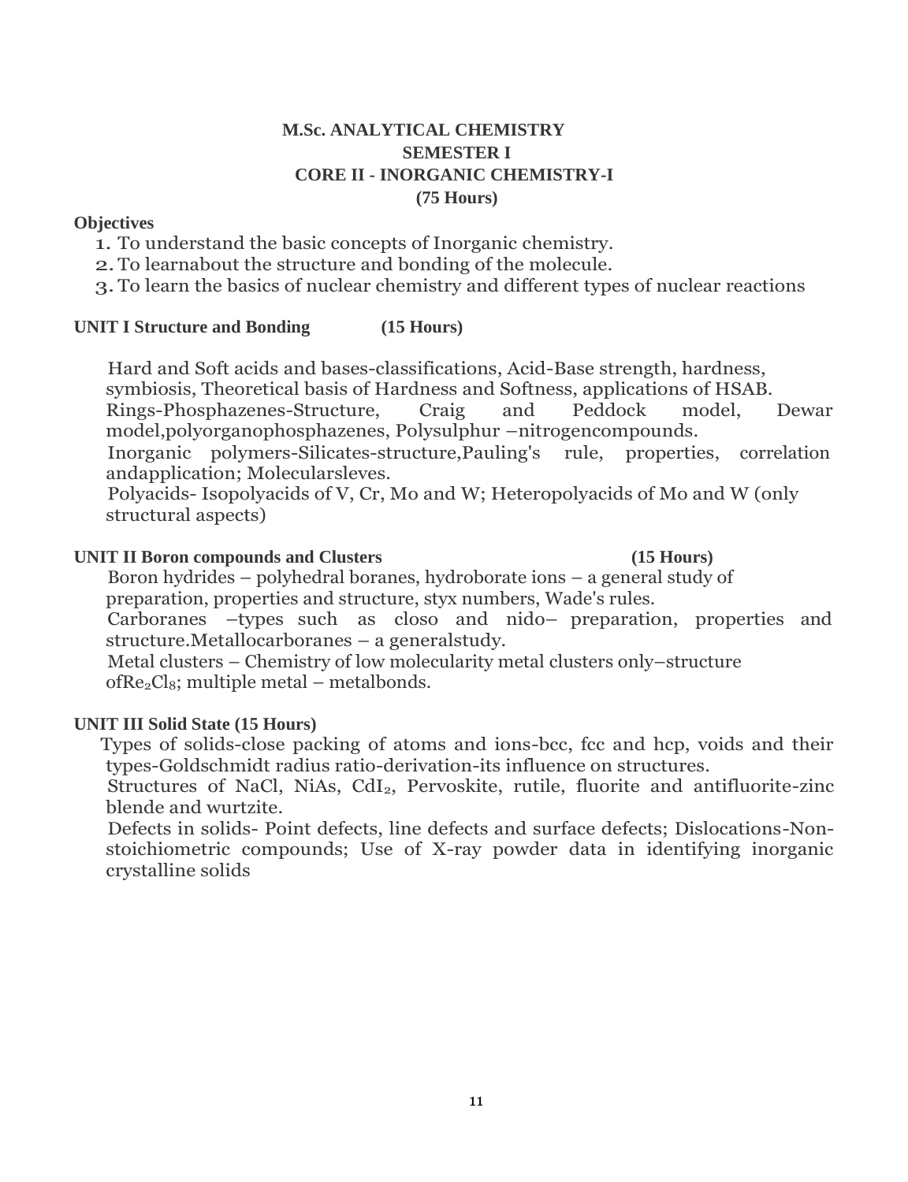**M.Sc. ANALYTICAL CHEMISTRY**

**SEMESTER I**

**CORE II - INORGANIC CHEMISTRY-I**

**(75 Hours)**

**Objectives**

1. To understand the basic concepts of Inorganic chemistry.
2. To learnabout the structure and bonding of the molecule.
3. To learn the basics of nuclear chemistry and different types of nuclear reactions

**UNIT I Structure and Bonding (15 Hours)**

Hard and Soft acids and bases-classifications, Acid-Base strength, hardness, symbiosis, Theoretical basis of Hardness and Softness, applications of HSAB.

Rings-Phosphazenes-Structure, Craig and Peddock model, Dewar model,polyorganophosphazenes, Polysulphur –nitrogencompounds.

Inorganic polymers-Silicates-structure,Pauling's rule, properties, correlation andapplication; Molecularsleves.

Polyacids- Isopolyacids of V, Cr, Mo and W; Heteropolyacids of Mo and W (only structural aspects)

**UNIT II Boron compounds and Clusters (15 Hours)**

Boron hydrides – polyhedral boranes, hydroborate ions – a general study of preparation, properties and structure, styx numbers, Wade's rules.

Carboranes –types such as closo and nido– preparation, properties and structure.Metallocarboranes – a generalstudy.

Metal clusters – Chemistry of low molecularity metal clusters only–structure of$Re_2Cl_8$; multiple metal – metalbonds.

**UNIT III Solid State (15 Hours)**

Types of solids-close packing of atoms and ions-bcc, fcc and hcp, voids and their types-Goldschmidt radius ratio-derivation-its influence on structures.

Structures of NaCl, NiAs, $CdI_2$, Pervoskite, rutile, fluorite and antifluorite-zinc blende and wurtzite.

Defects in solids- Point defects, line defects and surface defects; Dislocations-Non-stoichiometric compounds; Use of X-ray powder data in identifying inorganic crystalline solids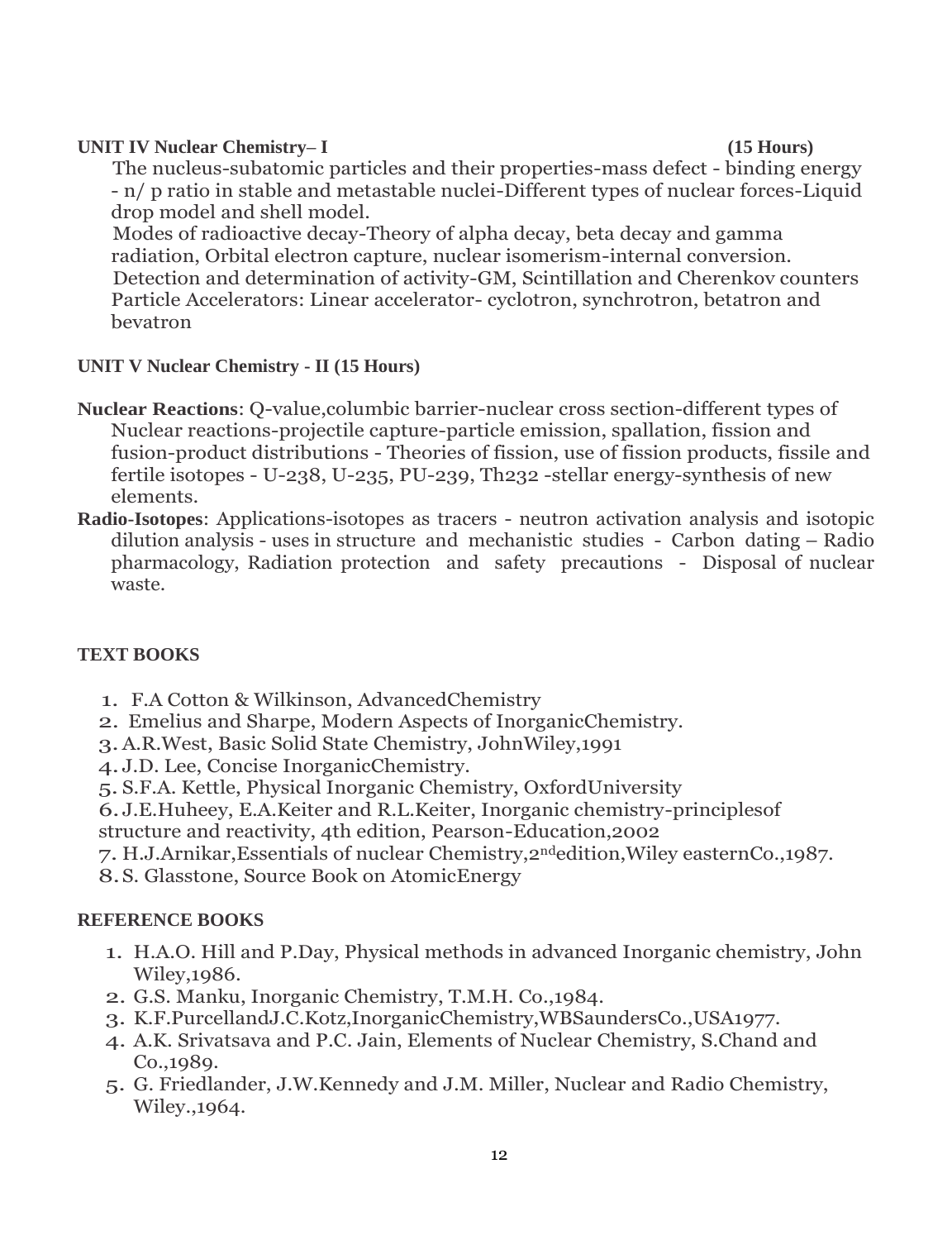**UNIT IV Nuclear Chemistry– I (15 Hours)**

The nucleus-subatomic particles and their properties-mass defect - binding energy - n/ p ratio in stable and metastable nuclei-Different types of nuclear forces-Liquid drop model and shell model.

Modes of radioactive decay-Theory of alpha decay, beta decay and gamma radiation, Orbital electron capture, nuclear isomerism-internal conversion.

Detection and determination of activity-GM, Scintillation and Cherenkov counters Particle Accelerators: Linear accelerator- cyclotron, synchrotron, betatron and bevatron

**UNIT V Nuclear Chemistry - II (15 Hours)**

**Nuclear Reactions**: Q-value,columbic barrier-nuclear cross section-different types of Nuclear reactions-projectile capture-particle emission, spallation, fission and fusion-product distributions - Theories of fission, use of fission products, fissile and fertile isotopes - U-238, U-235, PU-239, Th232 -stellar energy-synthesis of new elements.

**Radio-Isotopes**: Applications-isotopes as tracers - neutron activation analysis and isotopic dilution analysis - uses in structure and mechanistic studies - Carbon dating – Radio pharmacology, Radiation protection and safety precautions - Disposal of nuclear waste.

**TEXT BOOKS**

1. F.A Cotton & Wilkinson, AdvancedChemistry
2. Emelius and Sharpe, Modern Aspects of InorganicChemistry.
3. A.R.West, Basic Solid State Chemistry, JohnWiley,1991
4. J.D. Lee, Concise InorganicChemistry.
5. S.F.A. Kettle, Physical Inorganic Chemistry, OxfordUniversity
6. J.E.Huheey, E.A.Keiter and R.L.Keiter, Inorganic chemistry-principlesof structure and reactivity, 4th edition, Pearson-Education,2002
7. H.J.Arnikar,Essentials of nuclear Chemistry,2ndedition,Wiley easternCo.,1987.
8. S. Glasstone, Source Book on AtomicEnergy

**REFERENCE BOOKS**

1. H.A.O. Hill and P.Day, Physical methods in advanced Inorganic chemistry, John Wiley,1986.
2. G.S. Manku, Inorganic Chemistry, T.M.H. Co.,1984.
3. K.F.PurcellandJ.C.Kotz,InorganicChemistry,WBSaundersCo.,USA1977.
4. A.K. Srivatsava and P.C. Jain, Elements of Nuclear Chemistry, S.Chand and Co.,1989.
5. G. Friedlander, J.W.Kennedy and J.M. Miller, Nuclear and Radio Chemistry, Wiley.,1964.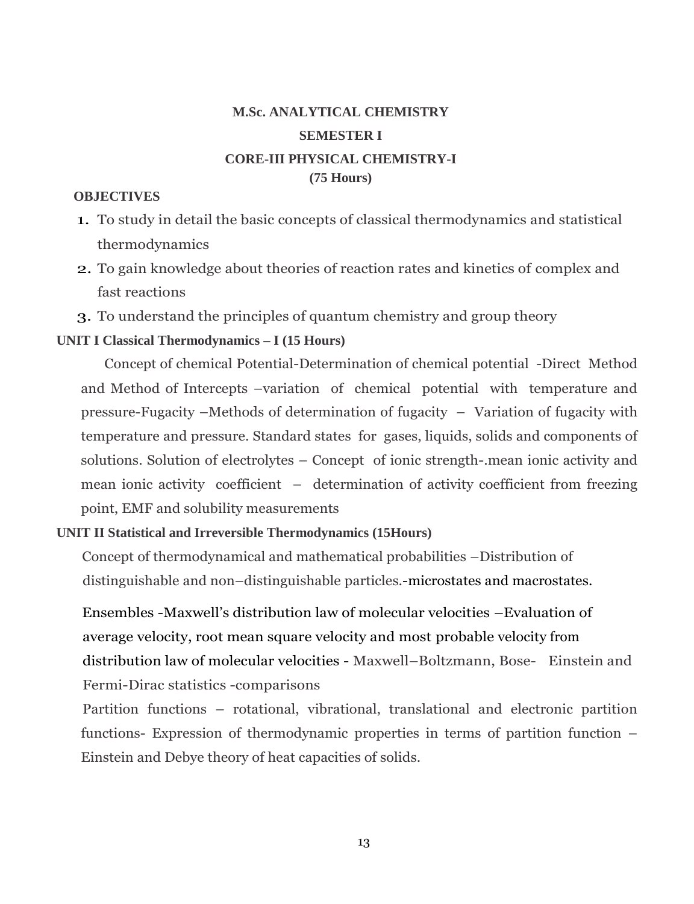**M.Sc. ANALYTICAL CHEMISTRY**

**SEMESTER I**

**CORE-III PHYSICAL CHEMISTRY-I**

**(75 Hours)**

**OBJECTIVES**

1. To study in detail the basic concepts of classical thermodynamics and statistical thermodynamics
2. To gain knowledge about theories of reaction rates and kinetics of complex and fast reactions
3. To understand the principles of quantum chemistry and group theory

**UNIT I Classical Thermodynamics – I (15 Hours)**

Concept of chemical Potential-Determination of chemical potential -Direct Method and Method of Intercepts –variation of chemical potential with temperature and pressure-Fugacity –Methods of determination of fugacity – Variation of fugacity with temperature and pressure. Standard states for gases, liquids, solids and components of solutions. Solution of electrolytes – Concept of ionic strength-.mean ionic activity and mean ionic activity coefficient – determination of activity coefficient from freezing point, EMF and solubility measurements

**UNIT II Statistical and Irreversible Thermodynamics (15Hours)**

Concept of thermodynamical and mathematical probabilities –Distribution of distinguishable and non–distinguishable particles.-microstates and macrostates.

Ensembles -Maxwell's distribution law of molecular velocities –Evaluation of average velocity, root mean square velocity and most probable velocity from distribution law of molecular velocities - Maxwell–Boltzmann, Bose- Einstein and Fermi-Dirac statistics -comparisons

Partition functions – rotational, vibrational, translational and electronic partition functions- Expression of thermodynamic properties in terms of partition function – Einstein and Debye theory of heat capacities of solids.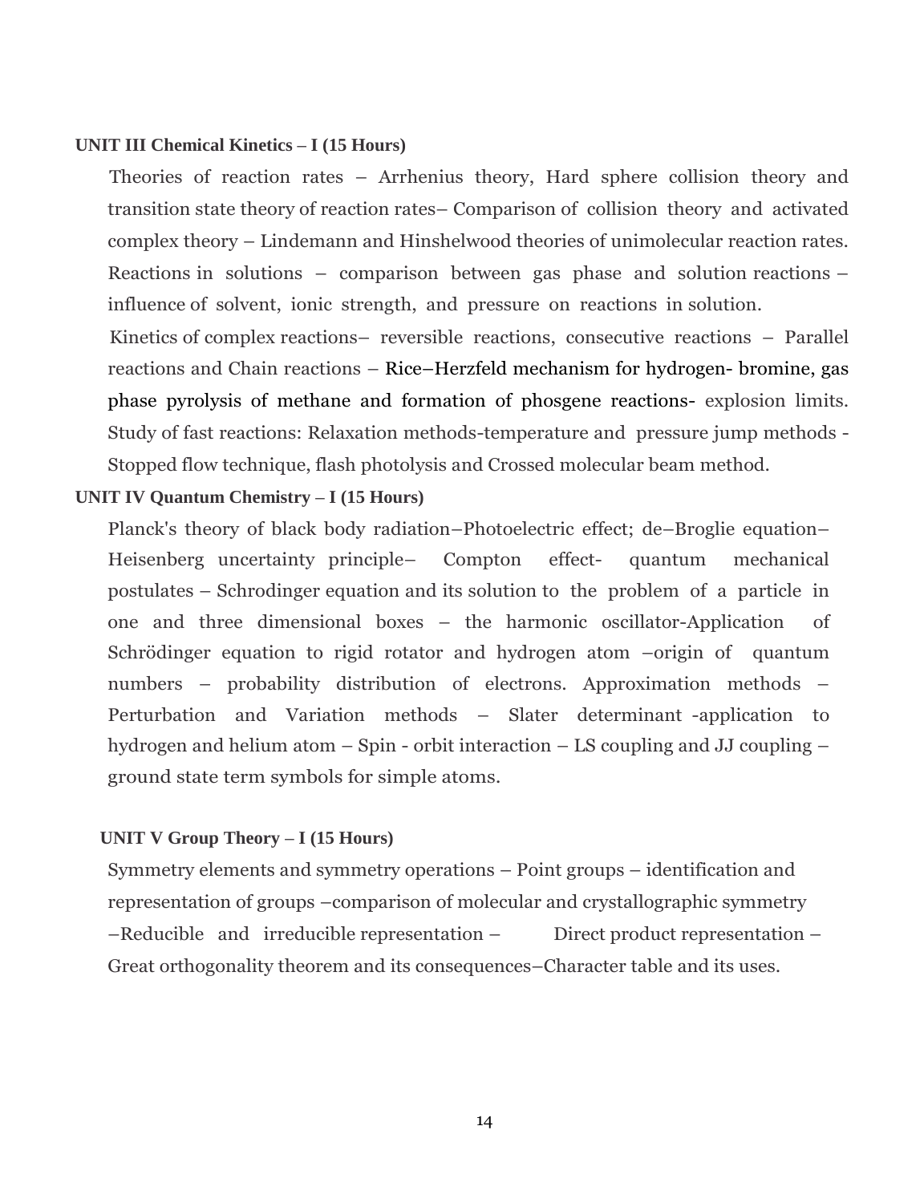**UNIT III Chemical Kinetics – I (15 Hours)**

Theories of reaction rates – Arrhenius theory, Hard sphere collision theory and transition state theory of reaction rates– Comparison of collision theory and activated complex theory – Lindemann and Hinshelwood theories of unimolecular reaction rates. Reactions in solutions – comparison between gas phase and solution reactions – influence of solvent, ionic strength, and pressure on reactions in solution.

Kinetics of complex reactions– reversible reactions, consecutive reactions – Parallel reactions and Chain reactions – Rice–Herzfeld mechanism for hydrogen- bromine, gas phase pyrolysis of methane and formation of phosgene reactions- explosion limits. Study of fast reactions: Relaxation methods-temperature and pressure jump methods - Stopped flow technique, flash photolysis and Crossed molecular beam method.

**UNIT IV Quantum Chemistry – I (15 Hours)**

Planck's theory of black body radiation–Photoelectric effect; de–Broglie equation– Heisenberg uncertainty principle– Compton effect- quantum mechanical postulates – Schrodinger equation and its solution to the problem of a particle in one and three dimensional boxes – the harmonic oscillator-Application of Schrödinger equation to rigid rotator and hydrogen atom –origin of quantum numbers – probability distribution of electrons. Approximation methods – Perturbation and Variation methods – Slater determinant -application to hydrogen and helium atom – Spin - orbit interaction – LS coupling and JJ coupling – ground state term symbols for simple atoms.

**UNIT V Group Theory – I (15 Hours)**

Symmetry elements and symmetry operations – Point groups – identification and representation of groups –comparison of molecular and crystallographic symmetry –Reducible and irreducible representation – Direct product representation – Great orthogonality theorem and its consequences–Character table and its uses.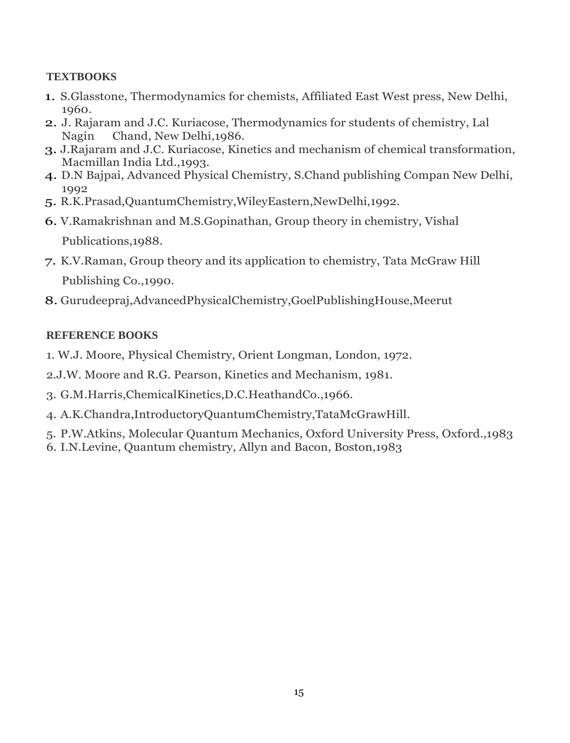**TEXTBOOKS**

1. S.Glasstone, Thermodynamics for chemists, Affiliated East West press, New Delhi, 1960.
2. J. Rajaram and J.C. Kuriacose, Thermodynamics for students of chemistry, Lal Nagin Chand, New Delhi,1986.
3. J.Rajaram and J.C. Kuriacose, Kinetics and mechanism of chemical transformation, Macmillan India Ltd.,1993.
4. D.N Bajpai, Advanced Physical Chemistry, S.Chand publishing Compan New Delhi, 1992
5. R.K.Prasad,QuantumChemistry,WileyEastern,NewDelhi,1992.
6. V.Ramakrishnan and M.S.Gopinathan, Group theory in chemistry, Vishal Publications,1988.
7. K.V.Raman, Group theory and its application to chemistry, Tata McGraw Hill Publishing Co.,1990.
8. Gurudeepraj,AdvancedPhysicalChemistry,GoelPublishingHouse,Meerut

**REFERENCE BOOKS**

1. W.J. Moore, Physical Chemistry, Orient Longman, London, 1972.
2. J.W. Moore and R.G. Pearson, Kinetics and Mechanism, 1981.
3. G.M.Harris,ChemicalKinetics,D.C.HeathandCo.,1966.
4. A.K.Chandra,IntroductoryQuantumChemistry,TataMcGrawHill.
5. P.W.Atkins, Molecular Quantum Mechanics, Oxford University Press, Oxford.,1983
6. I.N.Levine, Quantum chemistry, Allyn and Bacon, Boston,1983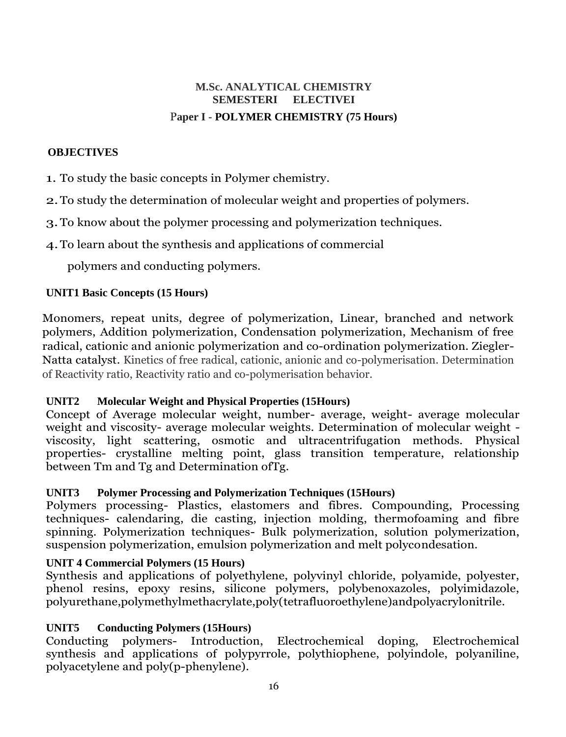## M.Sc. ANALYTICAL CHEMISTRY
### SEMESTERI ELECTIVEI
### Paper I - POLYMER CHEMISTRY (75 Hours)

**OBJECTIVES**

1. To study the basic concepts in Polymer chemistry.
2. To study the determination of molecular weight and properties of polymers.
3. To know about the polymer processing and polymerization techniques.
4. To learn about the synthesis and applications of commercial polymers and conducting polymers.

**UNIT1 Basic Concepts (15 Hours)**

Monomers, repeat units, degree of polymerization, Linear, branched and network polymers, Addition polymerization, Condensation polymerization, Mechanism of free radical, cationic and anionic polymerization and co-ordination polymerization. Ziegler-Natta catalyst. Kinetics of free radical, cationic, anionic and co-polymerisation. Determination of Reactivity ratio, Reactivity ratio and co-polymerisation behavior.

**UNIT2 Molecular Weight and Physical Properties (15Hours)**

Concept of Average molecular weight, number- average, weight- average molecular weight and viscosity- average molecular weights. Determination of molecular weight - viscosity, light scattering, osmotic and ultracentrifugation methods. Physical properties- crystalline melting point, glass transition temperature, relationship between Tm and Tg and Determination ofTg.

**UNIT3 Polymer Processing and Polymerization Techniques (15Hours)**

Polymers processing- Plastics, elastomers and fibres. Compounding, Processing techniques- calendaring, die casting, injection molding, thermofoaming and fibre spinning. Polymerization techniques- Bulk polymerization, solution polymerization, suspension polymerization, emulsion polymerization and melt polycondesation.

**UNIT 4 Commercial Polymers (15 Hours)**

Synthesis and applications of polyethylene, polyvinyl chloride, polyamide, polyester, phenol resins, epoxy resins, silicone polymers, polybenoxazoles, polyimidazole, polyurethane,polymethylmethacrylate,poly(tetrafluoroethylene)andpolyacrylonitrile.

**UNIT5 Conducting Polymers (15Hours)**

Conducting polymers- Introduction, Electrochemical doping, Electrochemical synthesis and applications of polypyrrole, polythiophene, polyindole, polyaniline, polyacetylene and poly(p-phenylene).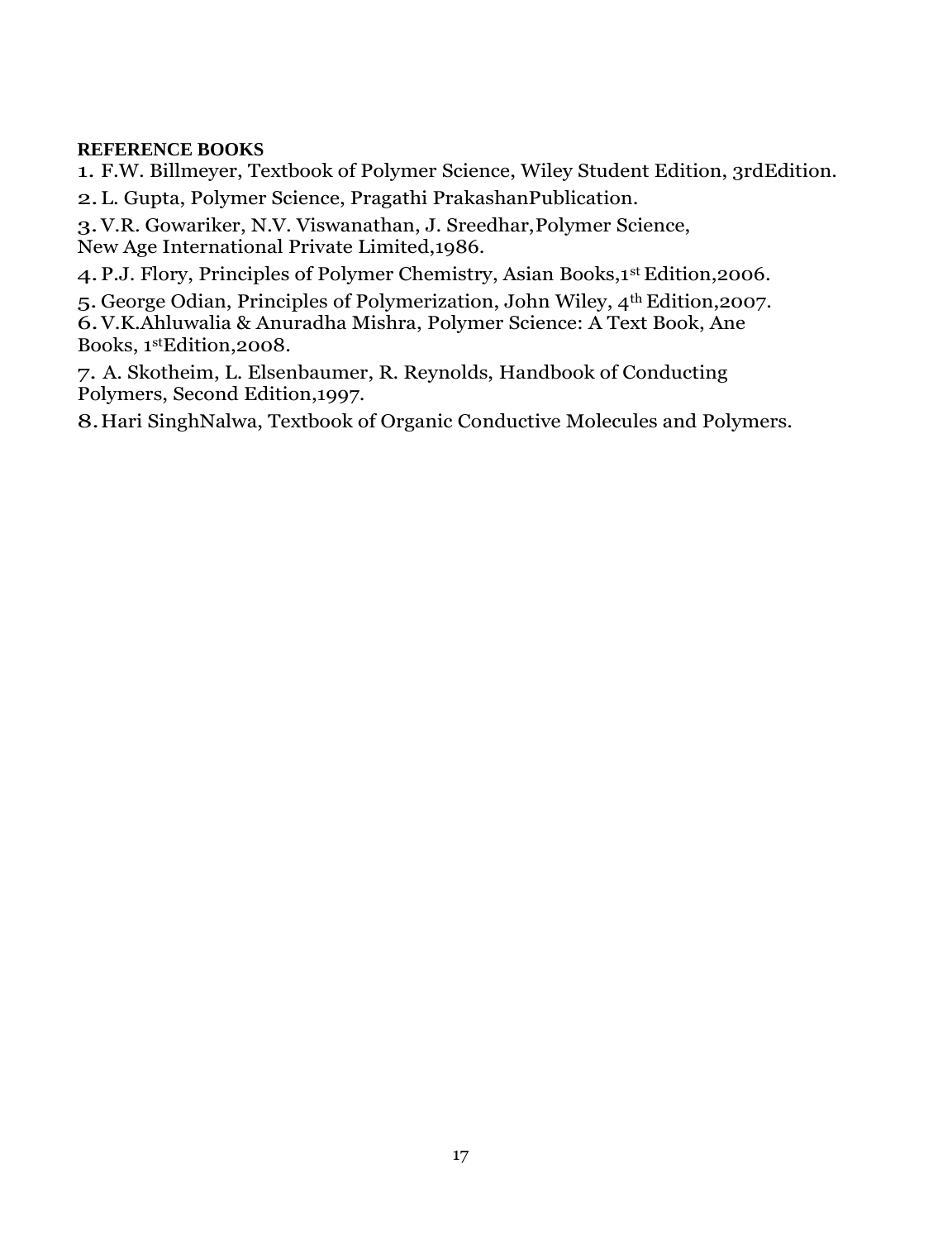**REFERENCE BOOKS**

1. F.W. Billmeyer, Textbook of Polymer Science, Wiley Student Edition, 3rdEdition.
2. L. Gupta, Polymer Science, Pragathi PrakashanPublication.
3. V.R. Gowariker, N.V. Viswanathan, J. Sreedhar,Polymer Science, New Age International Private Limited,1986.
4. P.J. Flory, Principles of Polymer Chemistry, Asian Books,1st Edition,2006.
5. George Odian, Principles of Polymerization, John Wiley, 4th Edition,2007.
6. V.K.Ahluwalia & Anuradha Mishra, Polymer Science: A Text Book, Ane Books, 1stEdition,2008.
7. A. Skotheim, L. Elsenbaumer, R. Reynolds, Handbook of Conducting Polymers, Second Edition,1997.
8. Hari SinghNalwa, Textbook of Organic Conductive Molecules and Polymers.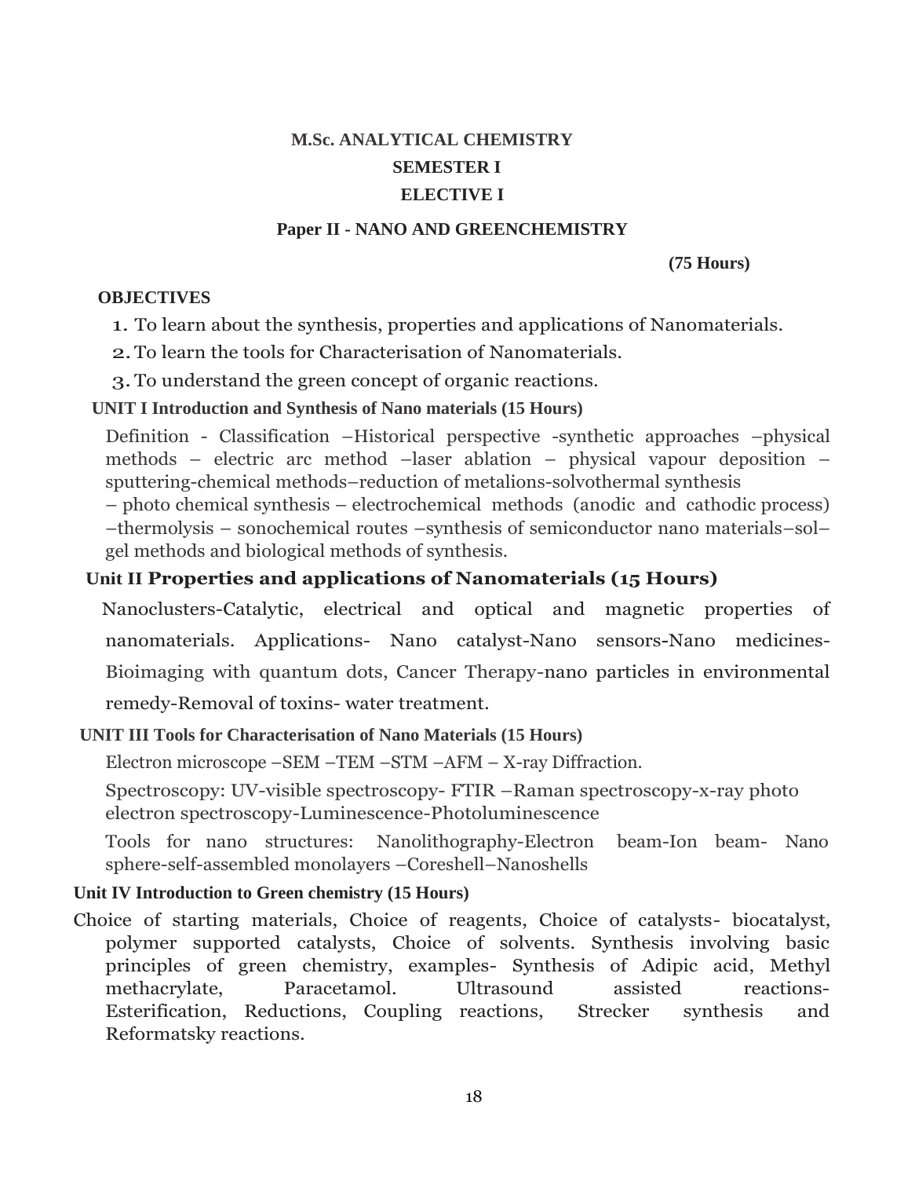# M.Sc. ANALYTICAL CHEMISTRY

## SEMESTER I

## ELECTIVE I

### Paper II - NANO AND GREENCHEMISTRY

**(75 Hours)**

**OBJECTIVES**

1. To learn about the synthesis, properties and applications of Nanomaterials.
2. To learn the tools for Characterisation of Nanomaterials.
3. To understand the green concept of organic reactions.

**UNIT I Introduction and Synthesis of Nano materials (15 Hours)**

Definition - Classification –Historical perspective -synthetic approaches –physical methods – electric arc method –laser ablation – physical vapour deposition – sputtering-chemical methods–reduction of metalions-solvothermal synthesis – photo chemical synthesis – electrochemical methods (anodic and cathodic process) –thermolysis – sonochemical routes –synthesis of semiconductor nano materials–sol–gel methods and biological methods of synthesis.

**Unit II Properties and applications of Nanomaterials (15 Hours)**

Nanoclusters-Catalytic, electrical and optical and magnetic properties of nanomaterials. Applications- Nano catalyst-Nano sensors-Nano medicines-Bioimaging with quantum dots, Cancer Therapy-nano particles in environmental remedy-Removal of toxins- water treatment.

**UNIT III Tools for Characterisation of Nano Materials (15 Hours)**

Electron microscope –SEM –TEM –STM –AFM – X-ray Diffraction.

Spectroscopy: UV-visible spectroscopy- FTIR –Raman spectroscopy-x-ray photo electron spectroscopy-Luminescence-Photoluminescence

Tools for nano structures: Nanolithography-Electron beam-Ion beam- Nano sphere-self-assembled monolayers –Coreshell–Nanoshells

**Unit IV Introduction to Green chemistry (15 Hours)**

Choice of starting materials, Choice of reagents, Choice of catalysts- biocatalyst, polymer supported catalysts, Choice of solvents. Synthesis involving basic principles of green chemistry, examples- Synthesis of Adipic acid, Methyl methacrylate, Paracetamol. Ultrasound assisted reactions- Esterification, Reductions, Coupling reactions, Strecker synthesis and Reformatsky reactions.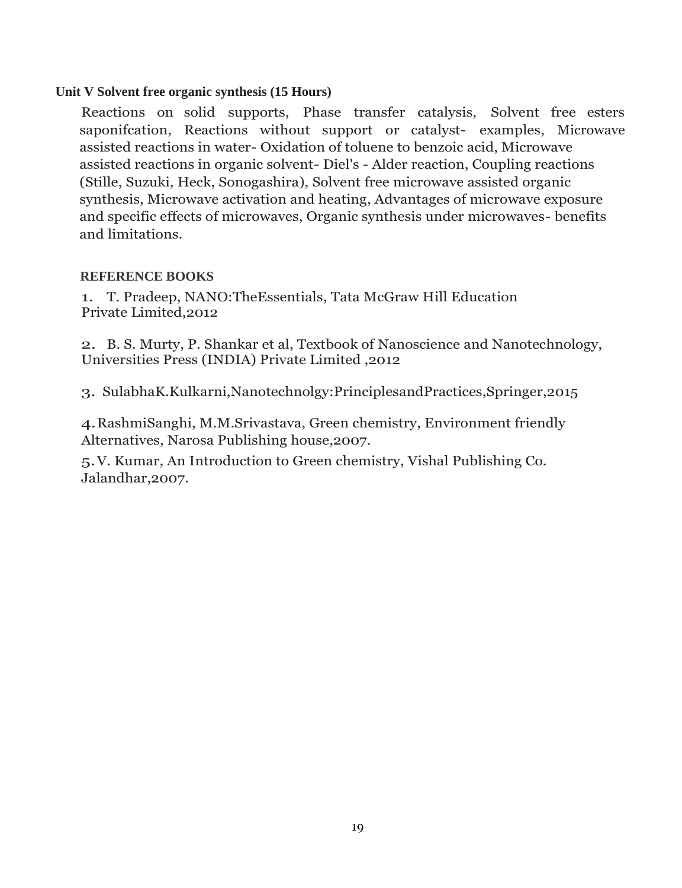**Unit V Solvent free organic synthesis (15 Hours)**

Reactions on solid supports, Phase transfer catalysis, Solvent free esters saponifcation, Reactions without support or catalyst- examples, Microwave assisted reactions in water- Oxidation of toluene to benzoic acid, Microwave assisted reactions in organic solvent- Diel's - Alder reaction, Coupling reactions (Stille, Suzuki, Heck, Sonogashira), Solvent free microwave assisted organic synthesis, Microwave activation and heating, Advantages of microwave exposure and specific effects of microwaves, Organic synthesis under microwaves- benefits and limitations.

**REFERENCE BOOKS**

1. T. Pradeep, NANO:TheEssentials, Tata McGraw Hill Education Private Limited,2012

2. B. S. Murty, P. Shankar et al, Textbook of Nanoscience and Nanotechnology, Universities Press (INDIA) Private Limited ,2012

3. SulabhaK.Kulkarni,Nanotechnolgy:PrinciplesandPractices,Springer,2015

4. RashmiSanghi, M.M.Srivastava, Green chemistry, Environment friendly Alternatives, Narosa Publishing house,2007.

5. V. Kumar, An Introduction to Green chemistry, Vishal Publishing Co. Jalandhar,2007.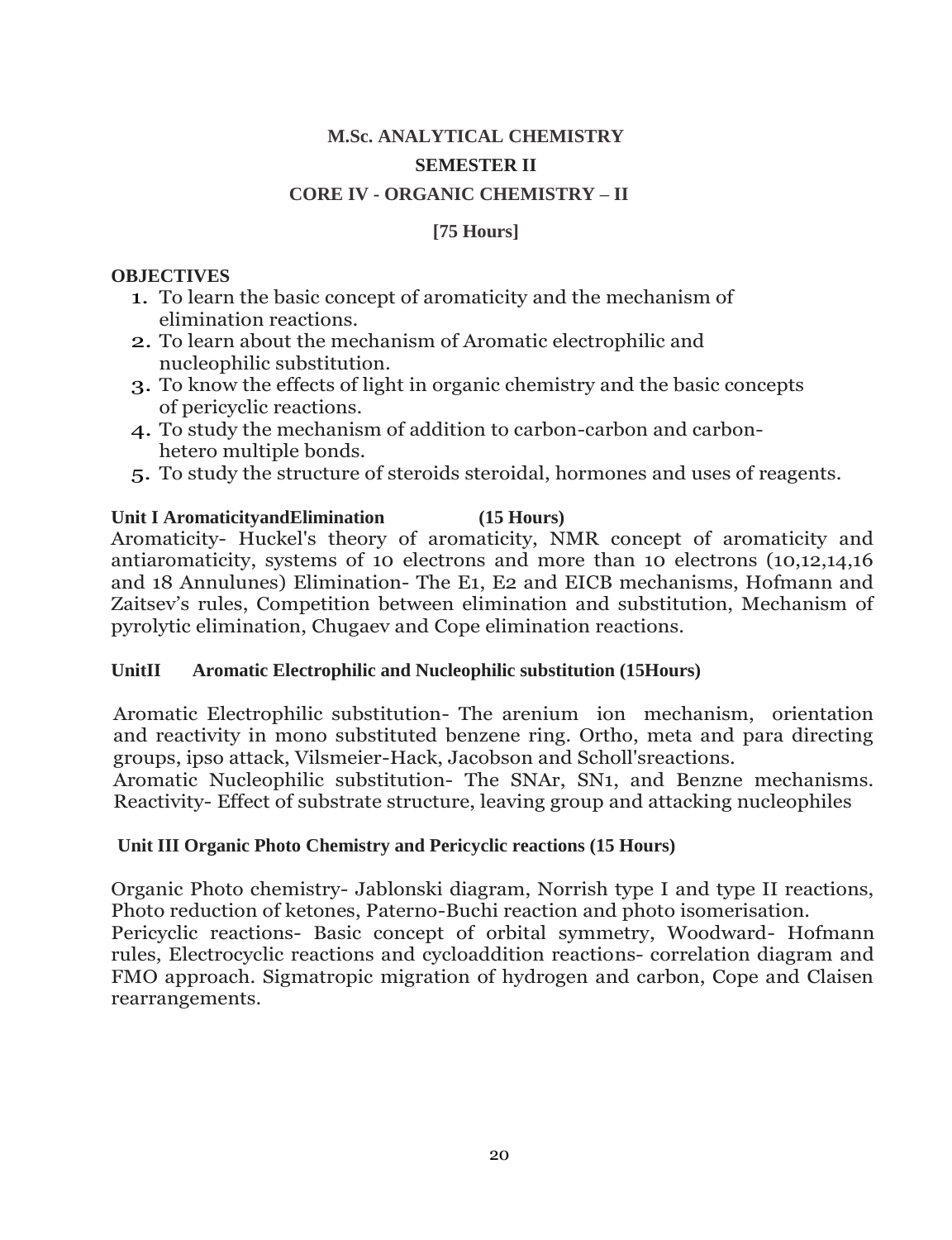# M.Sc. ANALYTICAL CHEMISTRY

## SEMESTER II

## CORE IV - ORGANIC CHEMISTRY – II

**[75 Hours]**

**OBJECTIVES**

1. To learn the basic concept of aromaticity and the mechanism of elimination reactions.
2. To learn about the mechanism of Aromatic electrophilic and nucleophilic substitution.
3. To know the effects of light in organic chemistry and the basic concepts of pericyclic reactions.
4. To study the mechanism of addition to carbon-carbon and carbon-hetero multiple bonds.
5. To study the structure of steroids steroidal, hormones and uses of reagents.

**Unit I AromaticityandElimination (15 Hours)**

Aromaticity- Huckel's theory of aromaticity, NMR concept of aromaticity and antiaromaticity, systems of 10 electrons and more than 10 electrons (10,12,14,16 and 18 Annulunes) Elimination- The E1, E2 and EICB mechanisms, Hofmann and Zaitsev's rules, Competition between elimination and substitution, Mechanism of pyrolytic elimination, Chugaev and Cope elimination reactions.

**UnitII Aromatic Electrophilic and Nucleophilic substitution (15Hours)**

Aromatic Electrophilic substitution- The arenium ion mechanism, orientation and reactivity in mono substituted benzene ring. Ortho, meta and para directing groups, ipso attack, Vilsmeier-Hack, Jacobson and Scholl'sreactions.
Aromatic Nucleophilic substitution- The SNAr, SN1, and Benzne mechanisms. Reactivity- Effect of substrate structure, leaving group and attacking nucleophiles

**Unit III Organic Photo Chemistry and Pericyclic reactions (15 Hours)**

Organic Photo chemistry- Jablonski diagram, Norrish type I and type II reactions, Photo reduction of ketones, Paterno-Buchi reaction and photo isomerisation.
Pericyclic reactions- Basic concept of orbital symmetry, Woodward- Hofmann rules, Electrocyclic reactions and cycloaddition reactions- correlation diagram and FMO approach. Sigmatropic migration of hydrogen and carbon, Cope and Claisen rearrangements.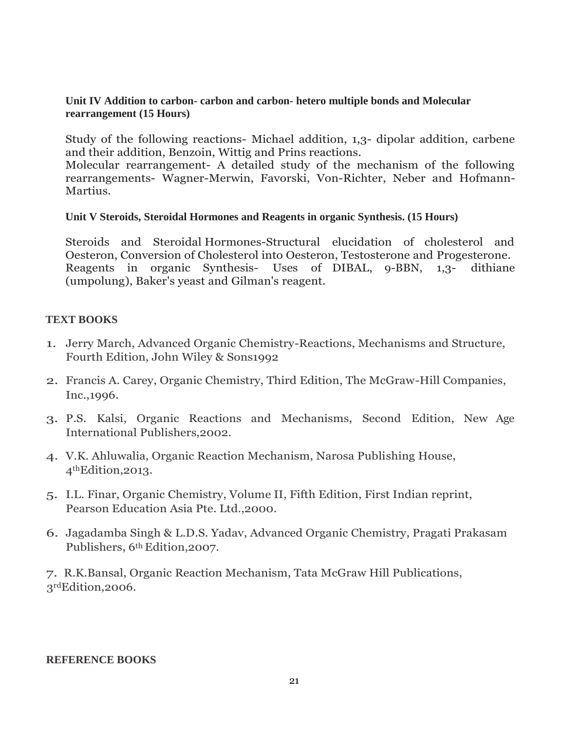**Unit IV Addition to carbon- carbon and carbon- hetero multiple bonds and Molecular rearrangement (15 Hours)**

Study of the following reactions- Michael addition, 1,3- dipolar addition, carbene and their addition, Benzoin, Wittig and Prins reactions.
Molecular rearrangement- A detailed study of the mechanism of the following rearrangements- Wagner-Merwin, Favorski, Von-Richter, Neber and Hofmann-Martius.

**Unit V Steroids, Steroidal Hormones and Reagents in organic Synthesis. (15 Hours)**

Steroids and Steroidal Hormones-Structural elucidation of cholesterol and Oesteron, Conversion of Cholesterol into Oesteron, Testosterone and Progesterone.
Reagents in organic Synthesis- Uses of DIBAL, 9-BBN, 1,3- dithiane (umpolung), Baker's yeast and Gilman's reagent.

**TEXT BOOKS**

1. Jerry March, Advanced Organic Chemistry-Reactions, Mechanisms and Structure, Fourth Edition, John Wiley & Sons1992
2. Francis A. Carey, Organic Chemistry, Third Edition, The McGraw-Hill Companies, Inc.,1996.
3. P.S. Kalsi, Organic Reactions and Mechanisms, Second Edition, New Age International Publishers,2002.
4. V.K. Ahluwalia, Organic Reaction Mechanism, Narosa Publishing House, 4thEdition,2013.
5. I.L. Finar, Organic Chemistry, Volume II, Fifth Edition, First Indian reprint, Pearson Education Asia Pte. Ltd.,2000.
6. Jagadamba Singh & L.D.S. Yadav, Advanced Organic Chemistry, Pragati Prakasam Publishers, 6th Edition,2007.
7. R.K.Bansal, Organic Reaction Mechanism, Tata McGraw Hill Publications, 3rdEdition,2006.

**REFERENCE BOOKS**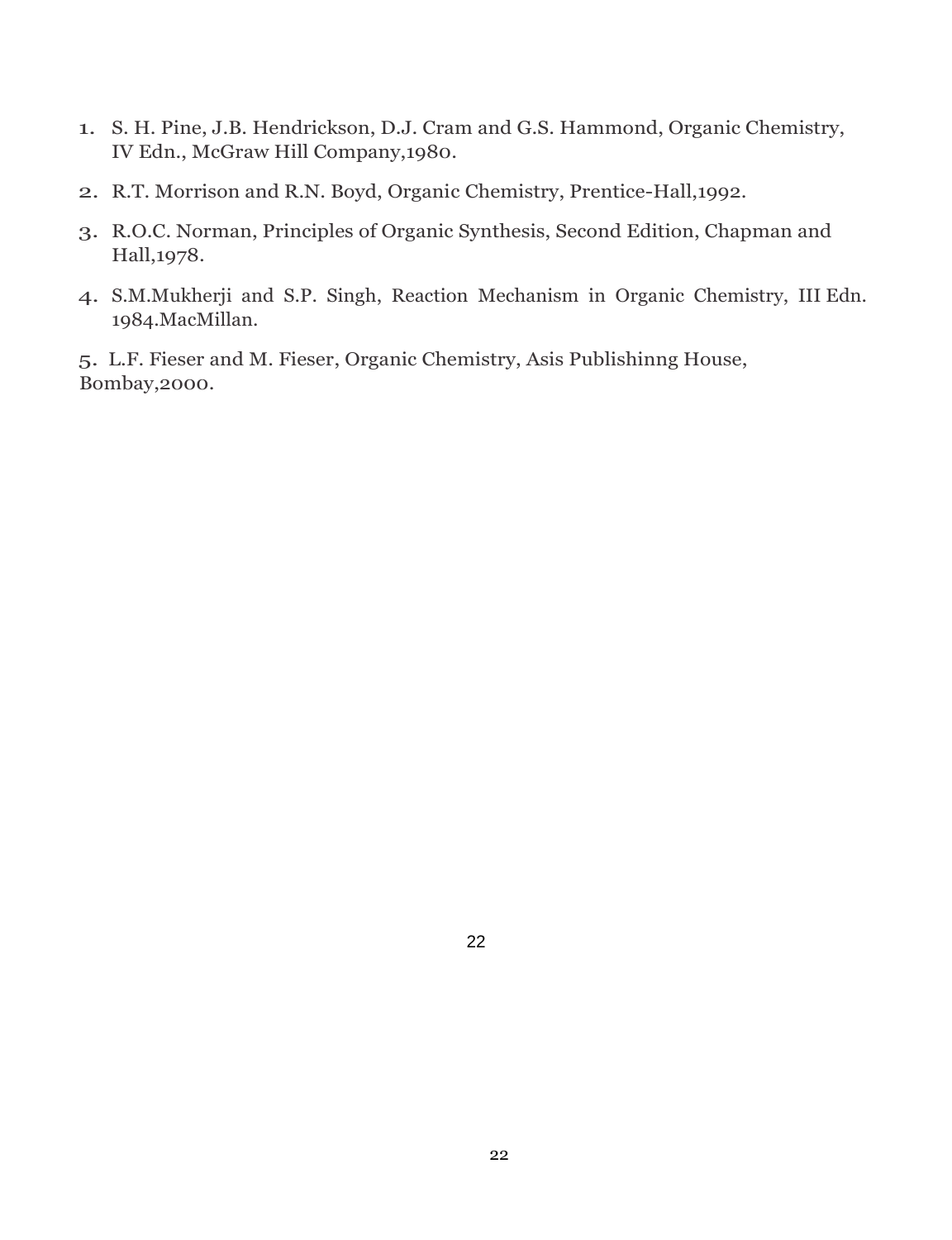1. S. H. Pine, J.B. Hendrickson, D.J. Cram and G.S. Hammond, Organic Chemistry, IV Edn., McGraw Hill Company,1980.
2. R.T. Morrison and R.N. Boyd, Organic Chemistry, Prentice-Hall,1992.
3. R.O.C. Norman, Principles of Organic Synthesis, Second Edition, Chapman and Hall,1978.
4. S.M.Mukherji and S.P. Singh, Reaction Mechanism in Organic Chemistry, III Edn. 1984.MacMillan.
5. L.F. Fieser and M. Fieser, Organic Chemistry, Asis Publishinng House, Bombay,2000.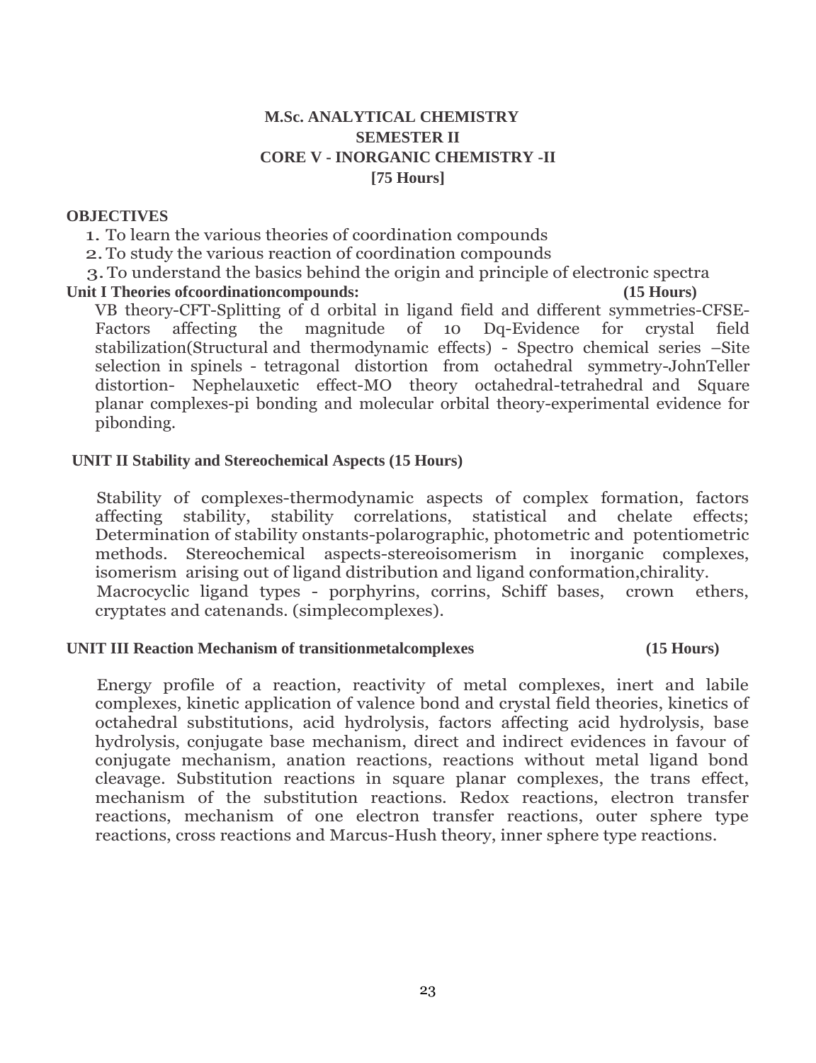**M.Sc. ANALYTICAL CHEMISTRY**
**SEMESTER II**
**CORE V - INORGANIC CHEMISTRY -II**
**[75 Hours]**

**OBJECTIVES**

1. To learn the various theories of coordination compounds
2. To study the various reaction of coordination compounds
3. To understand the basics behind the origin and principle of electronic spectra

**Unit I Theories ofcoordinationcompounds: (15 Hours)**

VB theory-CFT-Splitting of d orbital in ligand field and different symmetries-CFSE-Factors affecting the magnitude of 10 Dq-Evidence for crystal field stabilization(Structural and thermodynamic effects) - Spectro chemical series –Site selection in spinels - tetragonal distortion from octahedral symmetry-JohnTeller distortion- Nephelauxetic effect-MO theory octahedral-tetrahedral and Square planar complexes-pi bonding and molecular orbital theory-experimental evidence for pibonding.

**UNIT II Stability and Stereochemical Aspects (15 Hours)**

Stability of complexes-thermodynamic aspects of complex formation, factors affecting stability, stability correlations, statistical and chelate effects; Determination of stability onstants-polarographic, photometric and potentiometric methods. Stereochemical aspects-stereoisomerism in inorganic complexes, isomerism arising out of ligand distribution and ligand conformation,chirality.
Macrocyclic ligand types - porphyrins, corrins, Schiff bases, crown ethers, cryptates and catenands. (simplecomplexes).

**UNIT III Reaction Mechanism of transitionmetalcomplexes (15 Hours)**

Energy profile of a reaction, reactivity of metal complexes, inert and labile complexes, kinetic application of valence bond and crystal field theories, kinetics of octahedral substitutions, acid hydrolysis, factors affecting acid hydrolysis, base hydrolysis, conjugate base mechanism, direct and indirect evidences in favour of conjugate mechanism, anation reactions, reactions without metal ligand bond cleavage. Substitution reactions in square planar complexes, the trans effect, mechanism of the substitution reactions. Redox reactions, electron transfer reactions, mechanism of one electron transfer reactions, outer sphere type reactions, cross reactions and Marcus-Hush theory, inner sphere type reactions.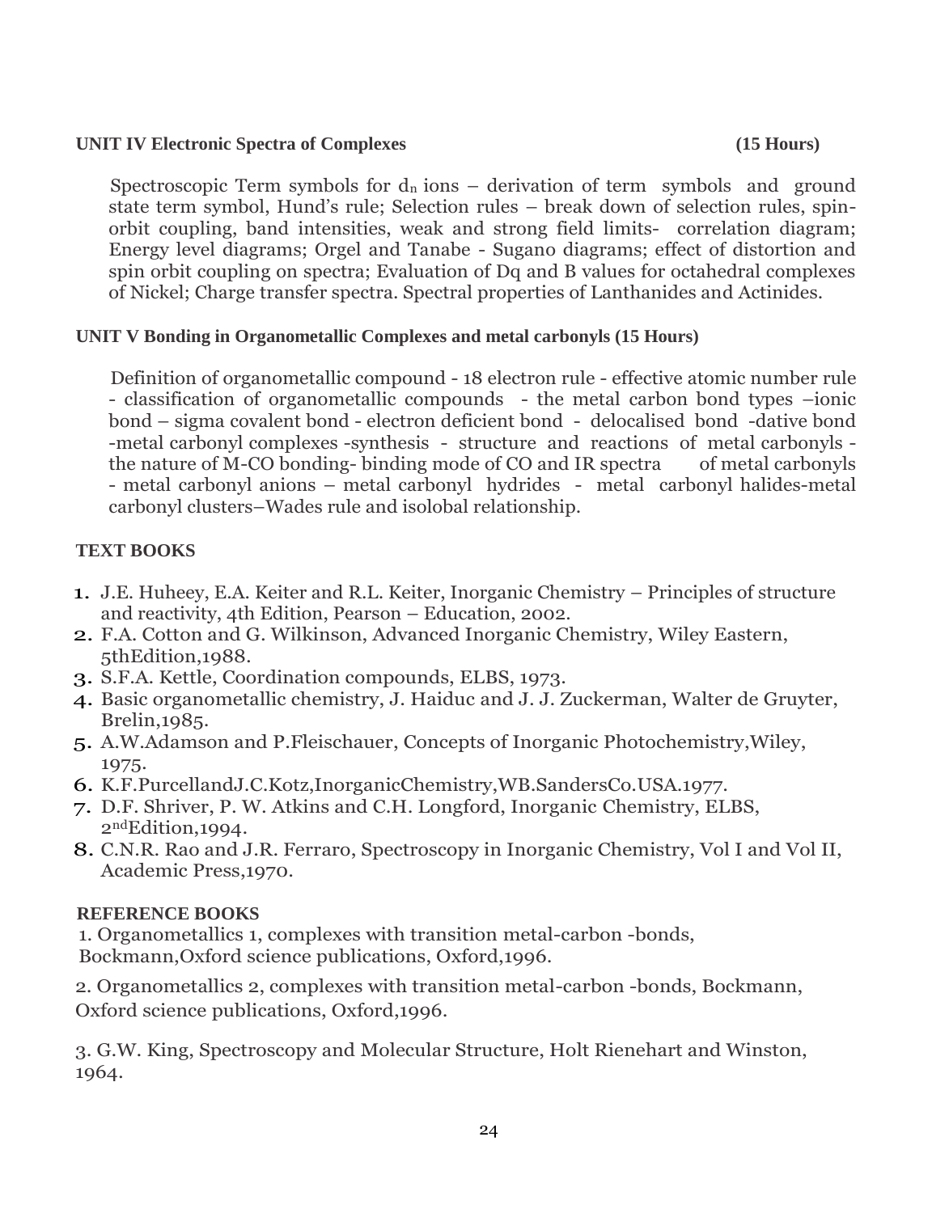**UNIT IV Electronic Spectra of Complexes (15 Hours)**

Spectroscopic Term symbols for $d_n$ ions – derivation of term symbols and ground state term symbol, Hund's rule; Selection rules – break down of selection rules, spin-orbit coupling, band intensities, weak and strong field limits- correlation diagram; Energy level diagrams; Orgel and Tanabe - Sugano diagrams; effect of distortion and spin orbit coupling on spectra; Evaluation of Dq and B values for octahedral complexes of Nickel; Charge transfer spectra. Spectral properties of Lanthanides and Actinides.

**UNIT V Bonding in Organometallic Complexes and metal carbonyls (15 Hours)**

Definition of organometallic compound - 18 electron rule - effective atomic number rule - classification of organometallic compounds - the metal carbon bond types –ionic bond – sigma covalent bond - electron deficient bond - delocalised bond -dative bond -metal carbonyl complexes -synthesis - structure and reactions of metal carbonyls - the nature of M-CO bonding- binding mode of CO and IR spectra of metal carbonyls - metal carbonyl anions – metal carbonyl hydrides - metal carbonyl halides-metal carbonyl clusters–Wades rule and isolobal relationship.

**TEXT BOOKS**

1. J.E. Huheey, E.A. Keiter and R.L. Keiter, Inorganic Chemistry – Principles of structure and reactivity, 4th Edition, Pearson – Education, 2002.
2. F.A. Cotton and G. Wilkinson, Advanced Inorganic Chemistry, Wiley Eastern, 5thEdition,1988.
3. S.F.A. Kettle, Coordination compounds, ELBS, 1973.
4. Basic organometallic chemistry, J. Haiduc and J. J. Zuckerman, Walter de Gruyter, Brelin,1985.
5. A.W.Adamson and P.Fleischauer, Concepts of Inorganic Photochemistry,Wiley, 1975.
6. K.F.PurcellandJ.C.Kotz,InorganicChemistry,WB.SandersCo.USA.1977.
7. D.F. Shriver, P. W. Atkins and C.H. Longford, Inorganic Chemistry, ELBS, 2ndEdition,1994.
8. C.N.R. Rao and J.R. Ferraro, Spectroscopy in Inorganic Chemistry, Vol I and Vol II, Academic Press,1970.

**REFERENCE BOOKS**

1. Organometallics 1, complexes with transition metal-carbon -bonds, Bockmann,Oxford science publications, Oxford,1996.

2. Organometallics 2, complexes with transition metal-carbon -bonds, Bockmann, Oxford science publications, Oxford,1996.

3. G.W. King, Spectroscopy and Molecular Structure, Holt Rienehart and Winston, 1964.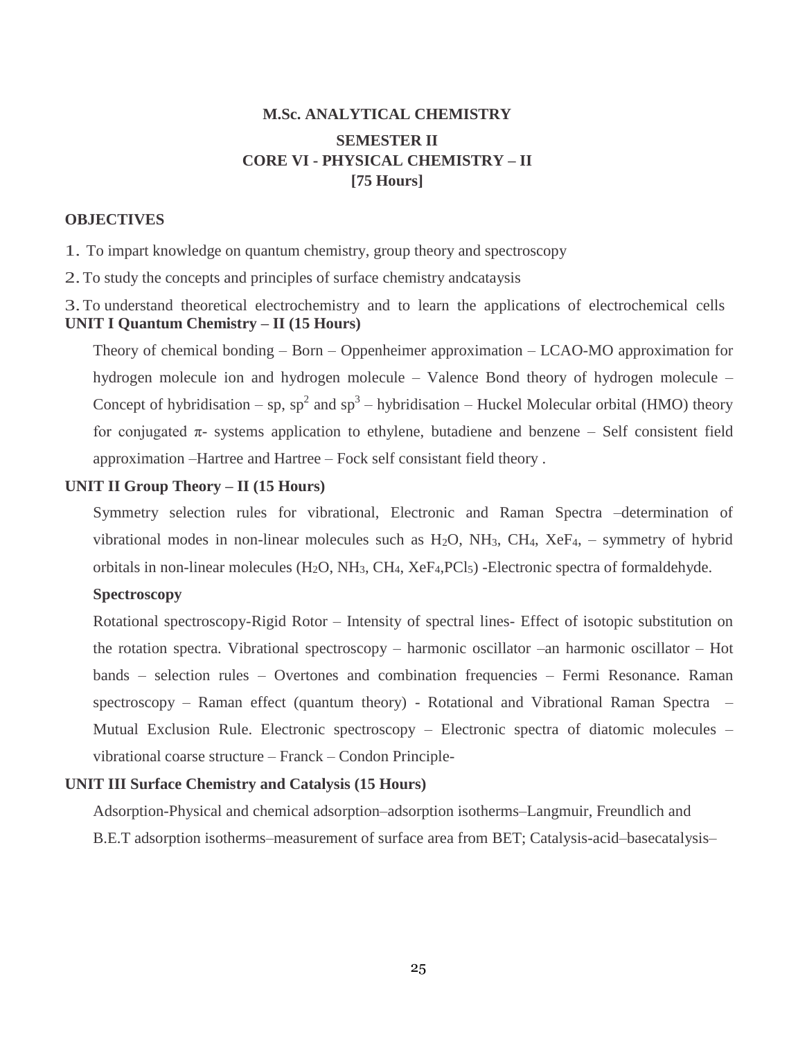# M.Sc. ANALYTICAL CHEMISTRY

## SEMESTER II

## CORE VI - PHYSICAL CHEMISTRY – II

## [75 Hours]

**OBJECTIVES**

1. To impart knowledge on quantum chemistry, group theory and spectroscopy
2. To study the concepts and principles of surface chemistry andcataysis
3. To understand theoretical electrochemistry and to learn the applications of electrochemical cells

**UNIT I Quantum Chemistry – II (15 Hours)**

Theory of chemical bonding – Born – Oppenheimer approximation – LCAO-MO approximation for hydrogen molecule ion and hydrogen molecule – Valence Bond theory of hydrogen molecule – Concept of hybridisation – sp, $sp^2$ and $sp^3$ – hybridisation – Huckel Molecular orbital (HMO) theory for conjugated $\pi$- systems application to ethylene, butadiene and benzene – Self consistent field approximation –Hartree and Hartree – Fock self consistant field theory .

**UNIT II Group Theory – II (15 Hours)**

Symmetry selection rules for vibrational, Electronic and Raman Spectra –determination of vibrational modes in non-linear molecules such as $H_2O$, $NH_3$, $CH_4$, $XeF_4$, – symmetry of hybrid orbitals in non-linear molecules ($H_2O$, $NH_3$, $CH_4$, $XeF_4$,$PCl_5$) -Electronic spectra of formaldehyde.

**Spectroscopy**

Rotational spectroscopy-Rigid Rotor – Intensity of spectral lines- Effect of isotopic substitution on the rotation spectra. Vibrational spectroscopy – harmonic oscillator –an harmonic oscillator – Hot bands – selection rules – Overtones and combination frequencies – Fermi Resonance. Raman spectroscopy – Raman effect (quantum theory) - Rotational and Vibrational Raman Spectra – Mutual Exclusion Rule. Electronic spectroscopy – Electronic spectra of diatomic molecules – vibrational coarse structure – Franck – Condon Principle-

**UNIT III Surface Chemistry and Catalysis (15 Hours)**

Adsorption-Physical and chemical adsorption–adsorption isotherms–Langmuir, Freundlich and B.E.T adsorption isotherms–measurement of surface area from BET; Catalysis-acid–basecatalysis–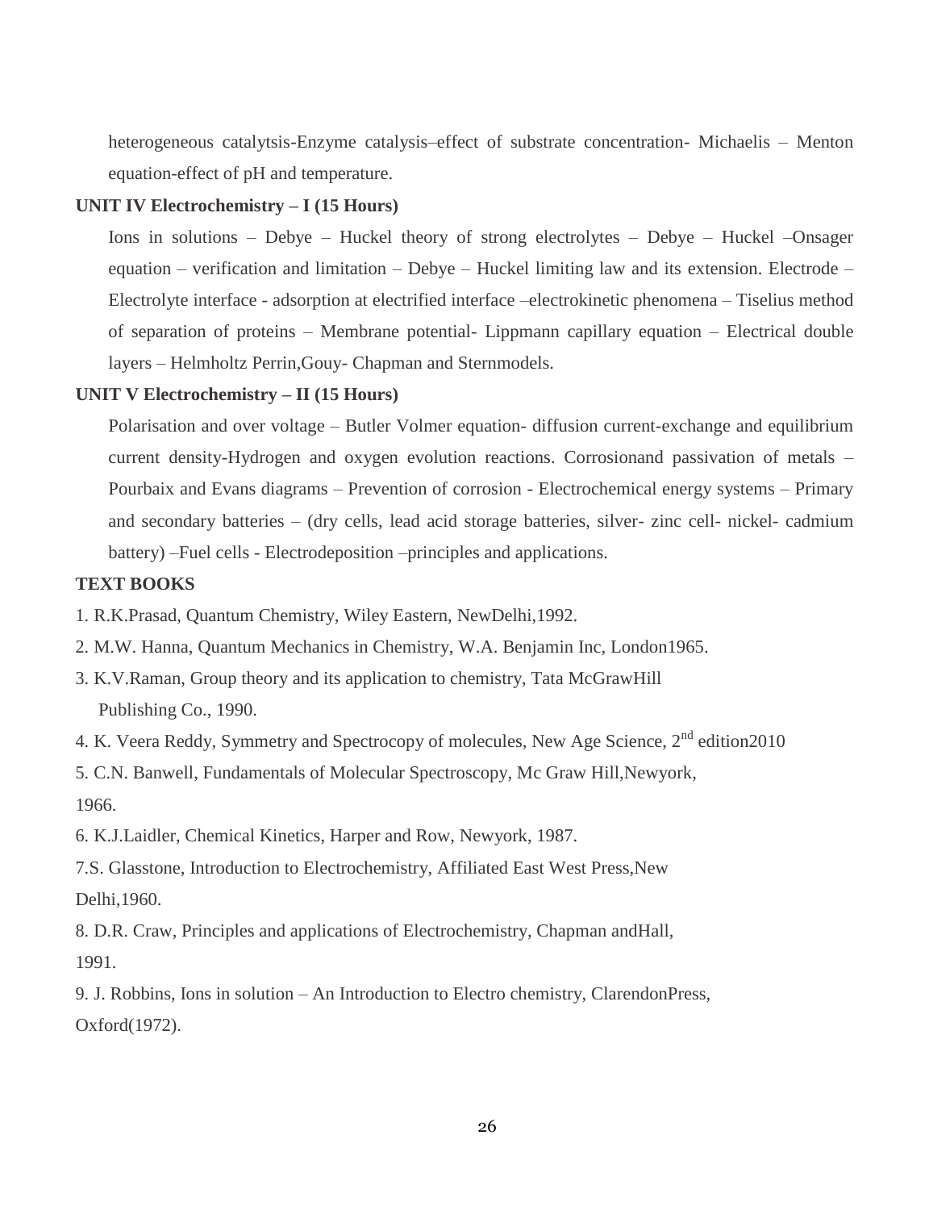heterogeneous catalytsis-Enzyme catalysis–effect of substrate concentration- Michaelis – Menton equation-effect of pH and temperature.

**UNIT IV Electrochemistry – I (15 Hours)**

Ions in solutions – Debye – Huckel theory of strong electrolytes – Debye – Huckel –Onsager equation – verification and limitation – Debye – Huckel limiting law and its extension. Electrode – Electrolyte interface - adsorption at electrified interface –electrokinetic phenomena – Tiselius method of separation of proteins – Membrane potential- Lippmann capillary equation – Electrical double layers – Helmholtz Perrin,Gouy- Chapman and Sternmodels.

**UNIT V Electrochemistry – II (15 Hours)**

Polarisation and over voltage – Butler Volmer equation- diffusion current-exchange and equilibrium current density-Hydrogen and oxygen evolution reactions. Corrosionand passivation of metals – Pourbaix and Evans diagrams – Prevention of corrosion - Electrochemical energy systems – Primary and secondary batteries – (dry cells, lead acid storage batteries, silver- zinc cell- nickel- cadmium battery) –Fuel cells - Electrodeposition –principles and applications.

**TEXT BOOKS**

1. R.K.Prasad, Quantum Chemistry, Wiley Eastern, NewDelhi,1992.
2. M.W. Hanna, Quantum Mechanics in Chemistry, W.A. Benjamin Inc, London1965.
3. K.V.Raman, Group theory and its application to chemistry, Tata McGrawHill Publishing Co., 1990.
4. K. Veera Reddy, Symmetry and Spectrocopy of molecules, New Age Science, 2nd edition2010
5. C.N. Banwell, Fundamentals of Molecular Spectroscopy, Mc Graw Hill,Newyork, 1966.
6. K.J.Laidler, Chemical Kinetics, Harper and Row, Newyork, 1987.
7. S. Glasstone, Introduction to Electrochemistry, Affiliated East West Press,New Delhi,1960.
8. D.R. Craw, Principles and applications of Electrochemistry, Chapman andHall, 1991.
9. J. Robbins, Ions in solution – An Introduction to Electro chemistry, ClarendonPress, Oxford(1972).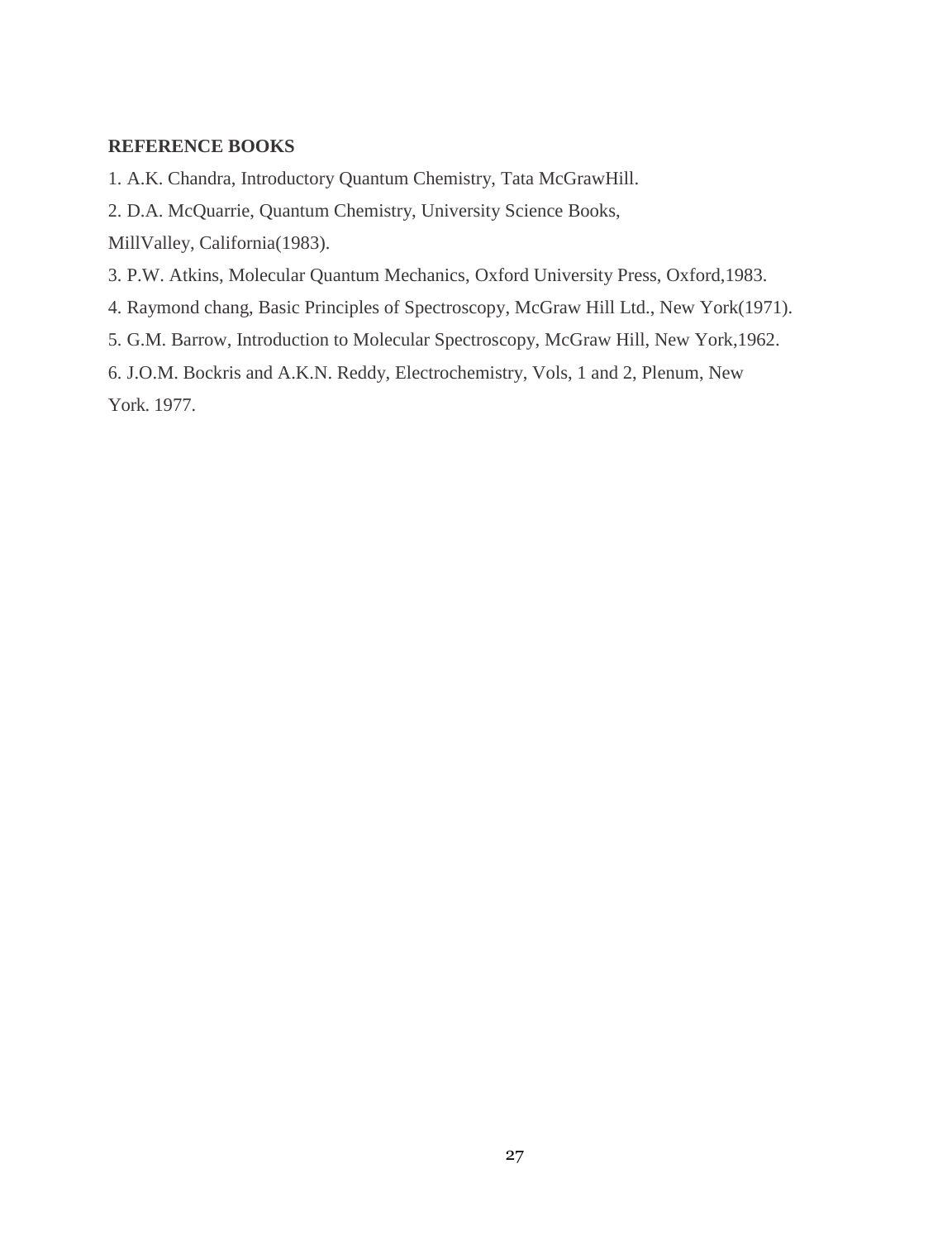**REFERENCE BOOKS**

1. A.K. Chandra, Introductory Quantum Chemistry, Tata McGrawHill.
2. D.A. McQuarrie, Quantum Chemistry, University Science Books, MillValley, California(1983).
3. P.W. Atkins, Molecular Quantum Mechanics, Oxford University Press, Oxford,1983.
4. Raymond chang, Basic Principles of Spectroscopy, McGraw Hill Ltd., New York(1971).
5. G.M. Barrow, Introduction to Molecular Spectroscopy, McGraw Hill, New York,1962.
6. J.O.M. Bockris and A.K.N. Reddy, Electrochemistry, Vols, 1 and 2, Plenum, New York. 1977.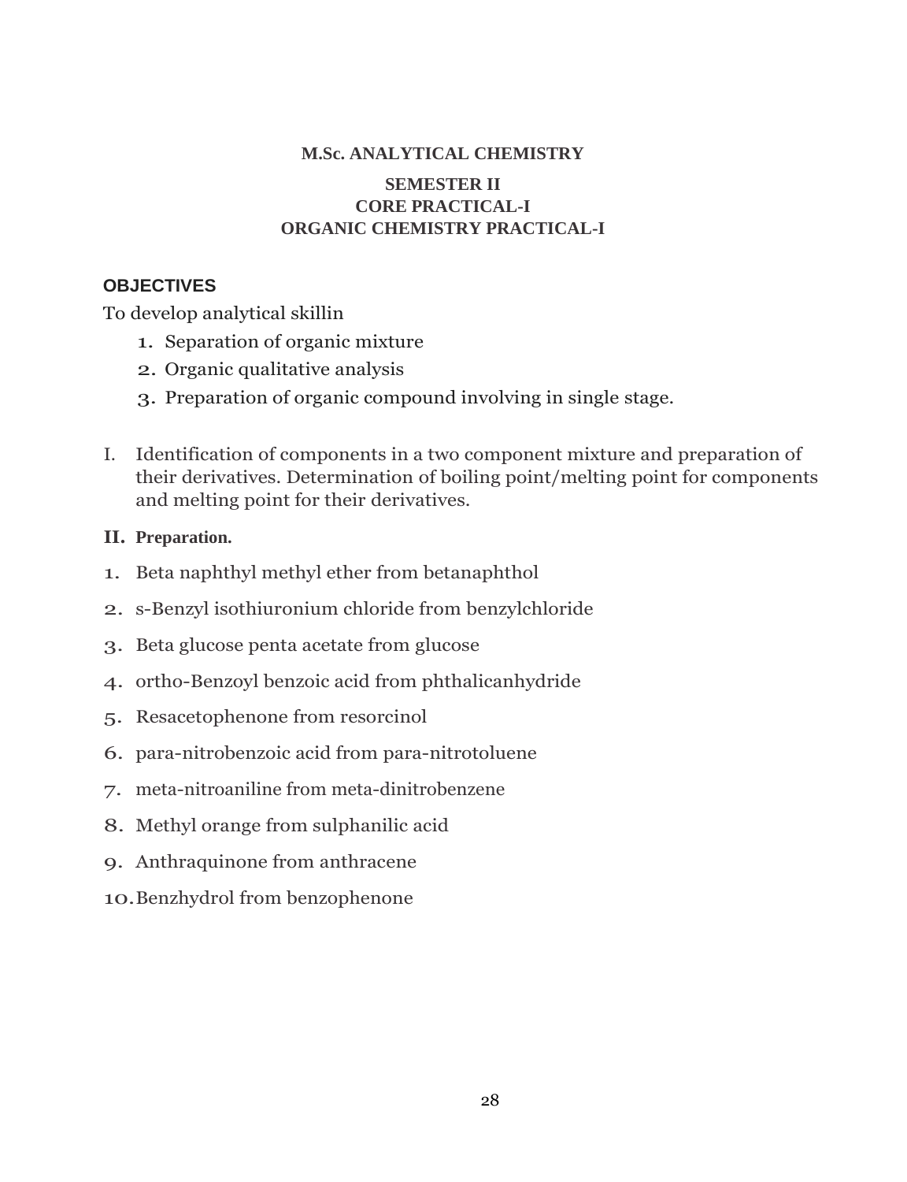**M.Sc. ANALYTICAL CHEMISTRY**

**SEMESTER II**
**CORE PRACTICAL-I**
**ORGANIC CHEMISTRY PRACTICAL-I**

## OBJECTIVES

To develop analytical skillin

1. Separation of organic mixture
2. Organic qualitative analysis
3. Preparation of organic compound involving in single stage.

I. Identification of components in a two component mixture and preparation of their derivatives. Determination of boiling point/melting point for components and melting point for their derivatives.

**II. Preparation.**

1. Beta naphthyl methyl ether from betanaphthol
2. s-Benzyl isothiuronium chloride from benzylchloride
3. Beta glucose penta acetate from glucose
4. ortho-Benzoyl benzoic acid from phthalicanhydride
5. Resacetophenone from resorcinol
6. para-nitrobenzoic acid from para-nitrotoluene
7. meta-nitroaniline from meta-dinitrobenzene
8. Methyl orange from sulphanilic acid
9. Anthraquinone from anthracene
10. Benzhydrol from benzophenone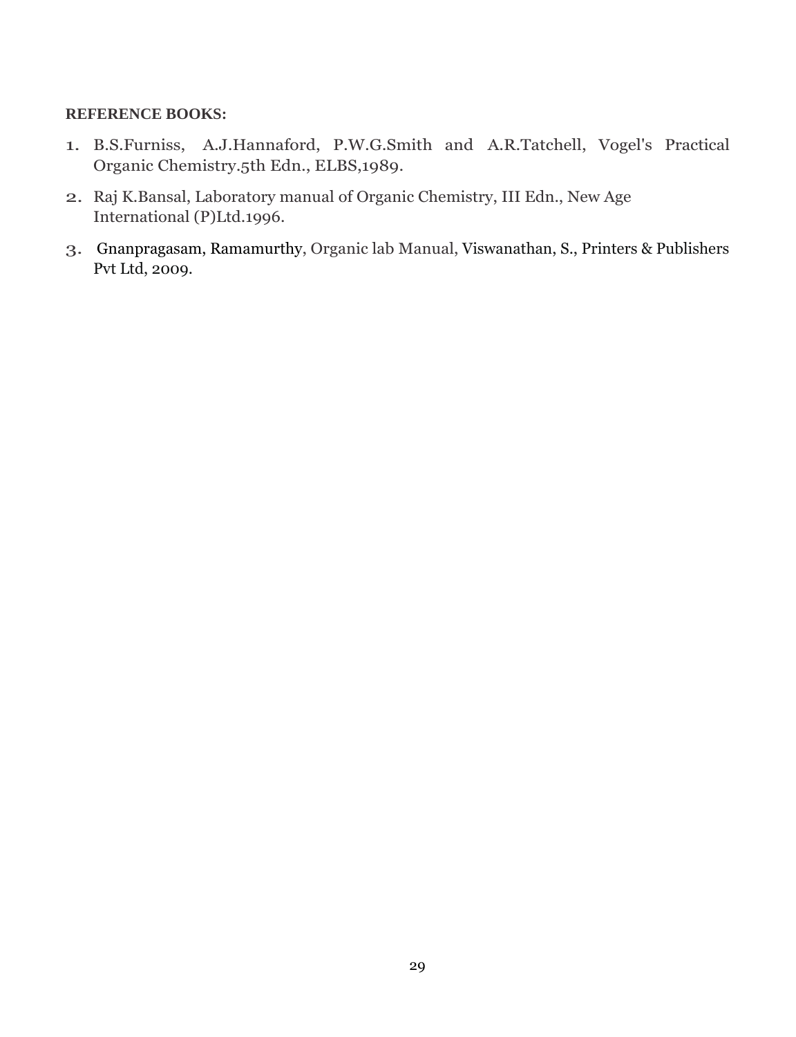**REFERENCE BOOKS:**

1. B.S.Furniss, A.J.Hannaford, P.W.G.Smith and A.R.Tatchell, Vogel's Practical Organic Chemistry.5th Edn., ELBS,1989.
2. Raj K.Bansal, Laboratory manual of Organic Chemistry, III Edn., New Age International (P)Ltd.1996.
3. Gnanpragasam, Ramamurthy, Organic lab Manual, Viswanathan, S., Printers & Publishers Pvt Ltd, 2009.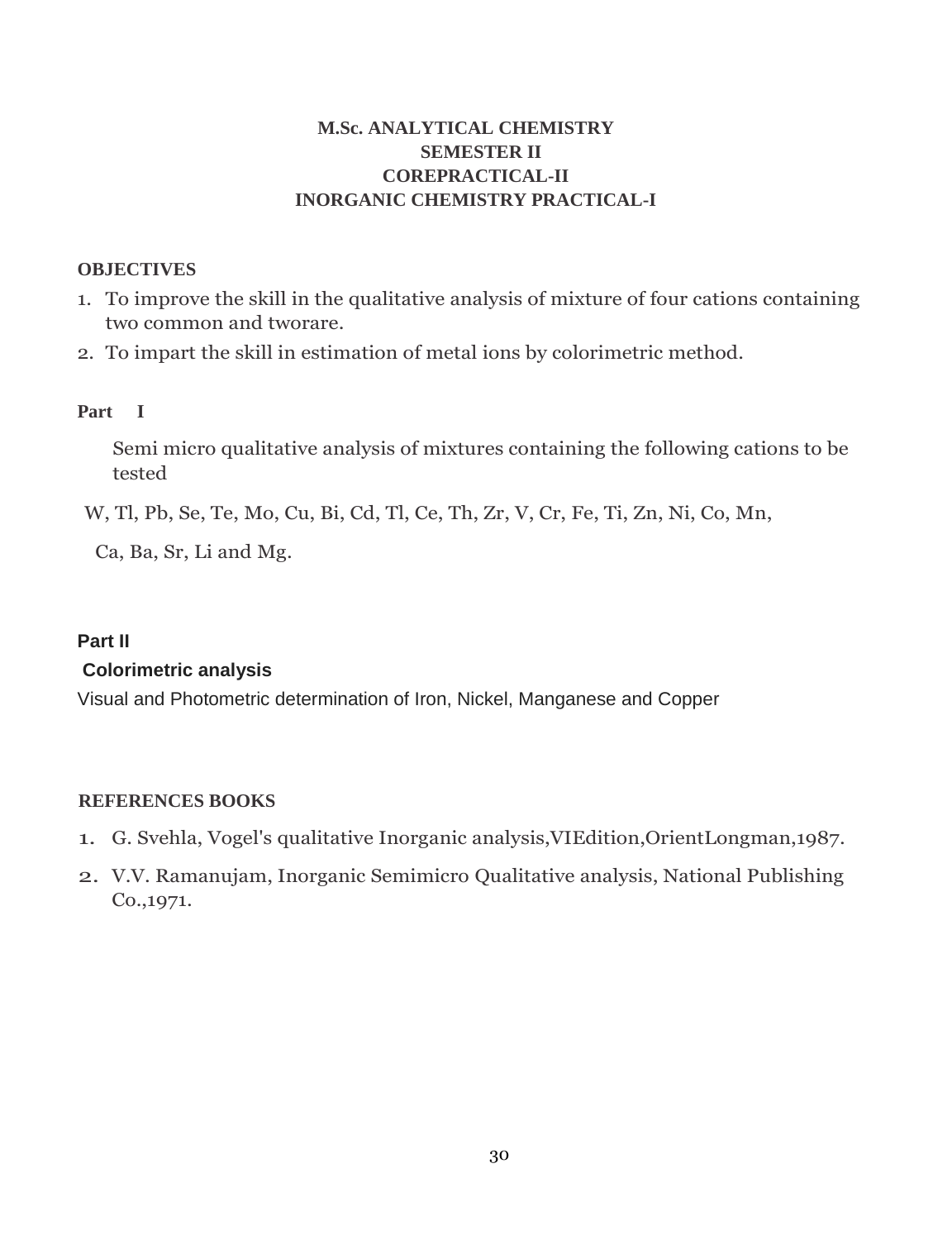# M.Sc. ANALYTICAL CHEMISTRY
## SEMESTER II
## COREPRACTICAL-II
## INORGANIC CHEMISTRY PRACTICAL-I

**OBJECTIVES**

1. To improve the skill in the qualitative analysis of mixture of four cations containing two common and tworare.
2. To impart the skill in estimation of metal ions by colorimetric method.

**Part I**

Semi micro qualitative analysis of mixtures containing the following cations to be tested

W, Tl, Pb, Se, Te, Mo, Cu, Bi, Cd, Tl, Ce, Th, Zr, V, Cr, Fe, Ti, Zn, Ni, Co, Mn,

Ca, Ba, Sr, Li and Mg.

**Part II**

**Colorimetric analysis**

Visual and Photometric determination of Iron, Nickel, Manganese and Copper

**REFERENCES BOOKS**

1. G. Svehla, Vogel's qualitative Inorganic analysis,VIEdition,OrientLongman,1987.
2. V.V. Ramanujam, Inorganic Semimicro Qualitative analysis, National Publishing Co.,1971.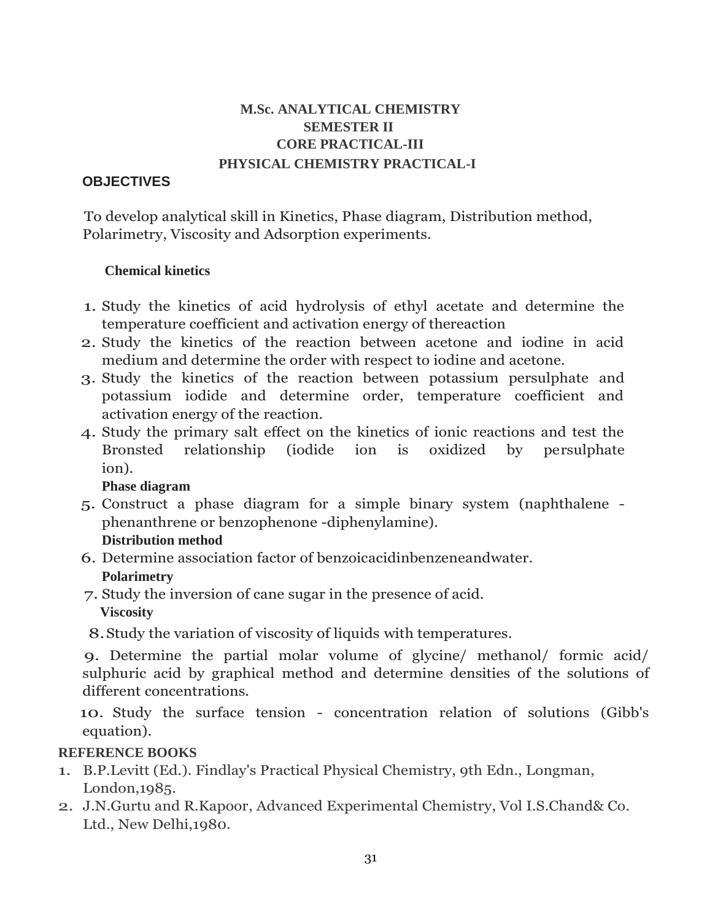## M.Sc. ANALYTICAL CHEMISTRY
## SEMESTER II
## CORE PRACTICAL-III
## PHYSICAL CHEMISTRY PRACTICAL-I

### OBJECTIVES

To develop analytical skill in Kinetics, Phase diagram, Distribution method, Polarimetry, Viscosity and Adsorption experiments.

**Chemical kinetics**

1. Study the kinetics of acid hydrolysis of ethyl acetate and determine the temperature coefficient and activation energy of thereaction
2. Study the kinetics of the reaction between acetone and iodine in acid medium and determine the order with respect to iodine and acetone.
3. Study the kinetics of the reaction between potassium persulphate and potassium iodide and determine order, temperature coefficient and activation energy of the reaction.
4. Study the primary salt effect on the kinetics of ionic reactions and test the Bronsted relationship (iodide ion is oxidized by persulphate ion).

**Phase diagram**

5. Construct a phase diagram for a simple binary system (naphthalene - phenanthrene or benzophenone -diphenylamine).

**Distribution method**

6. Determine association factor of benzoicacidinbenzeneandwater.

**Polarimetry**

7. Study the inversion of cane sugar in the presence of acid.

**Viscosity**

8. Study the variation of viscosity of liquids with temperatures.
9. Determine the partial molar volume of glycine/ methanol/ formic acid/ sulphuric acid by graphical method and determine densities of the solutions of different concentrations.
10. Study the surface tension - concentration relation of solutions (Gibb's equation).

### REFERENCE BOOKS

1. B.P.Levitt (Ed.). Findlay's Practical Physical Chemistry, 9th Edn., Longman, London,1985.
2. J.N.Gurtu and R.Kapoor, Advanced Experimental Chemistry, Vol I.S.Chand& Co. Ltd., New Delhi,1980.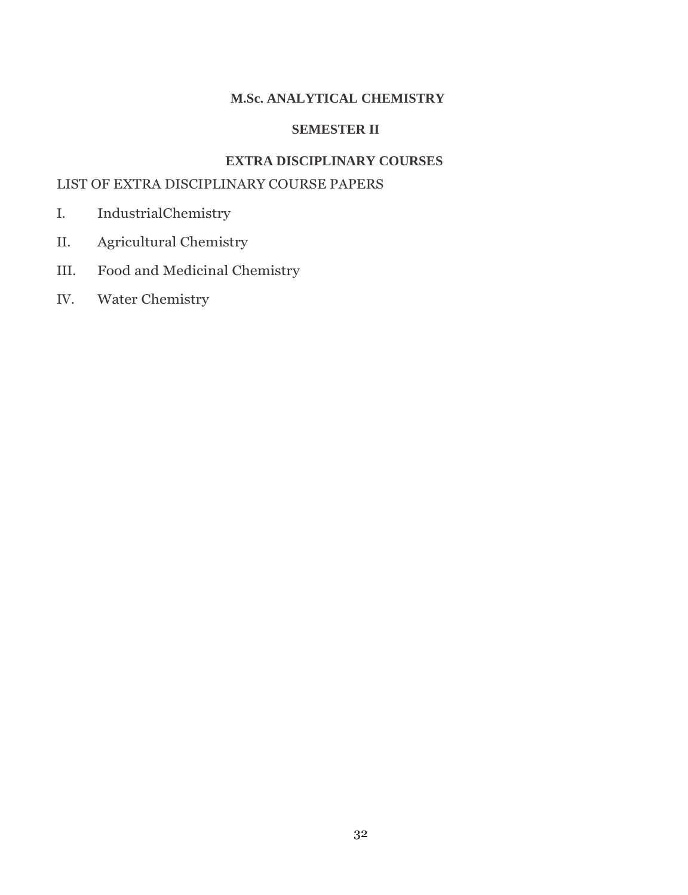# M.Sc. ANALYTICAL CHEMISTRY

## SEMESTER II

## EXTRA DISCIPLINARY COURSES

LIST OF EXTRA DISCIPLINARY COURSE PAPERS

I. IndustrialChemistry

II. Agricultural Chemistry

III. Food and Medicinal Chemistry

IV. Water Chemistry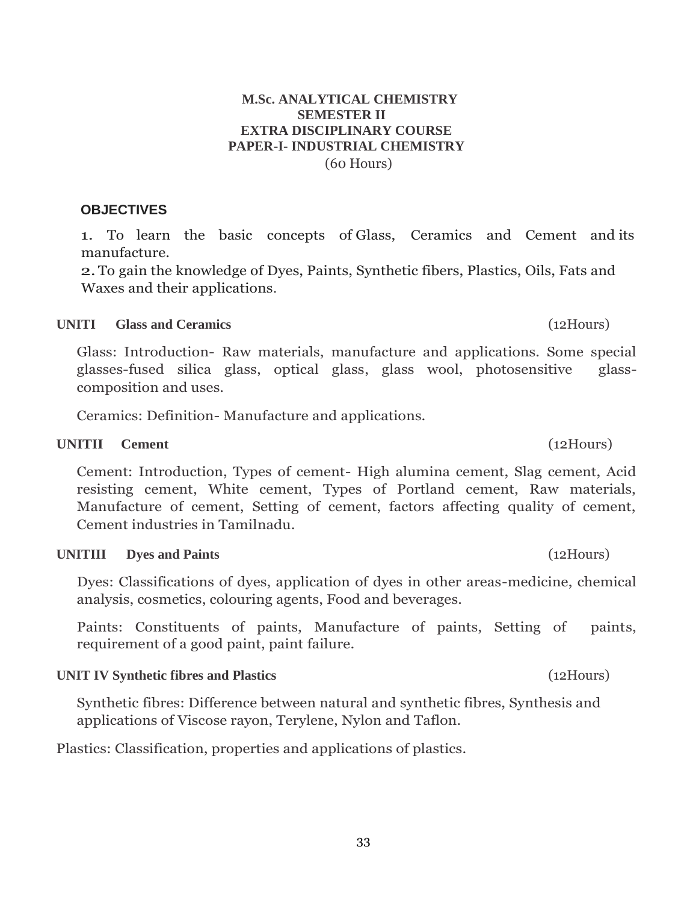**M.Sc. ANALYTICAL CHEMISTRY**
**SEMESTER II**
**EXTRA DISCIPLINARY COURSE**
**PAPER-I- INDUSTRIAL CHEMISTRY**
(60 Hours)

## OBJECTIVES

1. To learn the basic concepts of Glass, Ceramics and Cement and its manufacture.
2. To gain the knowledge of Dyes, Paints, Synthetic fibers, Plastics, Oils, Fats and Waxes and their applications.

**UNITI Glass and Ceramics** (12Hours)

Glass: Introduction- Raw materials, manufacture and applications. Some special glasses-fused silica glass, optical glass, glass wool, photosensitive glass-composition and uses.

Ceramics: Definition- Manufacture and applications.

**UNITII Cement** (12Hours)

Cement: Introduction, Types of cement- High alumina cement, Slag cement, Acid resisting cement, White cement, Types of Portland cement, Raw materials, Manufacture of cement, Setting of cement, factors affecting quality of cement, Cement industries in Tamilnadu.

**UNITIII Dyes and Paints** (12Hours)

Dyes: Classifications of dyes, application of dyes in other areas-medicine, chemical analysis, cosmetics, colouring agents, Food and beverages.

Paints: Constituents of paints, Manufacture of paints, Setting of paints, requirement of a good paint, paint failure.

**UNIT IV Synthetic fibres and Plastics** (12Hours)

Synthetic fibres: Difference between natural and synthetic fibres, Synthesis and applications of Viscose rayon, Terylene, Nylon and Taflon.

Plastics: Classification, properties and applications of plastics.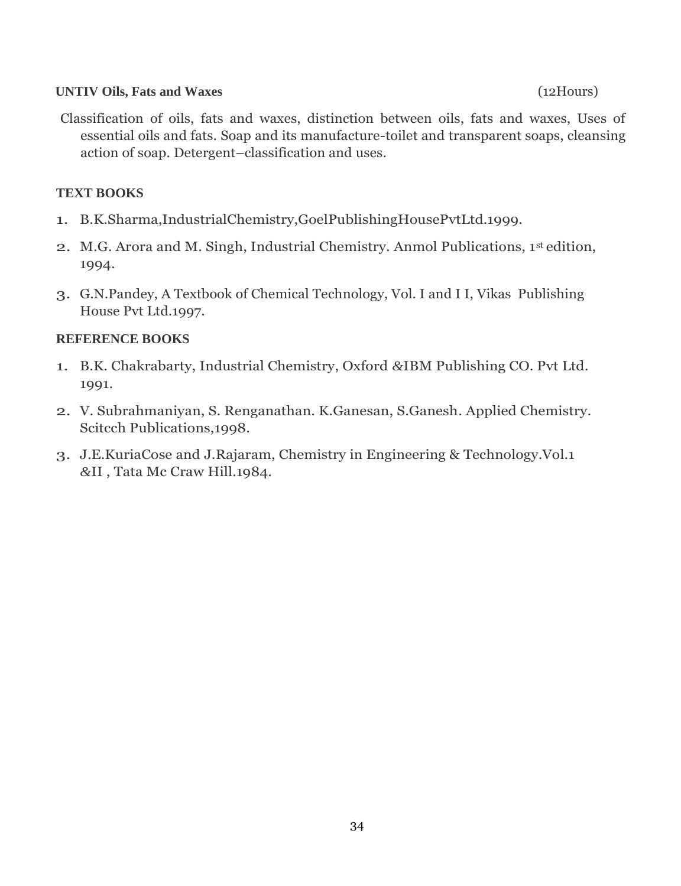**UNTIV Oils, Fats and Waxes** (12Hours)

Classification of oils, fats and waxes, distinction between oils, fats and waxes, Uses of essential oils and fats. Soap and its manufacture-toilet and transparent soaps, cleansing action of soap. Detergent–classification and uses.

**TEXT BOOKS**

1. B.K.Sharma,IndustrialChemistry,GoelPublishingHousePvtLtd.1999.
2. M.G. Arora and M. Singh, Industrial Chemistry. Anmol Publications, 1st edition, 1994.
3. G.N.Pandey, A Textbook of Chemical Technology, Vol. I and I I, Vikas Publishing House Pvt Ltd.1997.

**REFERENCE BOOKS**

1. B.K. Chakrabarty, Industrial Chemistry, Oxford &IBM Publishing CO. Pvt Ltd. 1991.
2. V. Subrahmaniyan, S. Renganathan. K.Ganesan, S.Ganesh. Applied Chemistry. Scitcch Publications,1998.
3. J.E.KuriaCose and J.Rajaram, Chemistry in Engineering & Technology.Vol.1 &II , Tata Mc Craw Hill.1984.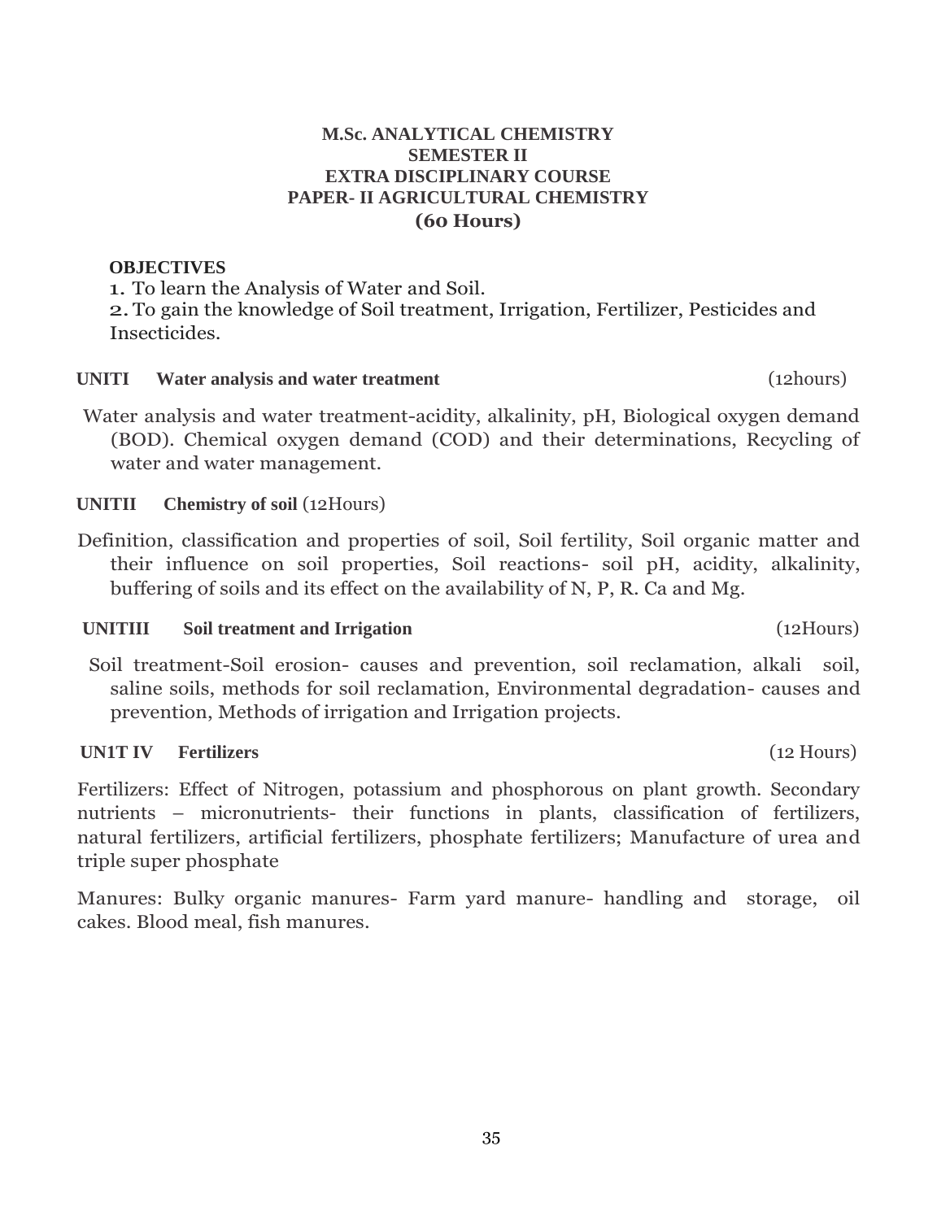# M.Sc. ANALYTICAL CHEMISTRY
## SEMESTER II
## EXTRA DISCIPLINARY COURSE
## PAPER- II AGRICULTURAL CHEMISTRY
## (60 Hours)

**OBJECTIVES**

1. To learn the Analysis of Water and Soil.
2. To gain the knowledge of Soil treatment, Irrigation, Fertilizer, Pesticides and Insecticides.

**UNITI Water analysis and water treatment** (12hours)

Water analysis and water treatment-acidity, alkalinity, pH, Biological oxygen demand (BOD). Chemical oxygen demand (COD) and their determinations, Recycling of water and water management.

**UNITII Chemistry of soil** (12Hours)

Definition, classification and properties of soil, Soil fertility, Soil organic matter and their influence on soil properties, Soil reactions- soil pH, acidity, alkalinity, buffering of soils and its effect on the availability of N, P, R. Ca and Mg.

**UNITIII Soil treatment and Irrigation** (12Hours)

Soil treatment-Soil erosion- causes and prevention, soil reclamation, alkali soil, saline soils, methods for soil reclamation, Environmental degradation- causes and prevention, Methods of irrigation and Irrigation projects.

**UN1T IV Fertilizers** (12 Hours)

Fertilizers: Effect of Nitrogen, potassium and phosphorous on plant growth. Secondary nutrients – micronutrients- their functions in plants, classification of fertilizers, natural fertilizers, artificial fertilizers, phosphate fertilizers; Manufacture of urea and triple super phosphate

Manures: Bulky organic manures- Farm yard manure- handling and storage, oil cakes. Blood meal, fish manures.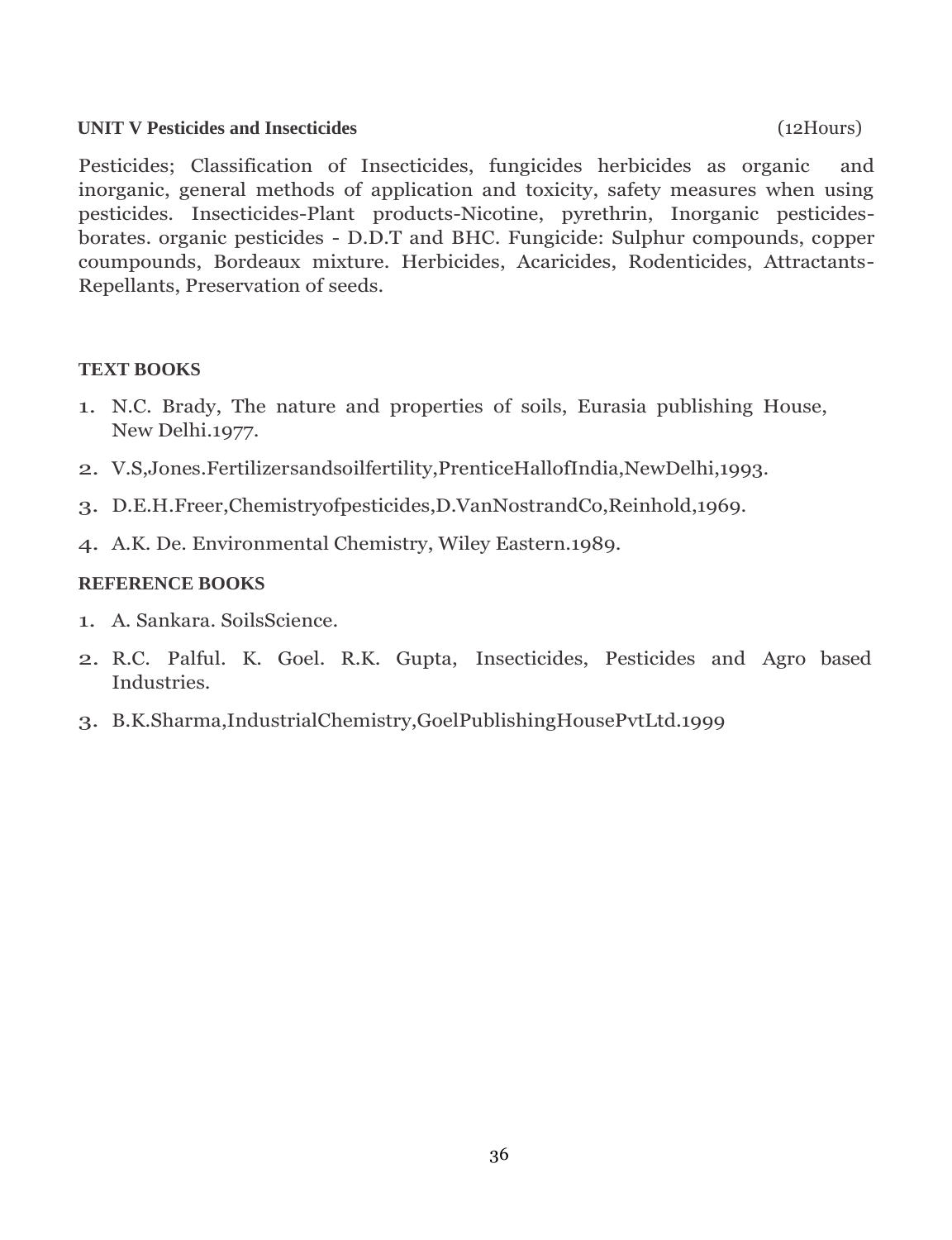**UNIT V Pesticides and Insecticides** (12Hours)

Pesticides; Classification of Insecticides, fungicides herbicides as organic and inorganic, general methods of application and toxicity, safety measures when using pesticides. Insecticides-Plant products-Nicotine, pyrethrin, Inorganic pesticides-borates. organic pesticides - D.D.T and BHC. Fungicide: Sulphur compounds, copper coumpounds, Bordeaux mixture. Herbicides, Acaricides, Rodenticides, Attractants-Repellants, Preservation of seeds.

**TEXT BOOKS**

1. N.C. Brady, The nature and properties of soils, Eurasia publishing House, New Delhi.1977.
2. V.S,Jones.Fertilizersandsoilfertility,PrenticeHallofIndia,NewDelhi,1993.
3. D.E.H.Freer,Chemistryofpesticides,D.VanNostrandCo,Reinhold,1969.
4. A.K. De. Environmental Chemistry, Wiley Eastern.1989.

**REFERENCE BOOKS**

1. A. Sankara. SoilsScience.
2. R.C. Palful. K. Goel. R.K. Gupta, Insecticides, Pesticides and Agro based Industries.
3. B.K.Sharma,IndustrialChemistry,GoelPublishingHousePvtLtd.1999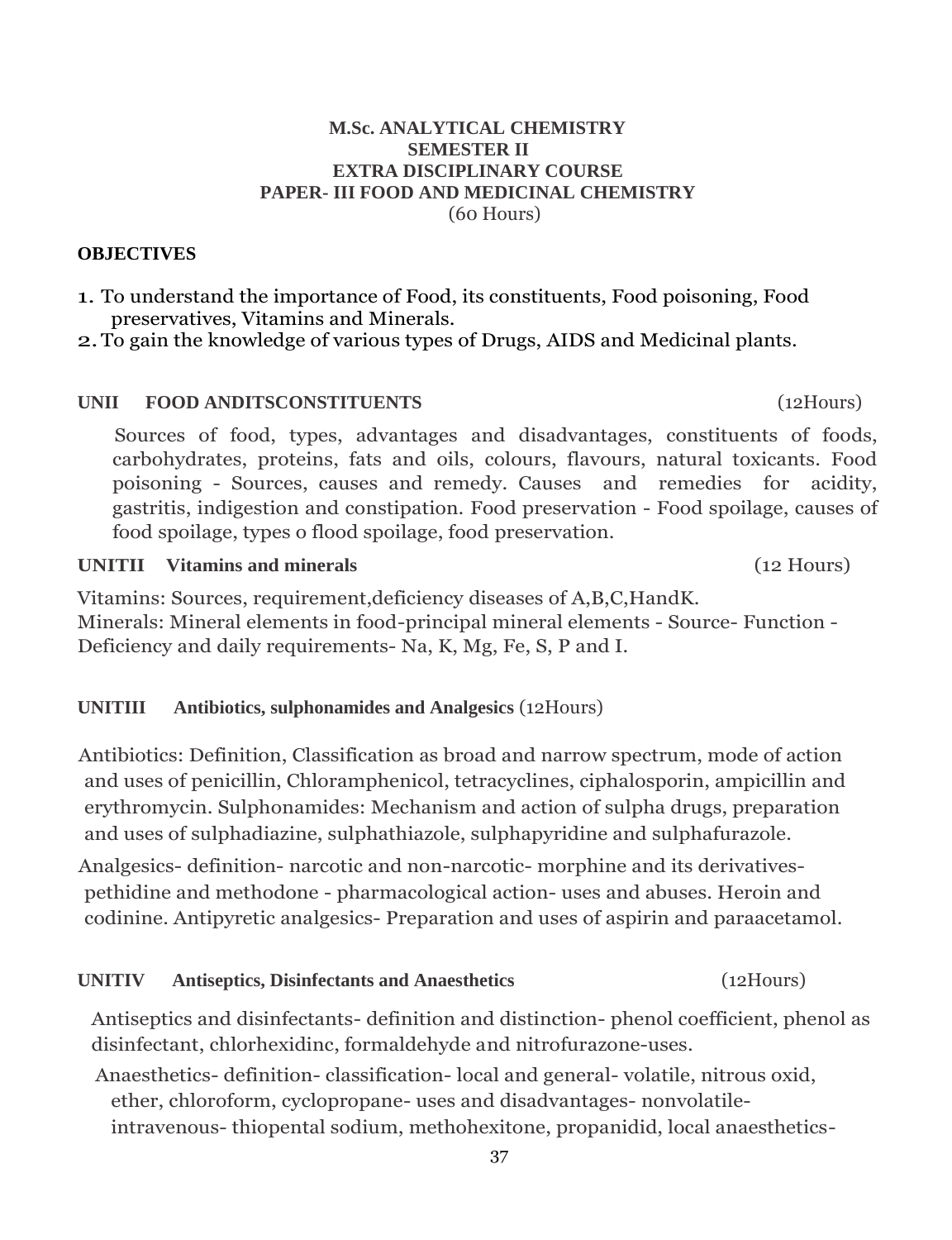**M.Sc. ANALYTICAL CHEMISTRY**
**SEMESTER II**
**EXTRA DISCIPLINARY COURSE**
**PAPER- III FOOD AND MEDICINAL CHEMISTRY**
(60 Hours)

**OBJECTIVES**

1. To understand the importance of Food, its constituents, Food poisoning, Food preservatives, Vitamins and Minerals.
2. To gain the knowledge of various types of Drugs, AIDS and Medicinal plants.

**UNII FOOD ANDITSCONSTITUENTS** (12Hours)

Sources of food, types, advantages and disadvantages, constituents of foods, carbohydrates, proteins, fats and oils, colours, flavours, natural toxicants. Food poisoning - Sources, causes and remedy. Causes and remedies for acidity, gastritis, indigestion and constipation. Food preservation - Food spoilage, causes of food spoilage, types o flood spoilage, food preservation.

**UNITII Vitamins and minerals** (12 Hours)

Vitamins: Sources, requirement,deficiency diseases of A,B,C,HandK.
Minerals: Mineral elements in food-principal mineral elements - Source- Function - Deficiency and daily requirements- Na, K, Mg, Fe, S, P and I.

**UNITIII Antibiotics, sulphonamides and Analgesics** (12Hours)

Antibiotics: Definition, Classification as broad and narrow spectrum, mode of action and uses of penicillin, Chloramphenicol, tetracyclines, ciphalosporin, ampicillin and erythromycin. Sulphonamides: Mechanism and action of sulpha drugs, preparation and uses of sulphadiazine, sulphathiazole, sulphapyridine and sulphafurazole.

Analgesics- definition- narcotic and non-narcotic- morphine and its derivatives- pethidine and methodone - pharmacological action- uses and abuses. Heroin and codinine. Antipyretic analgesics- Preparation and uses of aspirin and paraacetamol.

**UNITIV Antiseptics, Disinfectants and Anaesthetics** (12Hours)

Antiseptics and disinfectants- definition and distinction- phenol coefficient, phenol as disinfectant, chlorhexidinc, formaldehyde and nitrofurazone-uses.

Anaesthetics- definition- classification- local and general- volatile, nitrous oxid, ether, chloroform, cyclopropane- uses and disadvantages- nonvolatile- intravenous- thiopental sodium, methohexitone, propanidid, local anaesthetics-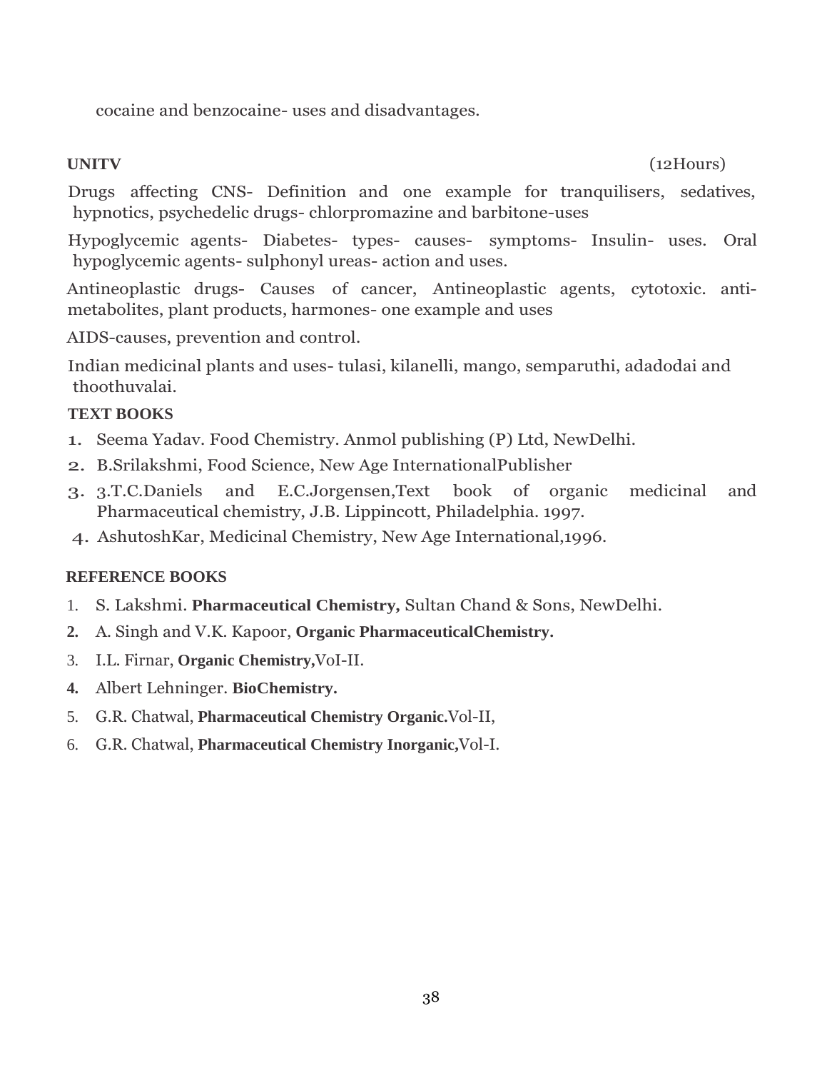cocaine and benzocaine- uses and disadvantages.

**UNITV** (12Hours)

Drugs affecting CNS- Definition and one example for tranquilisers, sedatives, hypnotics, psychedelic drugs- chlorpromazine and barbitone-uses

Hypoglycemic agents- Diabetes- types- causes- symptoms- Insulin- uses. Oral hypoglycemic agents- sulphonyl ureas- action and uses.

Antineoplastic drugs- Causes of cancer, Antineoplastic agents, cytotoxic. anti-metabolites, plant products, harmones- one example and uses

AIDS-causes, prevention and control.

Indian medicinal plants and uses- tulasi, kilanelli, mango, semparuthi, adadodai and thoothuvalai.

**TEXT BOOKS**

1. Seema Yadav. Food Chemistry. Anmol publishing (P) Ltd, NewDelhi.
2. B.Srilakshmi, Food Science, New Age InternationalPublisher
3. 3.T.C.Daniels and E.C.Jorgensen,Text book of organic medicinal and Pharmaceutical chemistry, J.B. Lippincott, Philadelphia. 1997.
4. AshutoshKar, Medicinal Chemistry, New Age International,1996.

**REFERENCE BOOKS**

1. S. Lakshmi. **Pharmaceutical Chemistry,** Sultan Chand & Sons, NewDelhi.
2. A. Singh and V.K. Kapoor, **Organic PharmaceuticalChemistry.**
3. I.L. Firnar, **Organic Chemistry,**VoI-II.
4. Albert Lehninger. **BioChemistry.**
5. G.R. Chatwal, **Pharmaceutical Chemistry Organic.**Vol-II,
6. G.R. Chatwal, **Pharmaceutical Chemistry Inorganic,**Vol-I.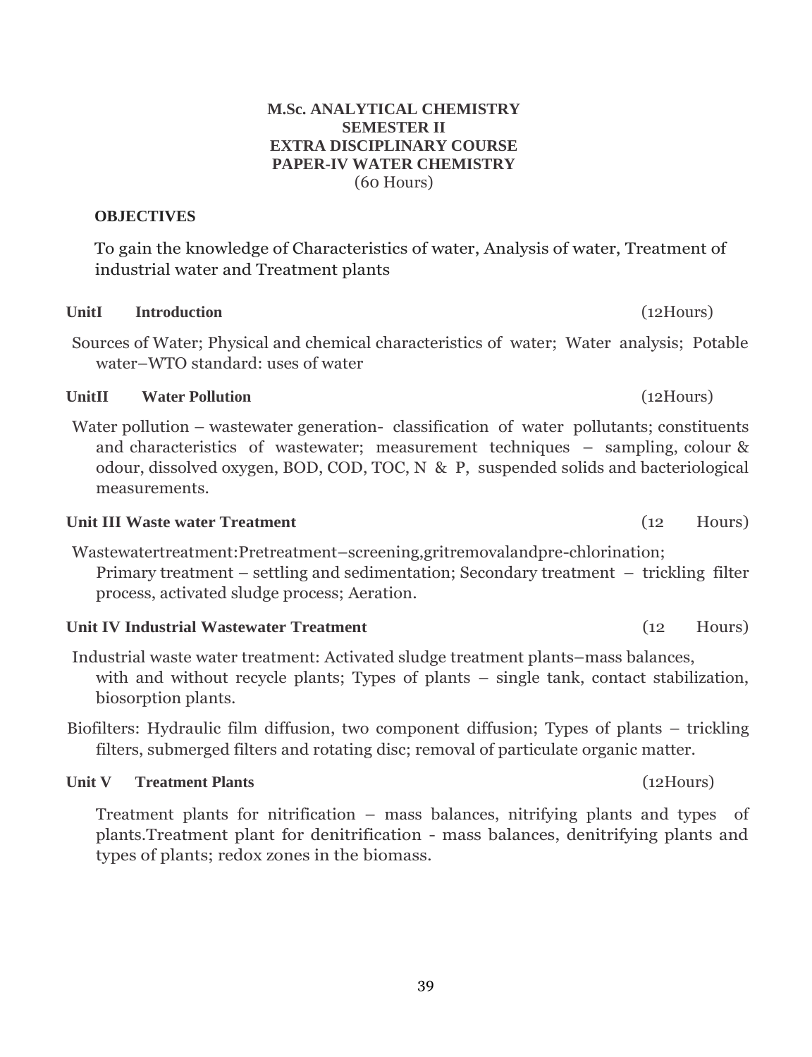**M.Sc. ANALYTICAL CHEMISTRY**
**SEMESTER II**
**EXTRA DISCIPLINARY COURSE**
**PAPER-IV WATER CHEMISTRY**
(60 Hours)

**OBJECTIVES**

To gain the knowledge of Characteristics of water, Analysis of water, Treatment of industrial water and Treatment plants

**UnitI Introduction** (12Hours)

Sources of Water; Physical and chemical characteristics of water; Water analysis; Potable water–WTO standard: uses of water

**UnitII Water Pollution** (12Hours)

Water pollution – wastewater generation- classification of water pollutants; constituents and characteristics of wastewater; measurement techniques – sampling, colour & odour, dissolved oxygen, BOD, COD, TOC, N & P, suspended solids and bacteriological measurements.

**Unit III Waste water Treatment** (12 Hours)

Wastewatertreatment:Pretreatment–screening,gritremovalandpre-chlorination; Primary treatment – settling and sedimentation; Secondary treatment – trickling filter process, activated sludge process; Aeration.

**Unit IV Industrial Wastewater Treatment** (12 Hours)

Industrial waste water treatment: Activated sludge treatment plants–mass balances, with and without recycle plants; Types of plants – single tank, contact stabilization, biosorption plants.

Biofilters: Hydraulic film diffusion, two component diffusion; Types of plants – trickling filters, submerged filters and rotating disc; removal of particulate organic matter.

**Unit V Treatment Plants** (12Hours)

Treatment plants for nitrification – mass balances, nitrifying plants and types of plants.Treatment plant for denitrification - mass balances, denitrifying plants and types of plants; redox zones in the biomass.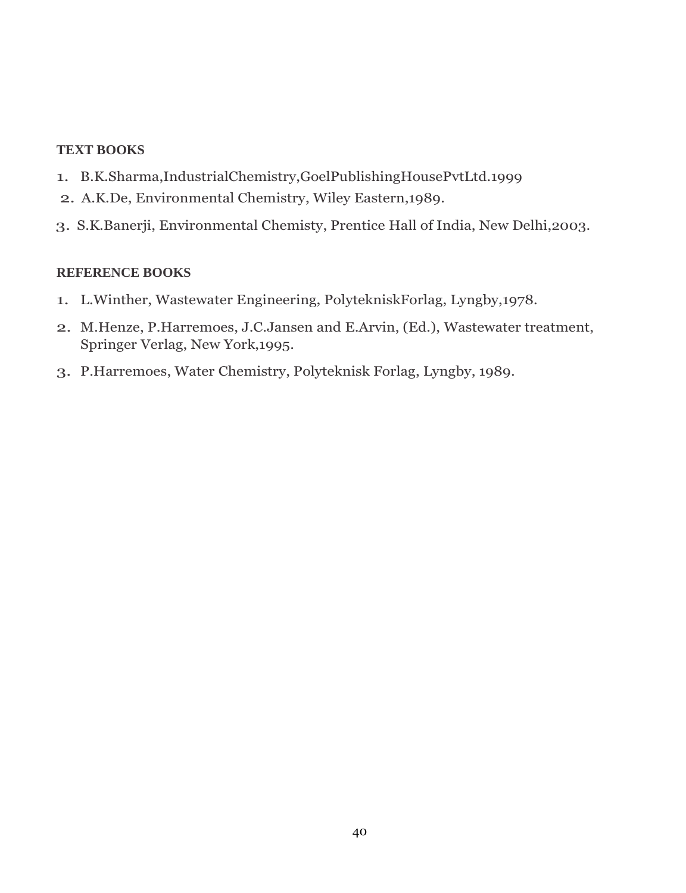**TEXT BOOKS**

1. B.K.Sharma,IndustrialChemistry,GoelPublishingHousePvtLtd.1999
2. A.K.De, Environmental Chemistry, Wiley Eastern,1989.
3. S.K.Banerji, Environmental Chemisty, Prentice Hall of India, New Delhi,2003.

**REFERENCE BOOKS**

1. L.Winther, Wastewater Engineering, PolyteknìskForlag, Lyngby,1978.
2. M.Henze, P.Harremoes, J.C.Jansen and E.Arvin, (Ed.), Wastewater treatment, Springer Verlag, New York,1995.
3. P.Harremoes, Water Chemistry, Polyteknisk Forlag, Lyngby, 1989.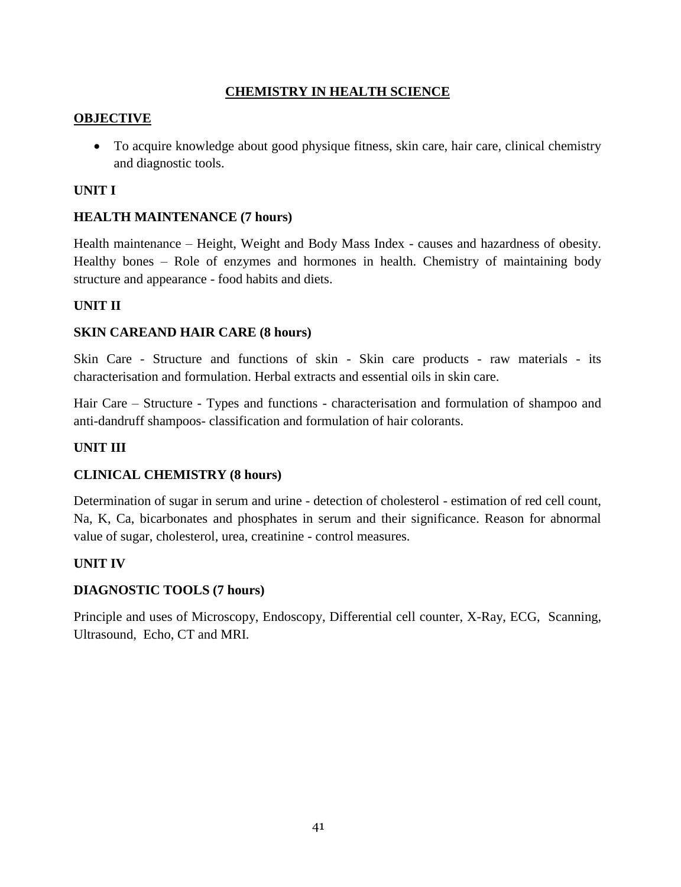# CHEMISTRY IN HEALTH SCIENCE

## OBJECTIVE

- To acquire knowledge about good physique fitness, skin care, hair care, clinical chemistry and diagnostic tools.

## UNIT I

### HEALTH MAINTENANCE (7 hours)

Health maintenance – Height, Weight and Body Mass Index - causes and hazardness of obesity. Healthy bones – Role of enzymes and hormones in health. Chemistry of maintaining body structure and appearance - food habits and diets.

## UNIT II

### SKIN CAREAND HAIR CARE (8 hours)

Skin Care - Structure and functions of skin - Skin care products - raw materials - its characterisation and formulation. Herbal extracts and essential oils in skin care.

Hair Care – Structure - Types and functions - characterisation and formulation of shampoo and anti-dandruff shampoos- classification and formulation of hair colorants.

## UNIT III

### CLINICAL CHEMISTRY (8 hours)

Determination of sugar in serum and urine - detection of cholesterol - estimation of red cell count, Na, K, Ca, bicarbonates and phosphates in serum and their significance. Reason for abnormal value of sugar, cholesterol, urea, creatinine - control measures.

## UNIT IV

### DIAGNOSTIC TOOLS (7 hours)

Principle and uses of Microscopy, Endoscopy, Differential cell counter, X-Ray, ECG, Scanning, Ultrasound, Echo, CT and MRI.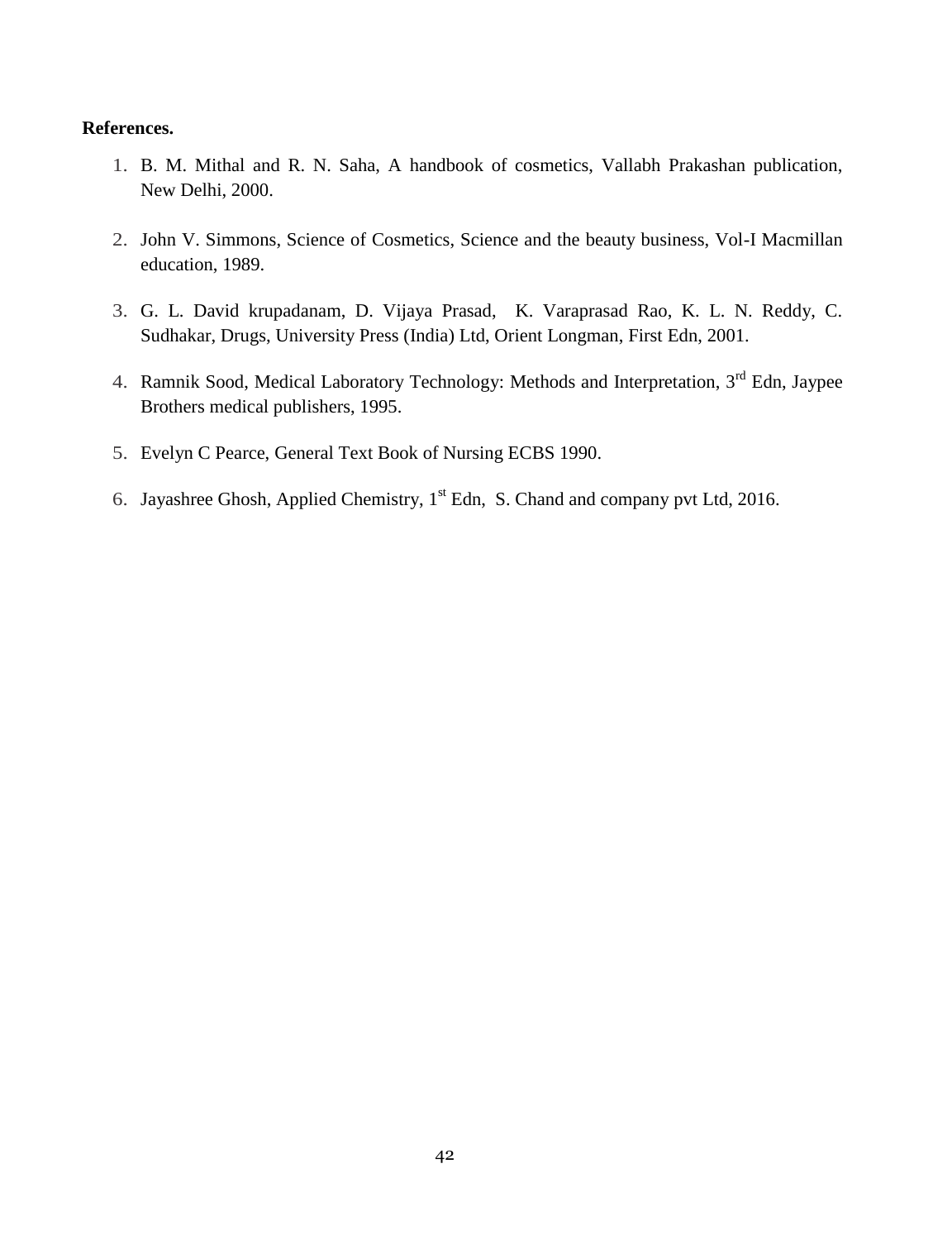**References.**

1. B. M. Mithal and R. N. Saha, A handbook of cosmetics, Vallabh Prakashan publication, New Delhi, 2000.

2. John V. Simmons, Science of Cosmetics, Science and the beauty business, Vol-I Macmillan education, 1989.

3. G. L. David krupadanam, D. Vijaya Prasad, K. Varaprasad Rao, K. L. N. Reddy, C. Sudhakar, Drugs, University Press (India) Ltd, Orient Longman, First Edn, 2001.

4. Ramnik Sood, Medical Laboratory Technology: Methods and Interpretation, 3rd Edn, Jaypee Brothers medical publishers, 1995.

5. Evelyn C Pearce, General Text Book of Nursing ECBS 1990.

6. Jayashree Ghosh, Applied Chemistry, 1st Edn, S. Chand and company pvt Ltd, 2016.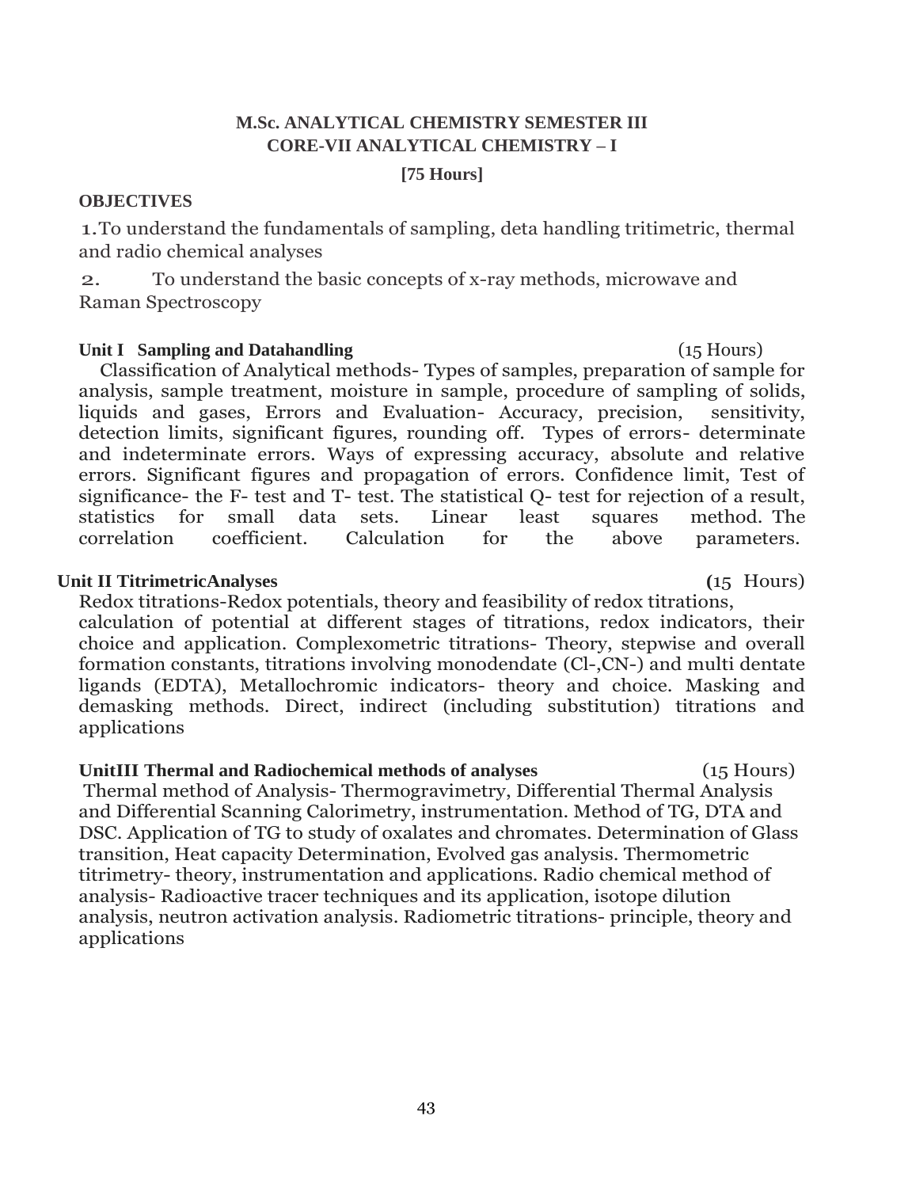## M.Sc. ANALYTICAL CHEMISTRY SEMESTER III
## CORE-VII ANALYTICAL CHEMISTRY – I

**[75 Hours]**

**OBJECTIVES**

1. To understand the fundamentals of sampling, deta handling tritimetric, thermal and radio chemical analyses

2. To understand the basic concepts of x-ray methods, microwave and Raman Spectroscopy

**Unit I Sampling and Datahandling** (15 Hours)

Classification of Analytical methods- Types of samples, preparation of sample for analysis, sample treatment, moisture in sample, procedure of sampling of solids, liquids and gases, Errors and Evaluation- Accuracy, precision, sensitivity, detection limits, significant figures, rounding off. Types of errors- determinate and indeterminate errors. Ways of expressing accuracy, absolute and relative errors. Significant figures and propagation of errors. Confidence limit, Test of significance- the F- test and T- test. The statistical Q- test for rejection of a result, statistics for small data sets. Linear least squares method. The correlation coefficient. Calculation for the above parameters.

**Unit II TitrimetricAnalyses** (15 Hours)

Redox titrations-Redox potentials, theory and feasibility of redox titrations, calculation of potential at different stages of titrations, redox indicators, their choice and application. Complexometric titrations- Theory, stepwise and overall formation constants, titrations involving monodendate ($Cl^-$, $CN^-$) and multi dentate ligands (EDTA), Metallochromic indicators- theory and choice. Masking and demasking methods. Direct, indirect (including substitution) titrations and applications

**UnitIII Thermal and Radiochemical methods of analyses** (15 Hours)

Thermal method of Analysis- Thermogravimetry, Differential Thermal Analysis and Differential Scanning Calorimetry, instrumentation. Method of TG, DTA and DSC. Application of TG to study of oxalates and chromates. Determination of Glass transition, Heat capacity Determination, Evolved gas analysis. Thermometric titrimetry- theory, instrumentation and applications. Radio chemical method of analysis- Radioactive tracer techniques and its application, isotope dilution analysis, neutron activation analysis. Radiometric titrations- principle, theory and applications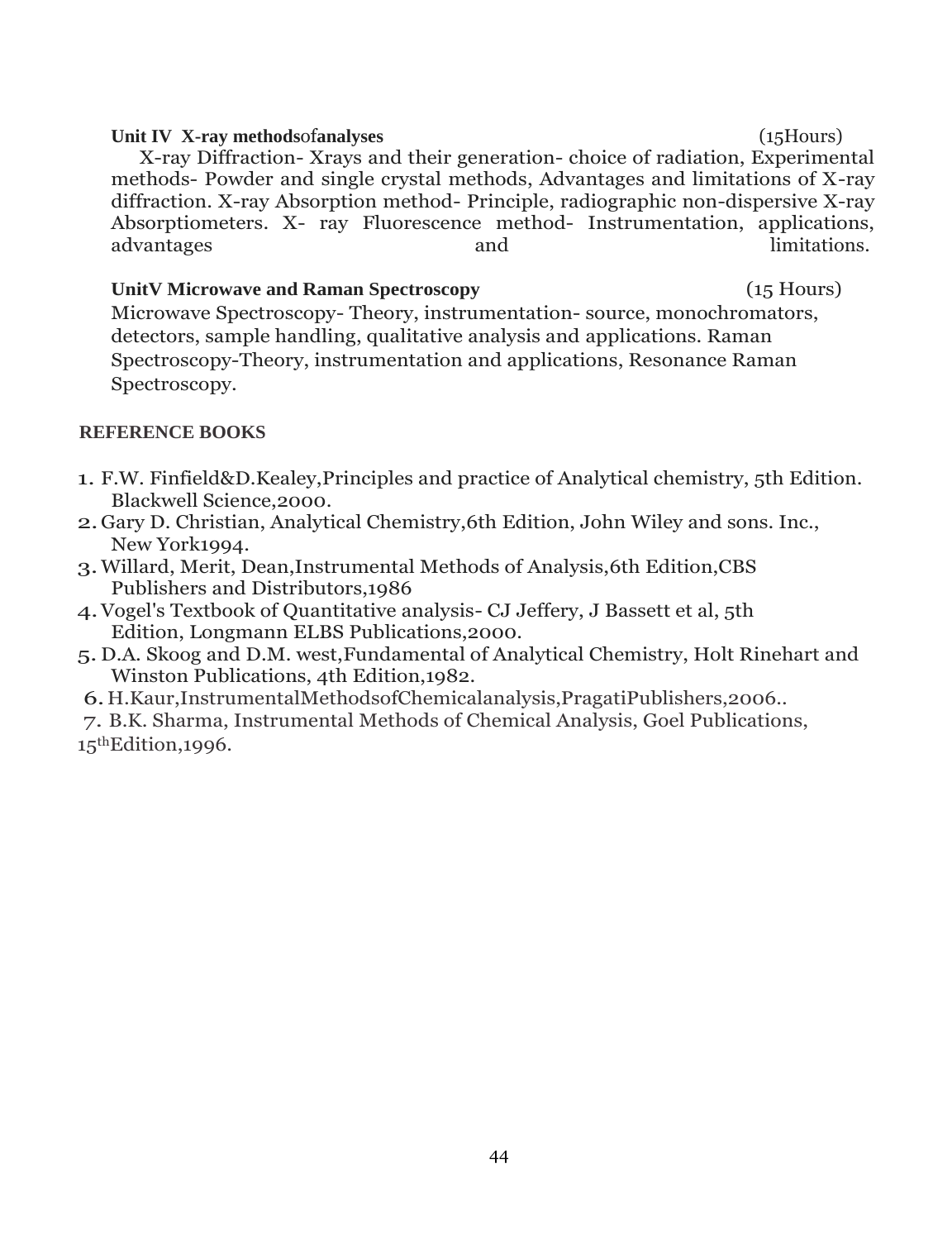**Unit IV X-ray methods of analyses** (15Hours)

X-ray Diffraction- Xrays and their generation- choice of radiation, Experimental methods- Powder and single crystal methods, Advantages and limitations of X-ray diffraction. X-ray Absorption method- Principle, radiographic non-dispersive X-ray Absorptiometers. X- ray Fluorescence method- Instrumentation, applications, advantages and limitations.

**UnitV Microwave and Raman Spectroscopy** (15 Hours)

Microwave Spectroscopy- Theory, instrumentation- source, monochromators, detectors, sample handling, qualitative analysis and applications. Raman Spectroscopy-Theory, instrumentation and applications, Resonance Raman Spectroscopy.

**REFERENCE BOOKS**

1. F.W. Finfield&D.Kealey,Principles and practice of Analytical chemistry, 5th Edition. Blackwell Science,2000.
2. Gary D. Christian, Analytical Chemistry,6th Edition, John Wiley and sons. Inc., New York1994.
3. Willard, Merit, Dean,Instrumental Methods of Analysis,6th Edition,CBS Publishers and Distributors,1986
4. Vogel's Textbook of Quantitative analysis- CJ Jeffery, J Bassett et al, 5th Edition, Longmann ELBS Publications,2000.
5. D.A. Skoog and D.M. west,Fundamental of Analytical Chemistry, Holt Rinehart and Winston Publications, 4th Edition,1982.
6. H.Kaur,InstrumentalMethodsofChemicalanalysis,PragatiPublishers,2006..
7. B.K. Sharma, Instrumental Methods of Chemical Analysis, Goel Publications, 15th Edition,1996.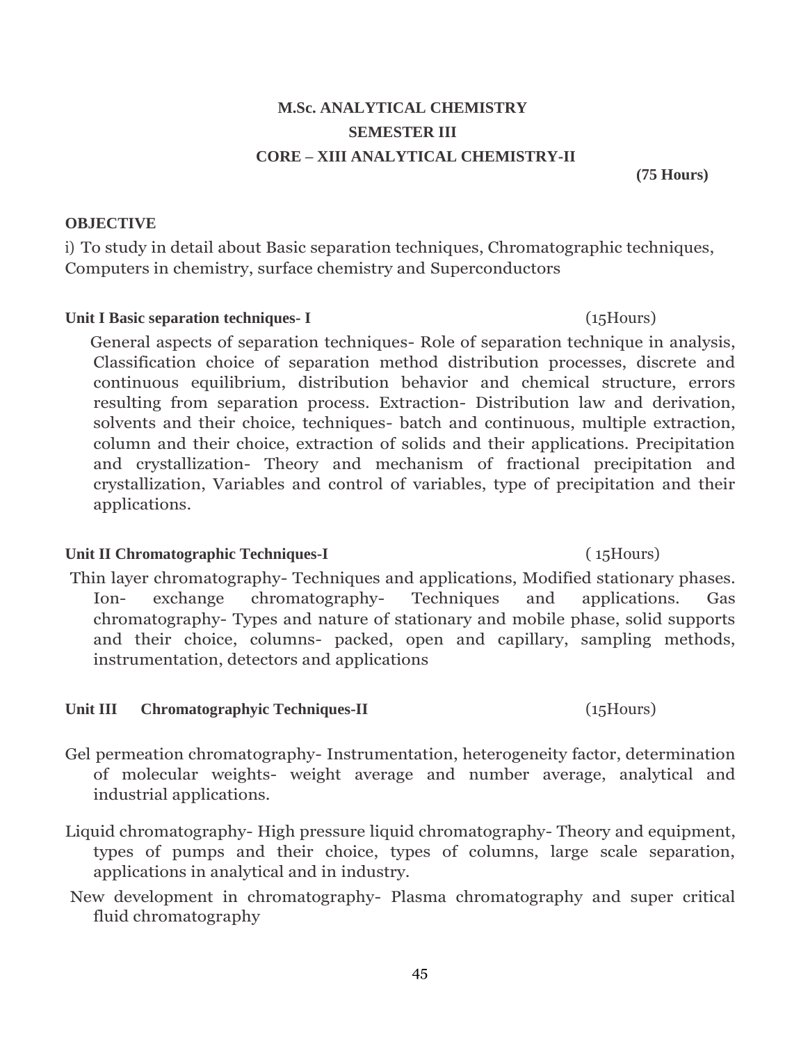# M.Sc. ANALYTICAL CHEMISTRY

## SEMESTER III

## CORE – XIII ANALYTICAL CHEMISTRY-II

**(75 Hours)**

**OBJECTIVE**

i) To study in detail about Basic separation techniques, Chromatographic techniques, Computers in chemistry, surface chemistry and Superconductors

**Unit I Basic separation techniques- I** (15Hours)

General aspects of separation techniques- Role of separation technique in analysis, Classification choice of separation method distribution processes, discrete and continuous equilibrium, distribution behavior and chemical structure, errors resulting from separation process. Extraction- Distribution law and derivation, solvents and their choice, techniques- batch and continuous, multiple extraction, column and their choice, extraction of solids and their applications. Precipitation and crystallization- Theory and mechanism of fractional precipitation and crystallization, Variables and control of variables, type of precipitation and their applications.

**Unit II Chromatographic Techniques-I** ( 15Hours)

Thin layer chromatography- Techniques and applications, Modified stationary phases. Ion- exchange chromatography- Techniques and applications. Gas chromatography- Types and nature of stationary and mobile phase, solid supports and their choice, columns- packed, open and capillary, sampling methods, instrumentation, detectors and applications

**Unit III Chromatographyic Techniques-II** (15Hours)

Gel permeation chromatography- Instrumentation, heterogeneity factor, determination of molecular weights- weight average and number average, analytical and industrial applications.

Liquid chromatography- High pressure liquid chromatography- Theory and equipment, types of pumps and their choice, types of columns, large scale separation, applications in analytical and in industry.

New development in chromatography- Plasma chromatography and super critical fluid chromatography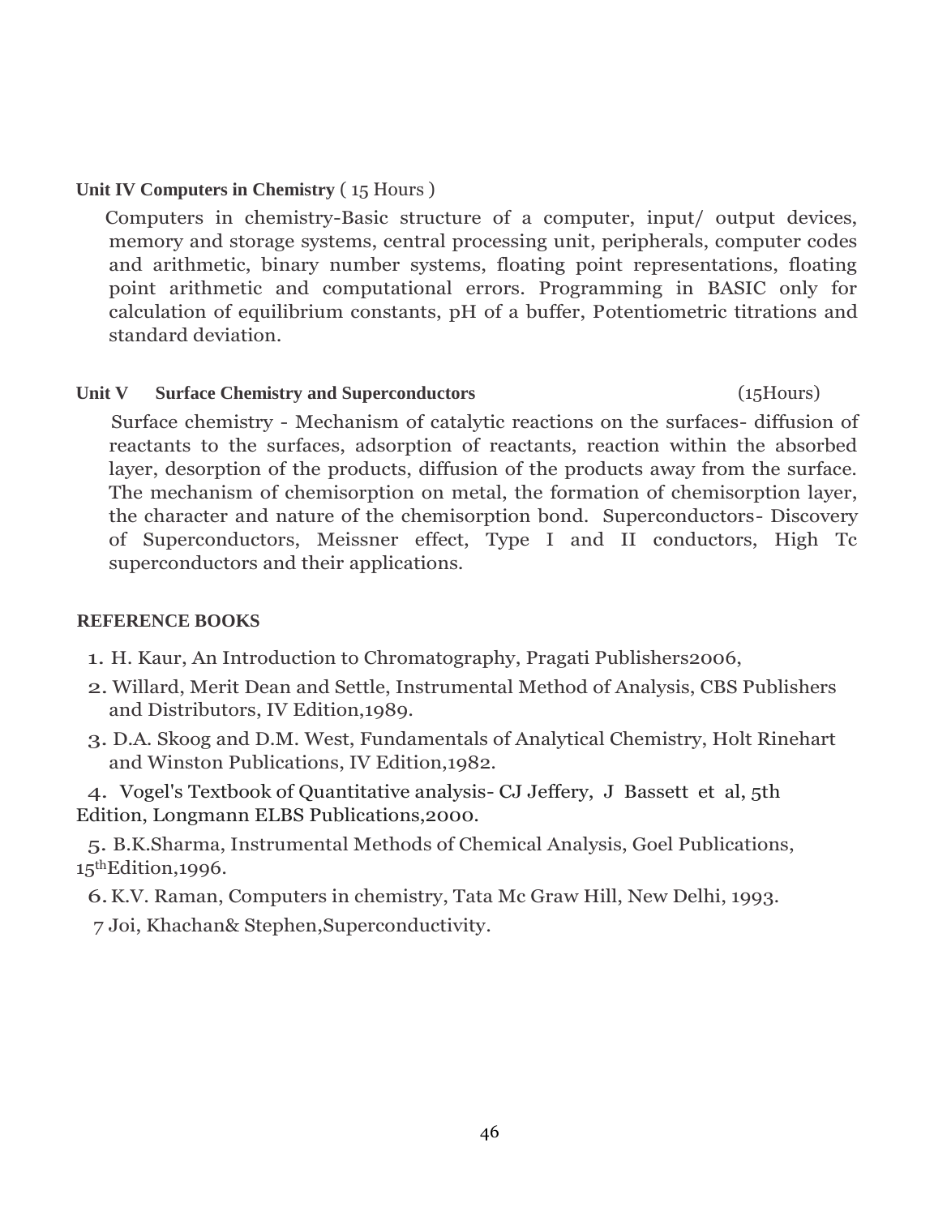**Unit IV Computers in Chemistry** ( 15 Hours )

Computers in chemistry-Basic structure of a computer, input/ output devices, memory and storage systems, central processing unit, peripherals, computer codes and arithmetic, binary number systems, floating point representations, floating point arithmetic and computational errors. Programming in BASIC only for calculation of equilibrium constants, pH of a buffer, Potentiometric titrations and standard deviation.

**Unit V Surface Chemistry and Superconductors** (15Hours)

Surface chemistry - Mechanism of catalytic reactions on the surfaces- diffusion of reactants to the surfaces, adsorption of reactants, reaction within the absorbed layer, desorption of the products, diffusion of the products away from the surface. The mechanism of chemisorption on metal, the formation of chemisorption layer, the character and nature of the chemisorption bond. Superconductors- Discovery of Superconductors, Meissner effect, Type I and II conductors, High Tc superconductors and their applications.

**REFERENCE BOOKS**

1. H. Kaur, An Introduction to Chromatography, Pragati Publishers2006,
2. Willard, Merit Dean and Settle, Instrumental Method of Analysis, CBS Publishers and Distributors, IV Edition,1989.
3. D.A. Skoog and D.M. West, Fundamentals of Analytical Chemistry, Holt Rinehart and Winston Publications, IV Edition,1982.
4. Vogel's Textbook of Quantitative analysis- CJ Jeffery, J Bassett et al, 5th Edition, Longmann ELBS Publications,2000.
5. B.K.Sharma, Instrumental Methods of Chemical Analysis, Goel Publications, 15thEdition,1996.
6. K.V. Raman, Computers in chemistry, Tata Mc Graw Hill, New Delhi, 1993.
7. Joi, Khachan& Stephen,Superconductivity.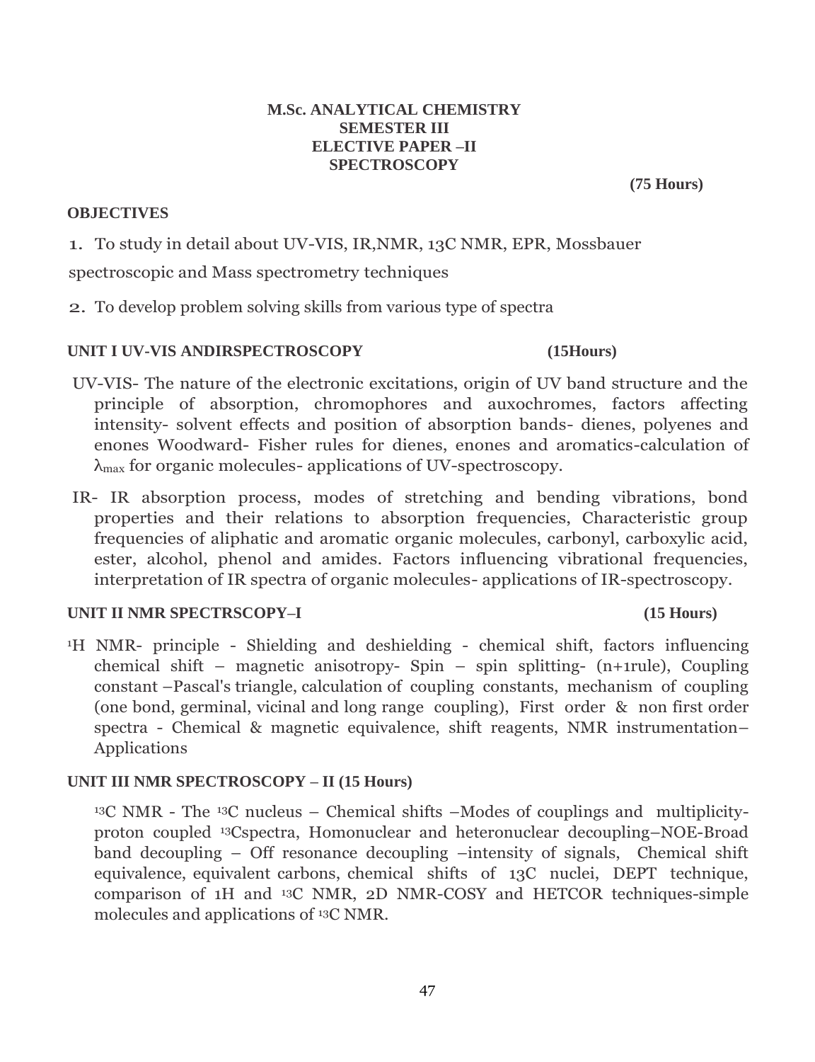# M.Sc. ANALYTICAL CHEMISTRY
## SEMESTER III
## ELECTIVE PAPER –II
## SPECTROSCOPY

**(75 Hours)**

**OBJECTIVES**

1. To study in detail about UV-VIS, IR,NMR, 13C NMR, EPR, Mossbauer spectroscopic and Mass spectrometry techniques

2. To develop problem solving skills from various type of spectra

**UNIT I UV-VIS ANDIRSPECTROSCOPY (15Hours)**

UV-VIS- The nature of the electronic excitations, origin of UV band structure and the principle of absorption, chromophores and auxochromes, factors affecting intensity- solvent effects and position of absorption bands- dienes, polyenes and enones Woodward- Fisher rules for dienes, enones and aromatics-calculation of $\lambda_{max}$ for organic molecules- applications of UV-spectroscopy.

IR- IR absorption process, modes of stretching and bending vibrations, bond properties and their relations to absorption frequencies, Characteristic group frequencies of aliphatic and aromatic organic molecules, carbonyl, carboxylic acid, ester, alcohol, phenol and amides. Factors influencing vibrational frequencies, interpretation of IR spectra of organic molecules- applications of IR-spectroscopy.

**UNIT II NMR SPECTRSCOPY–I (15 Hours)**

$^{1}$H NMR- principle - Shielding and deshielding - chemical shift, factors influencing chemical shift – magnetic anisotropy- Spin – spin splitting- (n+1rule), Coupling constant –Pascal's triangle, calculation of coupling constants, mechanism of coupling (one bond, germinal, vicinal and long range coupling), First order & non first order spectra - Chemical & magnetic equivalence, shift reagents, NMR instrumentation– Applications

**UNIT III NMR SPECTROSCOPY – II (15 Hours)**

$^{13}$C NMR - The $^{13}$C nucleus – Chemical shifts –Modes of couplings and multiplicity- proton coupled $^{13}$Cspectra, Homonuclear and heteronuclear decoupling–NOE-Broad band decoupling – Off resonance decoupling –intensity of signals, Chemical shift equivalence, equivalent carbons, chemical shifts of 13C nuclei, DEPT technique, comparison of 1H and $^{13}$C NMR, 2D NMR-COSY and HETCOR techniques-simple molecules and applications of $^{13}$C NMR.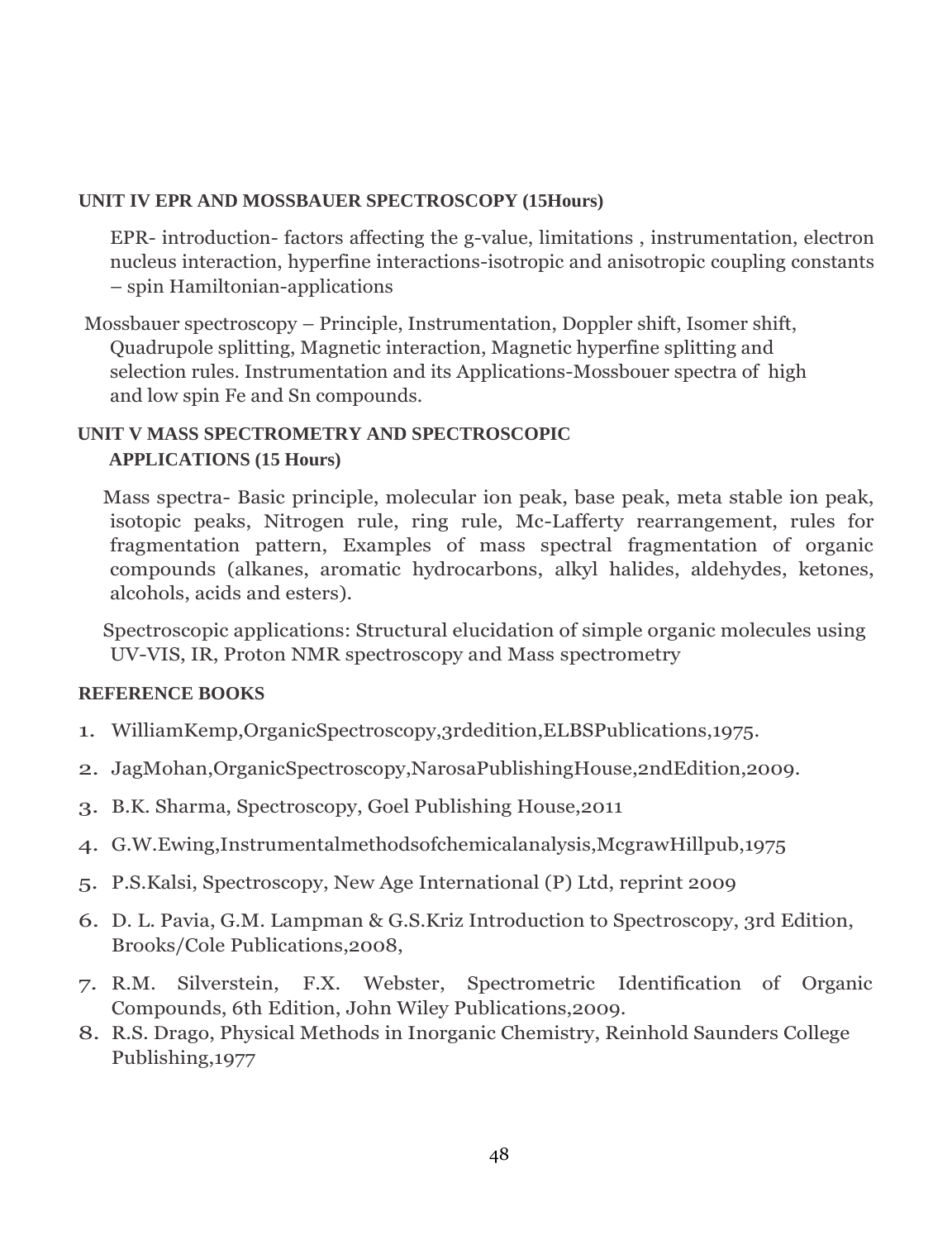**UNIT IV EPR AND MOSSBAUER SPECTROSCOPY (15Hours)**

EPR- introduction- factors affecting the g-value, limitations , instrumentation, electron nucleus interaction, hyperfine interactions-isotropic and anisotropic coupling constants – spin Hamiltonian-applications

Mossbauer spectroscopy – Principle, Instrumentation, Doppler shift, Isomer shift, Quadrupole splitting, Magnetic interaction, Magnetic hyperfine splitting and selection rules. Instrumentation and its Applications-Mossbouer spectra of high and low spin Fe and Sn compounds.

**UNIT V MASS SPECTROMETRY AND SPECTROSCOPIC APPLICATIONS (15 Hours)**

Mass spectra- Basic principle, molecular ion peak, base peak, meta stable ion peak, isotopic peaks, Nitrogen rule, ring rule, Mc-Lafferty rearrangement, rules for fragmentation pattern, Examples of mass spectral fragmentation of organic compounds (alkanes, aromatic hydrocarbons, alkyl halides, aldehydes, ketones, alcohols, acids and esters).

Spectroscopic applications: Structural elucidation of simple organic molecules using UV-VIS, IR, Proton NMR spectroscopy and Mass spectrometry

**REFERENCE BOOKS**

1. WilliamKemp,OrganicSpectroscopy,3rdedition,ELBSPublications,1975.
2. JagMohan,OrganicSpectroscopy,NarosaPublishingHouse,2ndEdition,2009.
3. B.K. Sharma, Spectroscopy, Goel Publishing House,2011
4. G.W.Ewing,Instrumentalmethodsofchemicalanalysis,McgrawHillpub,1975
5. P.S.Kalsi, Spectroscopy, New Age International (P) Ltd, reprint 2009
6. D. L. Pavia, G.M. Lampman & G.S.Kriz Introduction to Spectroscopy, 3rd Edition, Brooks/Cole Publications,2008,
7. R.M. Silverstein, F.X. Webster, Spectrometric Identification of Organic Compounds, 6th Edition, John Wiley Publications,2009.
8. R.S. Drago, Physical Methods in Inorganic Chemistry, Reinhold Saunders College Publishing,1977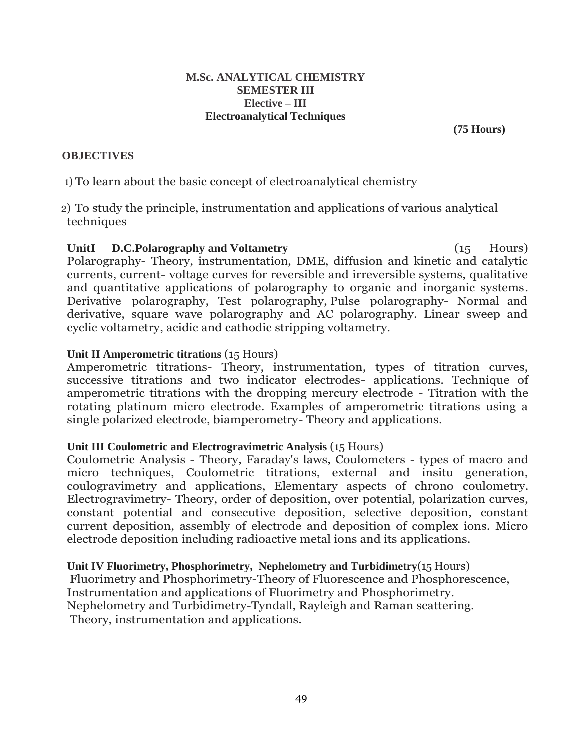**M.Sc. ANALYTICAL CHEMISTRY**
**SEMESTER III**
**Elective – III**
**Electroanalytical Techniques**

**(75 Hours)**

**OBJECTIVES**

1) To learn about the basic concept of electroanalytical chemistry

2) To study the principle, instrumentation and applications of various analytical techniques

**UnitI D.C.Polarography and Voltametry** (15 Hours)
Polarography- Theory, instrumentation, DME, diffusion and kinetic and catalytic currents, current- voltage curves for reversible and irreversible systems, qualitative and quantitative applications of polarography to organic and inorganic systems. Derivative polarography, Test polarography, Pulse polarography- Normal and derivative, square wave polarography and AC polarography. Linear sweep and cyclic voltametry, acidic and cathodic stripping voltametry.

**Unit II Amperometric titrations** (15 Hours)
Amperometric titrations- Theory, instrumentation, types of titration curves, successive titrations and two indicator electrodes- applications. Technique of amperometric titrations with the dropping mercury electrode - Titration with the rotating platinum micro electrode. Examples of amperometric titrations using a single polarized electrode, biamperometry- Theory and applications.

**Unit III Coulometric and Electrogravimetric Analysis** (15 Hours)
Coulometric Analysis - Theory, Faraday's laws, Coulometers - types of macro and micro techniques, Coulometric titrations, external and insitu generation, coulogravimetry and applications, Elementary aspects of chrono coulometry. Electrogravimetry- Theory, order of deposition, over potential, polarization curves, constant potential and consecutive deposition, selective deposition, constant current deposition, assembly of electrode and deposition of complex ions. Micro electrode deposition including radioactive metal ions and its applications.

**Unit IV Fluorimetry, Phosphorimetry, Nephelometry and Turbidimetry**(15 Hours)
Fluorimetry and Phosphorimetry-Theory of Fluorescence and Phosphorescence, Instrumentation and applications of Fluorimetry and Phosphorimetry.
Nephelometry and Turbidimetry-Tyndall, Rayleigh and Raman scattering.
Theory, instrumentation and applications.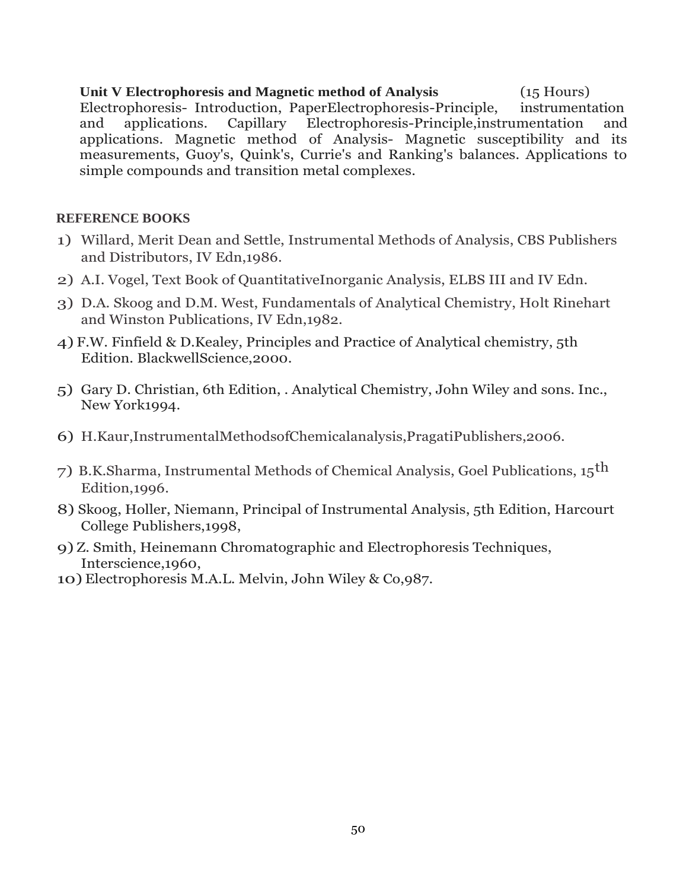**Unit V Electrophoresis and Magnetic method of Analysis** (15 Hours)

Electrophoresis- Introduction, PaperElectrophoresis-Principle, instrumentation and applications. Capillary Electrophoresis-Principle,instrumentation and applications. Magnetic method of Analysis- Magnetic susceptibility and its measurements, Guoy's, Quink's, Currie's and Ranking's balances. Applications to simple compounds and transition metal complexes.

**REFERENCE BOOKS**

1) Willard, Merit Dean and Settle, Instrumental Methods of Analysis, CBS Publishers and Distributors, IV Edn,1986.
2) A.I. Vogel, Text Book of QuantitativeInorganic Analysis, ELBS III and IV Edn.
3) D.A. Skoog and D.M. West, Fundamentals of Analytical Chemistry, Holt Rinehart and Winston Publications, IV Edn,1982.
4) F.W. Finfield & D.Kealey, Principles and Practice of Analytical chemistry, 5th Edition. BlackwellScience,2000.
5) Gary D. Christian, 6th Edition, . Analytical Chemistry, John Wiley and sons. Inc., New York1994.
6) H.Kaur,InstrumentalMethodsofChemicalanalysis,PragatiPublishers,2006.
7) B.K.Sharma, Instrumental Methods of Chemical Analysis, Goel Publications, 15th Edition,1996.
8) Skoog, Holler, Niemann, Principal of Instrumental Analysis, 5th Edition, Harcourt College Publishers,1998,
9) Z. Smith, Heinemann Chromatographic and Electrophoresis Techniques, Interscience,1960,
10) Electrophoresis M.A.L. Melvin, John Wiley & Co,987.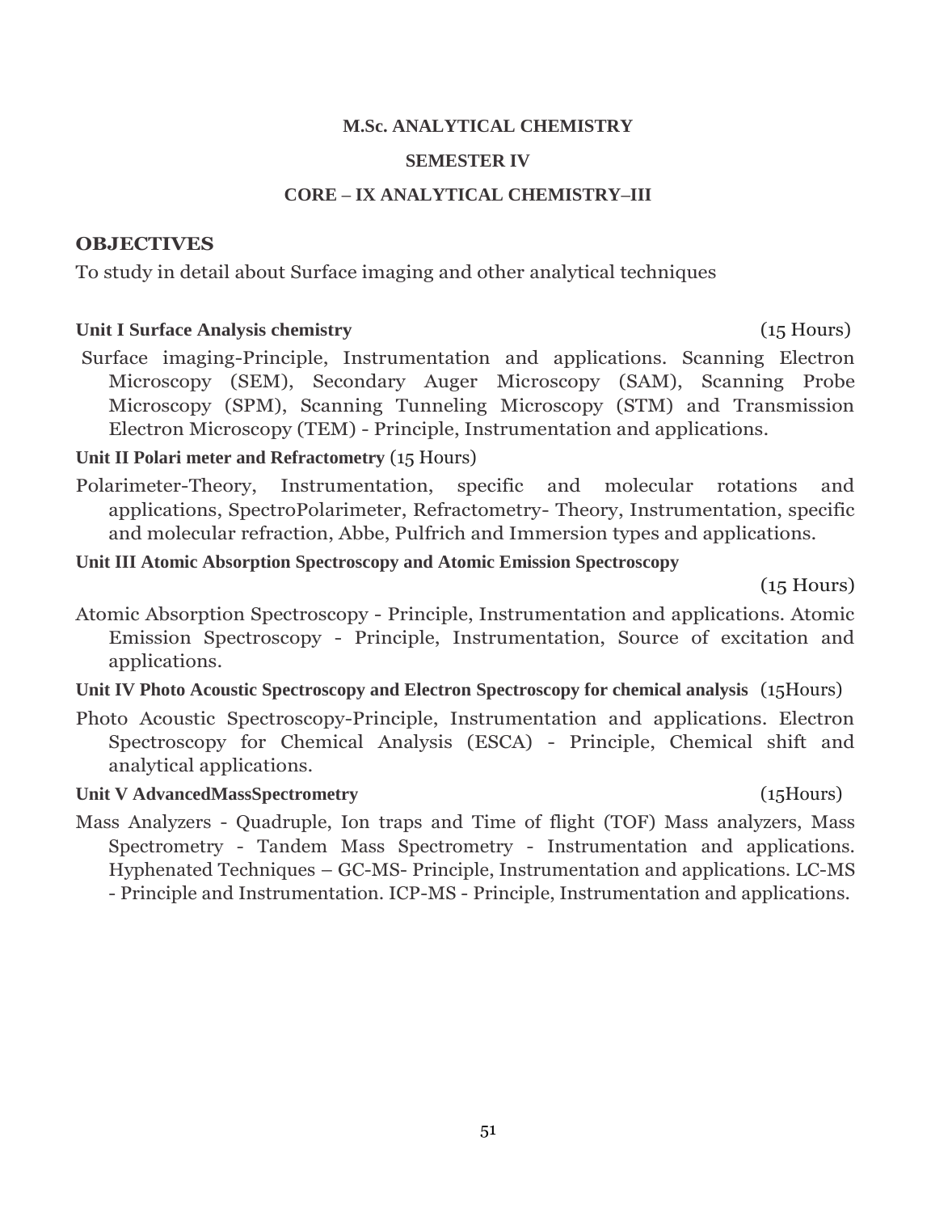**M.Sc. ANALYTICAL CHEMISTRY**

**SEMESTER IV**

**CORE – IX ANALYTICAL CHEMISTRY–III**

## OBJECTIVES

To study in detail about Surface imaging and other analytical techniques

**Unit I Surface Analysis chemistry** (15 Hours)

Surface imaging-Principle, Instrumentation and applications. Scanning Electron Microscopy (SEM), Secondary Auger Microscopy (SAM), Scanning Probe Microscopy (SPM), Scanning Tunneling Microscopy (STM) and Transmission Electron Microscopy (TEM) - Principle, Instrumentation and applications.

**Unit II Polari meter and Refractometry** (15 Hours)

Polarimeter-Theory, Instrumentation, specific and molecular rotations and applications, SpectroPolarimeter, Refractometry- Theory, Instrumentation, specific and molecular refraction, Abbe, Pulfrich and Immersion types and applications.

**Unit III Atomic Absorption Spectroscopy and Atomic Emission Spectroscopy** (15 Hours)

Atomic Absorption Spectroscopy - Principle, Instrumentation and applications. Atomic Emission Spectroscopy - Principle, Instrumentation, Source of excitation and applications.

**Unit IV Photo Acoustic Spectroscopy and Electron Spectroscopy for chemical analysis** (15Hours)

Photo Acoustic Spectroscopy-Principle, Instrumentation and applications. Electron Spectroscopy for Chemical Analysis (ESCA) - Principle, Chemical shift and analytical applications.

**Unit V AdvancedMassSpectrometry** (15Hours)

Mass Analyzers - Quadruple, Ion traps and Time of flight (TOF) Mass analyzers, Mass Spectrometry - Tandem Mass Spectrometry - Instrumentation and applications. Hyphenated Techniques – GC-MS- Principle, Instrumentation and applications. LC-MS - Principle and Instrumentation. ICP-MS - Principle, Instrumentation and applications.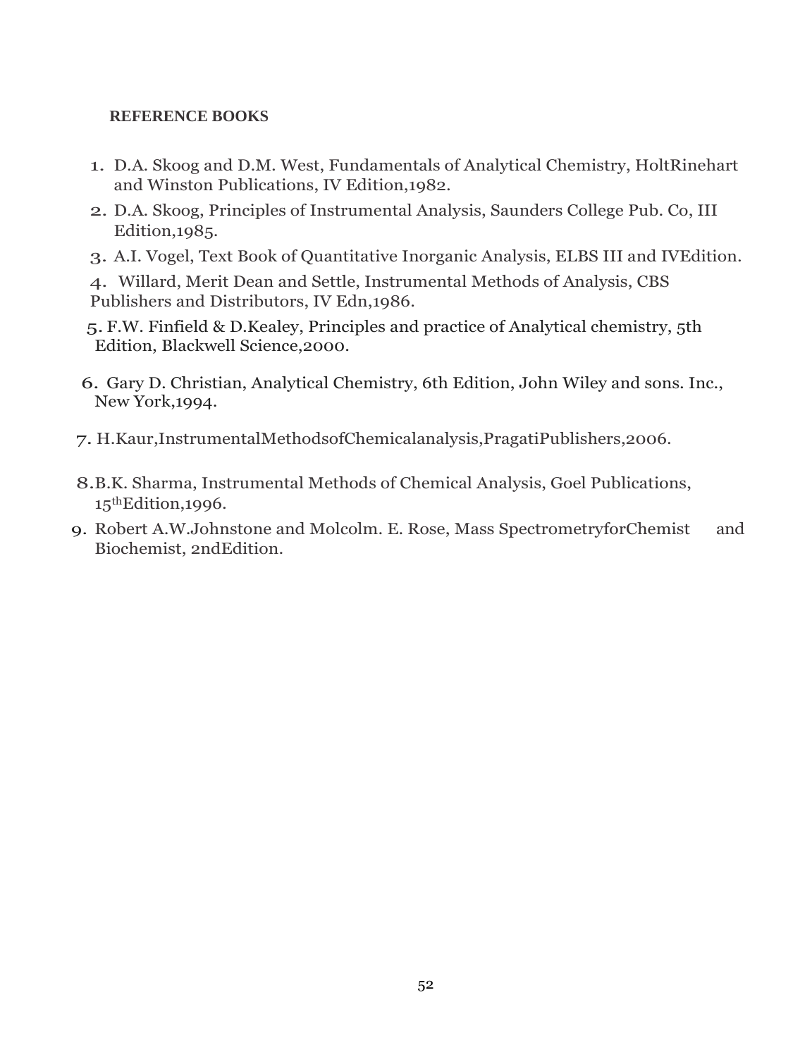**REFERENCE BOOKS**

1. D.A. Skoog and D.M. West, Fundamentals of Analytical Chemistry, HoltRinehart and Winston Publications, IV Edition,1982.
2. D.A. Skoog, Principles of Instrumental Analysis, Saunders College Pub. Co, III Edition,1985.
3. A.I. Vogel, Text Book of Quantitative Inorganic Analysis, ELBS III and IVEdition.
4. Willard, Merit Dean and Settle, Instrumental Methods of Analysis, CBS Publishers and Distributors, IV Edn,1986.
5. F.W. Finfield & D.Kealey, Principles and practice of Analytical chemistry, 5th Edition, Blackwell Science,2000.
6. Gary D. Christian, Analytical Chemistry, 6th Edition, John Wiley and sons. Inc., New York,1994.
7. H.Kaur,InstrumentalMethodsofChemicalanalysis,PragatiPublishers,2006.
8. B.K. Sharma, Instrumental Methods of Chemical Analysis, Goel Publications, 15thEdition,1996.
9. Robert A.W.Johnstone and Molcolm. E. Rose, Mass SpectrometryforChemist and Biochemist, 2ndEdition.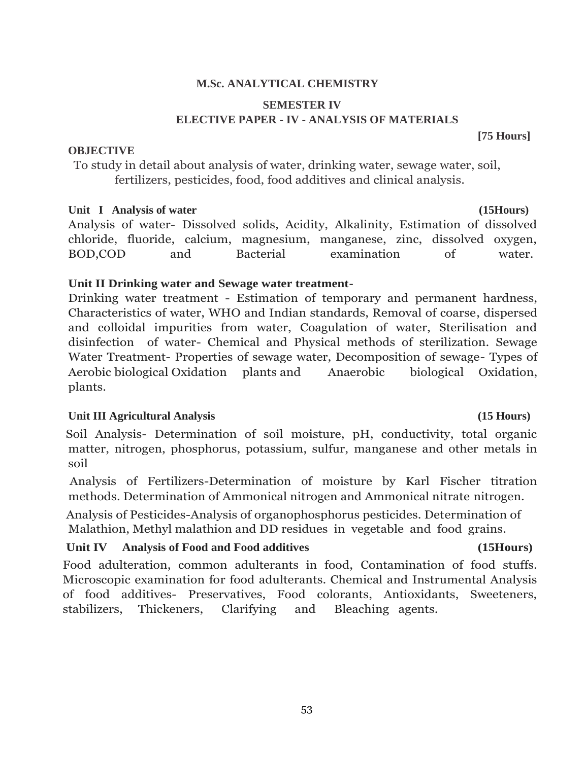## M.Sc. ANALYTICAL CHEMISTRY

### SEMESTER IV

### ELECTIVE PAPER - IV - ANALYSIS OF MATERIALS

**[75 Hours]**

**OBJECTIVE**

To study in detail about analysis of water, drinking water, sewage water, soil, fertilizers, pesticides, food, food additives and clinical analysis.

**Unit I Analysis of water** **(15Hours)**

Analysis of water- Dissolved solids, Acidity, Alkalinity, Estimation of dissolved chloride, fluoride, calcium, magnesium, manganese, zinc, dissolved oxygen, BOD,COD and Bacterial examination of water.

**Unit II Drinking water and Sewage water treatment-**

Drinking water treatment - Estimation of temporary and permanent hardness, Characteristics of water, WHO and Indian standards, Removal of coarse, dispersed and colloidal impurities from water, Coagulation of water, Sterilisation and disinfection of water- Chemical and Physical methods of sterilization. Sewage Water Treatment- Properties of sewage water, Decomposition of sewage- Types of Aerobic biological Oxidation plants and Anaerobic biological Oxidation, plants.

**Unit III Agricultural Analysis** **(15 Hours)**

Soil Analysis- Determination of soil moisture, pH, conductivity, total organic matter, nitrogen, phosphorus, potassium, sulfur, manganese and other metals in soil

Analysis of Fertilizers-Determination of moisture by Karl Fischer titration methods. Determination of Ammonical nitrogen and Ammonical nitrate nitrogen.

Analysis of Pesticides-Analysis of organophosphorus pesticides. Determination of Malathion, Methyl malathion and DD residues in vegetable and food grains.

**Unit IV Analysis of Food and Food additives** **(15Hours)**

Food adulteration, common adulterants in food, Contamination of food stuffs. Microscopic examination for food adulterants. Chemical and Instrumental Analysis of food additives- Preservatives, Food colorants, Antioxidants, Sweeteners, stabilizers, Thickeners, Clarifying and Bleaching agents.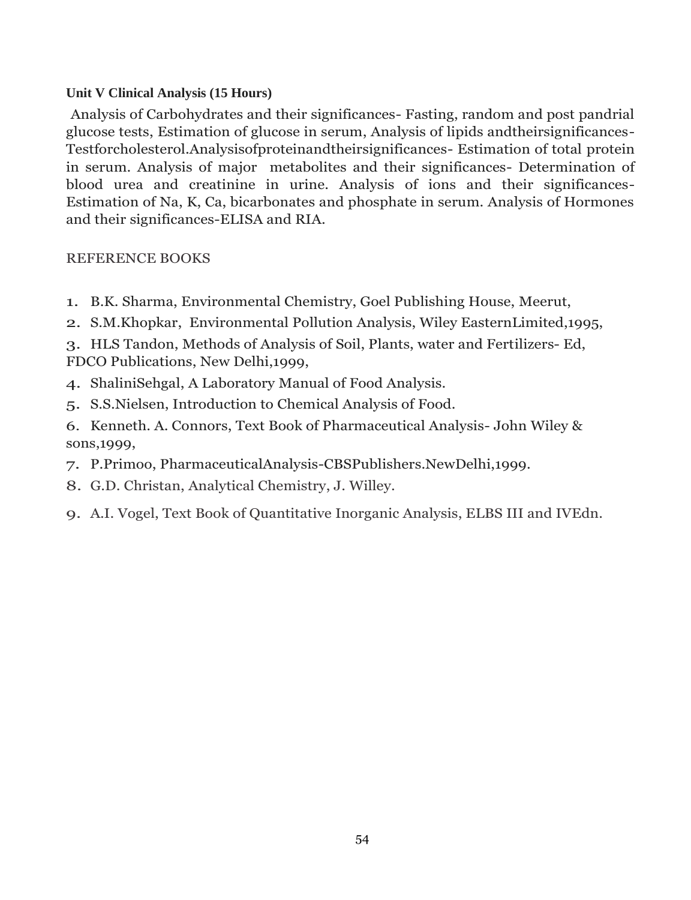**Unit V Clinical Analysis (15 Hours)**

Analysis of Carbohydrates and their significances- Fasting, random and post pandrial glucose tests, Estimation of glucose in serum, Analysis of lipids andtheirsignificances-Testforcholesterol.Analysisofproteinandtheirsignificances- Estimation of total protein in serum. Analysis of major metabolites and their significances- Determination of blood urea and creatinine in urine. Analysis of ions and their significances-Estimation of Na, K, Ca, bicarbonates and phosphate in serum. Analysis of Hormones and their significances-ELISA and RIA.

REFERENCE BOOKS

1. B.K. Sharma, Environmental Chemistry, Goel Publishing House, Meerut,
2. S.M.Khopkar, Environmental Pollution Analysis, Wiley EasternLimited,1995,
3. HLS Tandon, Methods of Analysis of Soil, Plants, water and Fertilizers- Ed, FDCO Publications, New Delhi,1999,
4. ShaliniSehgal, A Laboratory Manual of Food Analysis.
5. S.S.Nielsen, Introduction to Chemical Analysis of Food.
6. Kenneth. A. Connors, Text Book of Pharmaceutical Analysis- John Wiley & sons,1999,
7. P.Primoo, PharmaceuticalAnalysis-CBSPublishers.NewDelhi,1999.
8. G.D. Christan, Analytical Chemistry, J. Willey.
9. A.I. Vogel, Text Book of Quantitative Inorganic Analysis, ELBS III and IVEdn.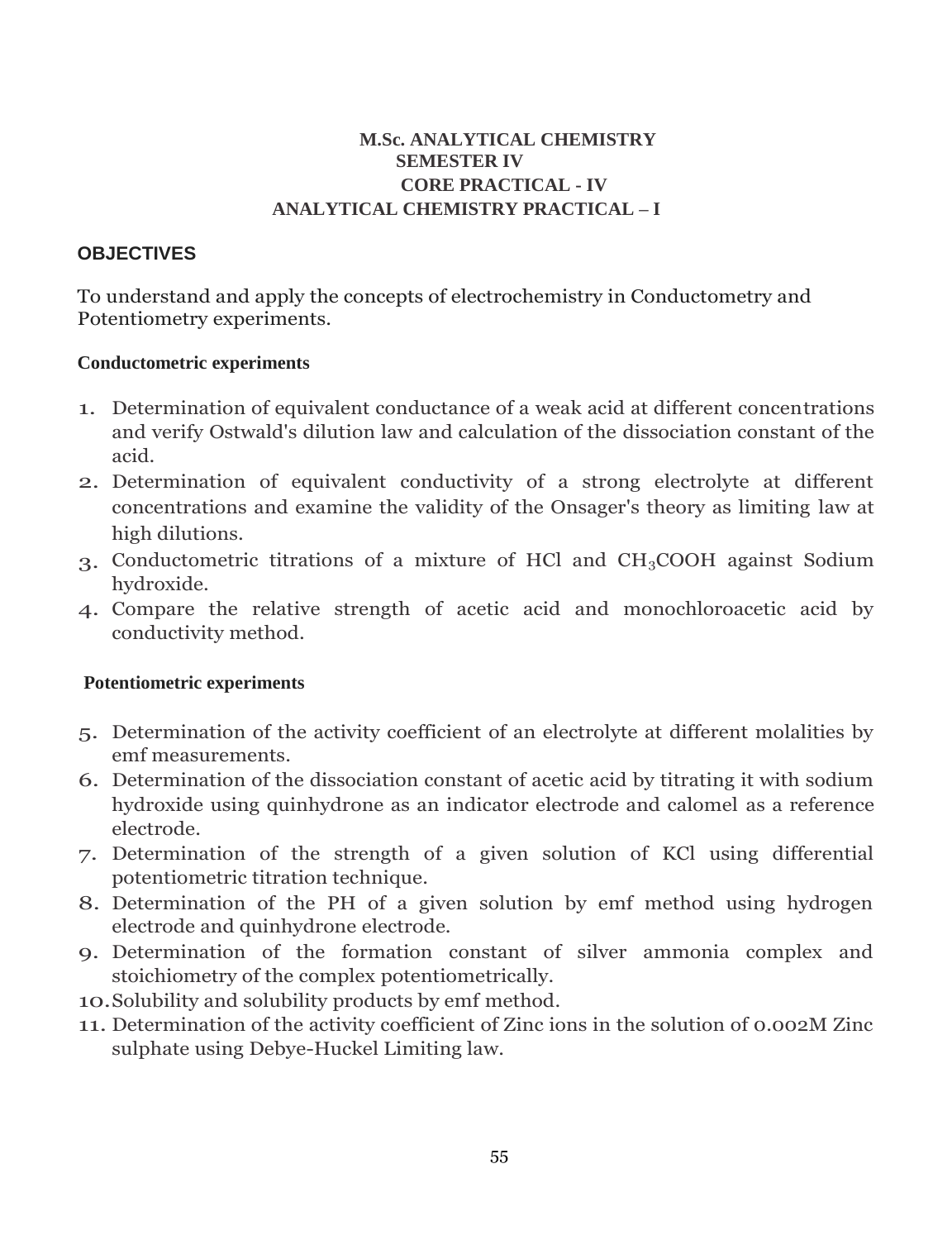# M.Sc. ANALYTICAL CHEMISTRY
## SEMESTER IV
## CORE PRACTICAL - IV
## ANALYTICAL CHEMISTRY PRACTICAL – I

### OBJECTIVES

To understand and apply the concepts of electrochemistry in Conductometry and Potentiometry experiments.

#### Conductometric experiments

1. Determination of equivalent conductance of a weak acid at different concentrations and verify Ostwald's dilution law and calculation of the dissociation constant of the acid.
2. Determination of equivalent conductivity of a strong electrolyte at different concentrations and examine the validity of the Onsager's theory as limiting law at high dilutions.
3. Conductometric titrations of a mixture of HCl and $CH_3COOH$ against Sodium hydroxide.
4. Compare the relative strength of acetic acid and monochloroacetic acid by conductivity method.

#### Potentiometric experiments

5. Determination of the activity coefficient of an electrolyte at different molalities by emf measurements.
6. Determination of the dissociation constant of acetic acid by titrating it with sodium hydroxide using quinhydrone as an indicator electrode and calomel as a reference electrode.
7. Determination of the strength of a given solution of KCl using differential potentiometric titration technique.
8. Determination of the PH of a given solution by emf method using hydrogen electrode and quinhydrone electrode.
9. Determination of the formation constant of silver ammonia complex and stoichiometry of the complex potentiometrically.
10. Solubility and solubility products by emf method.
11. Determination of the activity coefficient of Zinc ions in the solution of 0.002M Zinc sulphate using Debye-Huckel Limiting law.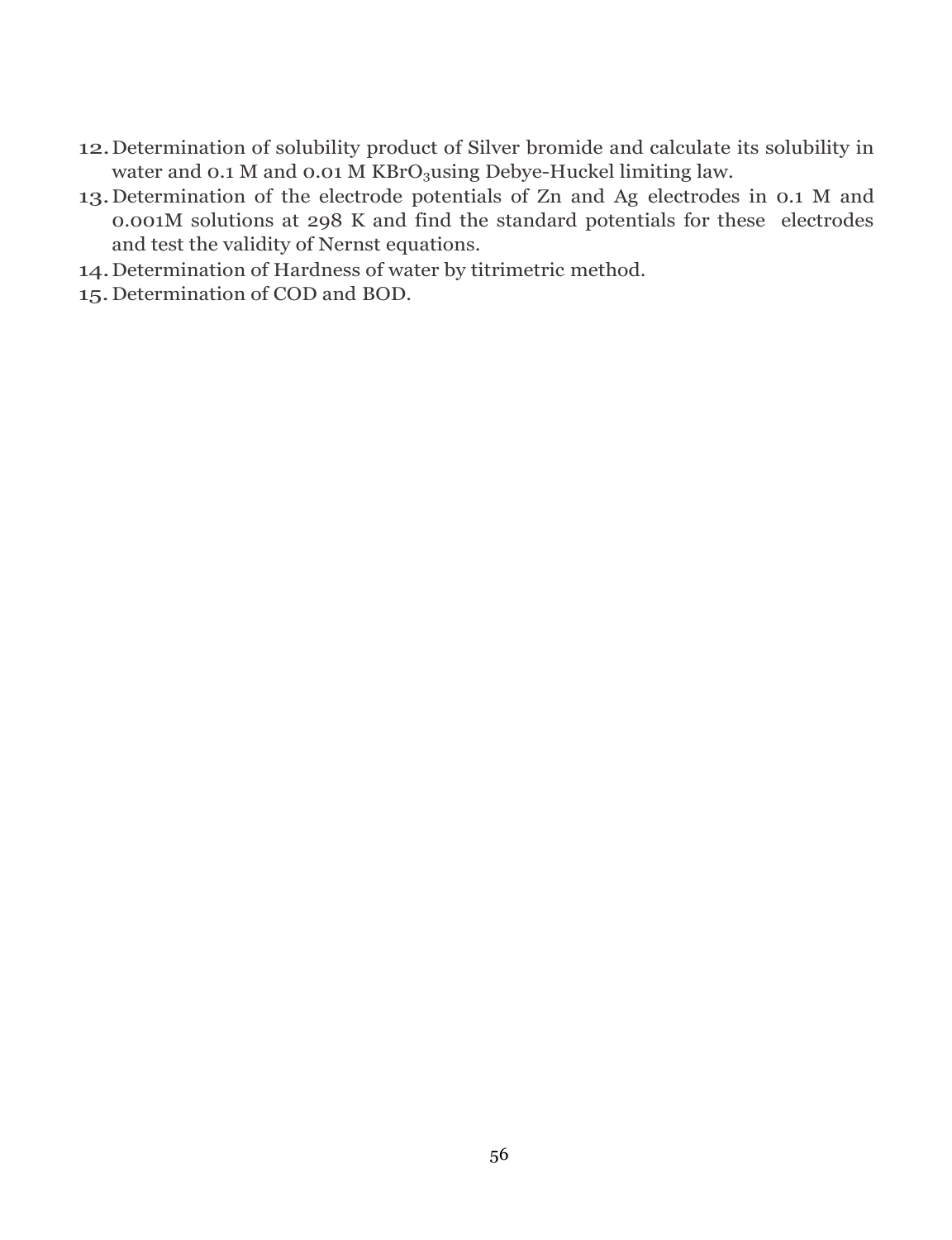12. Determination of solubility product of Silver bromide and calculate its solubility in water and 0.1 M and 0.01 M $KBrO_3$using Debye-Huckel limiting law.
13. Determination of the electrode potentials of Zn and Ag electrodes in 0.1 M and 0.001M solutions at 298 K and find the standard potentials for these electrodes and test the validity of Nernst equations.
14. Determination of Hardness of water by titrimetric method.
15. Determination of COD and BOD.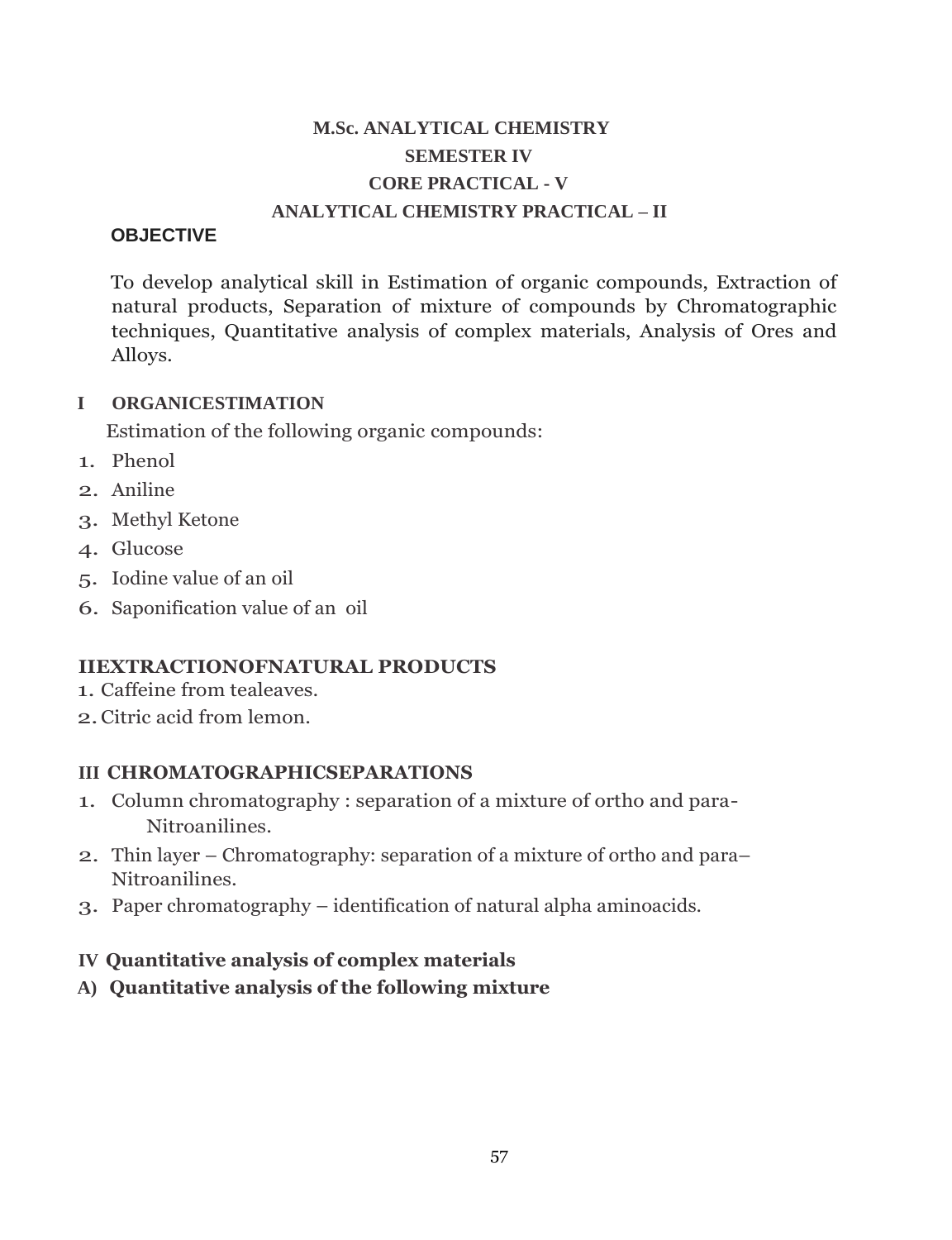# M.Sc. ANALYTICAL CHEMISTRY

## SEMESTER IV

## CORE PRACTICAL - V

## ANALYTICAL CHEMISTRY PRACTICAL – II

**OBJECTIVE**

To develop analytical skill in Estimation of organic compounds, Extraction of natural products, Separation of mixture of compounds by Chromatographic techniques, Quantitative analysis of complex materials, Analysis of Ores and Alloys.

### I ORGANICESTIMATION

Estimation of the following organic compounds:

1. Phenol
2. Aniline
3. Methyl Ketone
4. Glucose
5. Iodine value of an oil
6. Saponification value of an oil

### IIEXTRACTIONOFNATURAL PRODUCTS

1. Caffeine from tealeaves.
2. Citric acid from lemon.

### III CHROMATOGRAPHICSEPARATIONS

1. Column chromatography : separation of a mixture of ortho and para-Nitroanilines.
2. Thin layer – Chromatography: separation of a mixture of ortho and para–Nitroanilines.
3. Paper chromatography – identification of natural alpha aminoacids.

### IV Quantitative analysis of complex materials

**A) Quantitative analysis of the following mixture**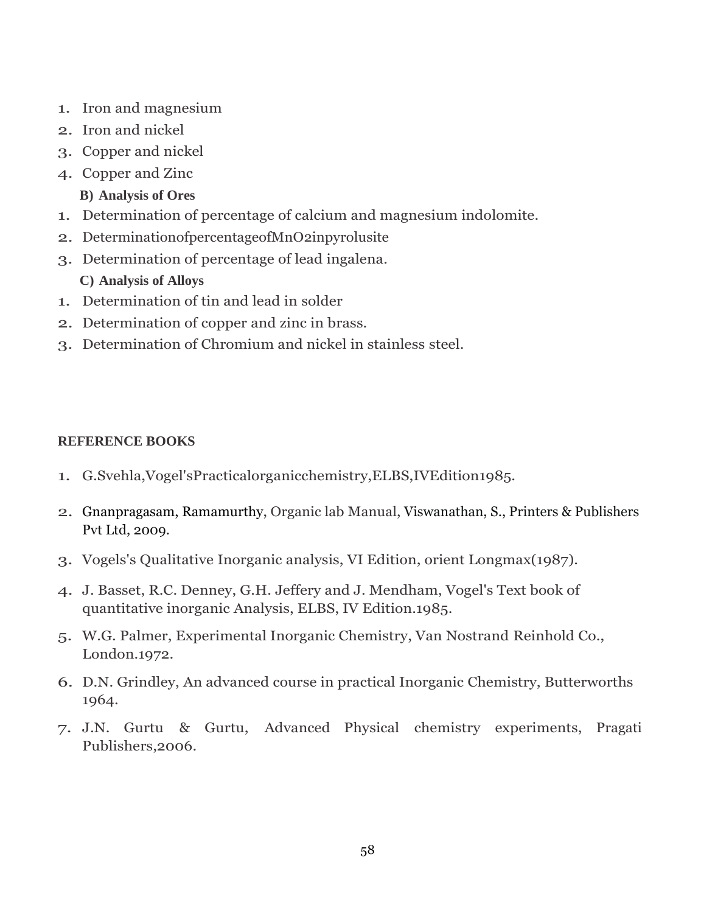1. Iron and magnesium
2. Iron and nickel
3. Copper and nickel
4. Copper and Zinc

**B) Analysis of Ores**

1. Determination of percentage of calcium and magnesium indolomite.
2. DeterminationofpercentageofMnO2inpyrolusite
3. Determination of percentage of lead ingalena.

**C) Analysis of Alloys**

1. Determination of tin and lead in solder
2. Determination of copper and zinc in brass.
3. Determination of Chromium and nickel in stainless steel.

**REFERENCE BOOKS**

1. G.Svehla,Vogel'sPracticalorganicchemistry,ELBS,IVEdition1985.
2. Gnanpragasam, Ramamurthy, Organic lab Manual, Viswanathan, S., Printers & Publishers Pvt Ltd, 2009.
3. Vogels's Qualitative Inorganic analysis, VI Edition, orient Longmax(1987).
4. J. Basset, R.C. Denney, G.H. Jeffery and J. Mendham, Vogel's Text book of quantitative inorganic Analysis, ELBS, IV Edition.1985.
5. W.G. Palmer, Experimental Inorganic Chemistry, Van Nostrand Reinhold Co., London.1972.
6. D.N. Grindley, An advanced course in practical Inorganic Chemistry, Butterworths 1964.
7. J.N. Gurtu & Gurtu, Advanced Physical chemistry experiments, Pragati Publishers,2006.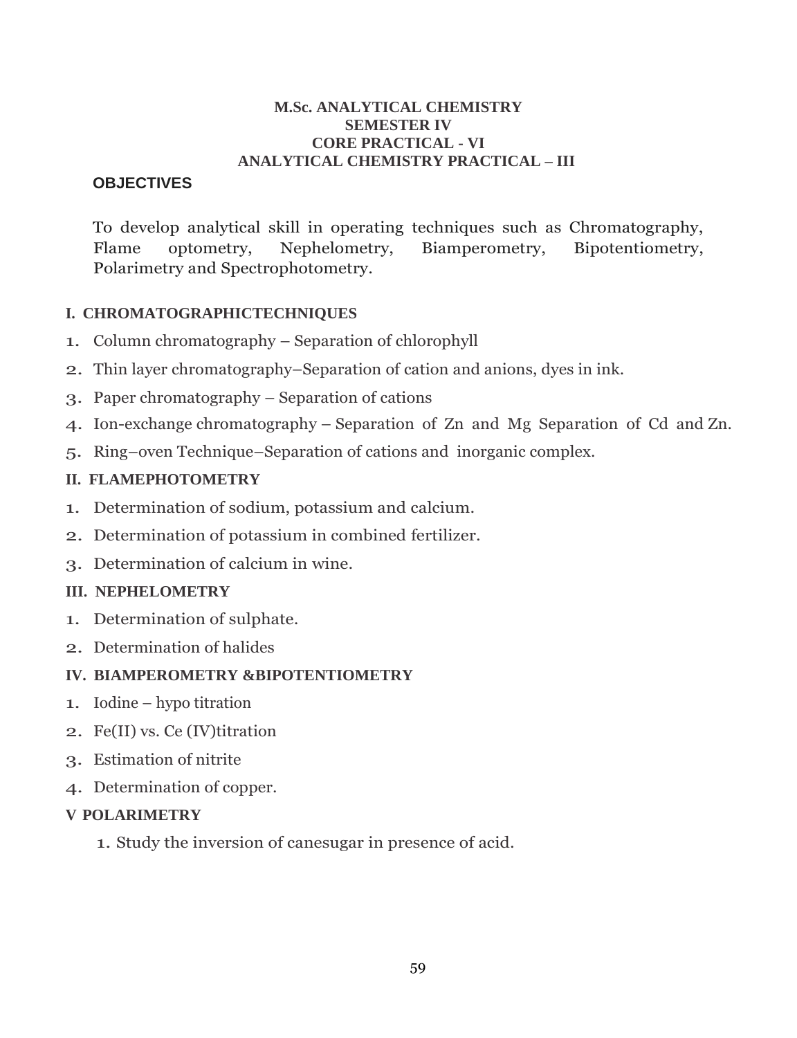**M.Sc. ANALYTICAL CHEMISTRY**
**SEMESTER IV**
**CORE PRACTICAL - VI**
**ANALYTICAL CHEMISTRY PRACTICAL – III**

**OBJECTIVES**

To develop analytical skill in operating techniques such as Chromatography, Flame optometry, Nephelometry, Biamperometry, Bipotentiometry, Polarimetry and Spectrophotometry.

**I. CHROMATOGRAPHICTECHNIQUES**

1. Column chromatography – Separation of chlorophyll
2. Thin layer chromatography–Separation of cation and anions, dyes in ink.
3. Paper chromatography – Separation of cations
4. Ion-exchange chromatography – Separation of Zn and Mg Separation of Cd and Zn.
5. Ring–oven Technique–Separation of cations and inorganic complex.

**II. FLAMEPHOTOMETRY**

1. Determination of sodium, potassium and calcium.
2. Determination of potassium in combined fertilizer.
3. Determination of calcium in wine.

**III. NEPHELOMETRY**

1. Determination of sulphate.
2. Determination of halides

**IV. BIAMPEROMETRY &BIPOTENTIOMETRY**

1. Iodine – hypo titration
2. Fe(II) vs. Ce (IV)titration
3. Estimation of nitrite
4. Determination of copper.

**V POLARIMETRY**

1. Study the inversion of canesugar in presence of acid.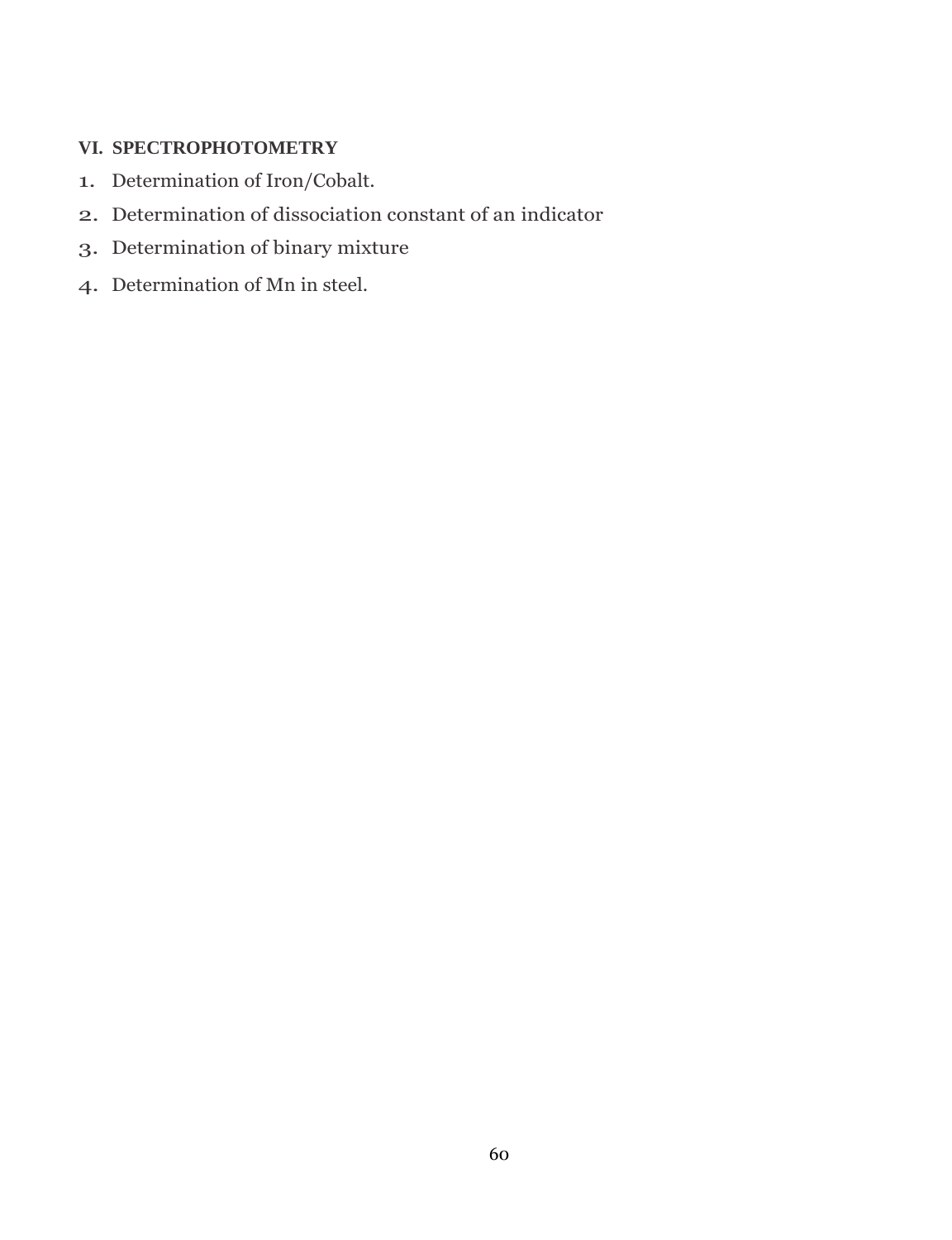### VI. SPECTROPHOTOMETRY

1. Determination of Iron/Cobalt.
2. Determination of dissociation constant of an indicator
3. Determination of binary mixture
4. Determination of Mn in steel.